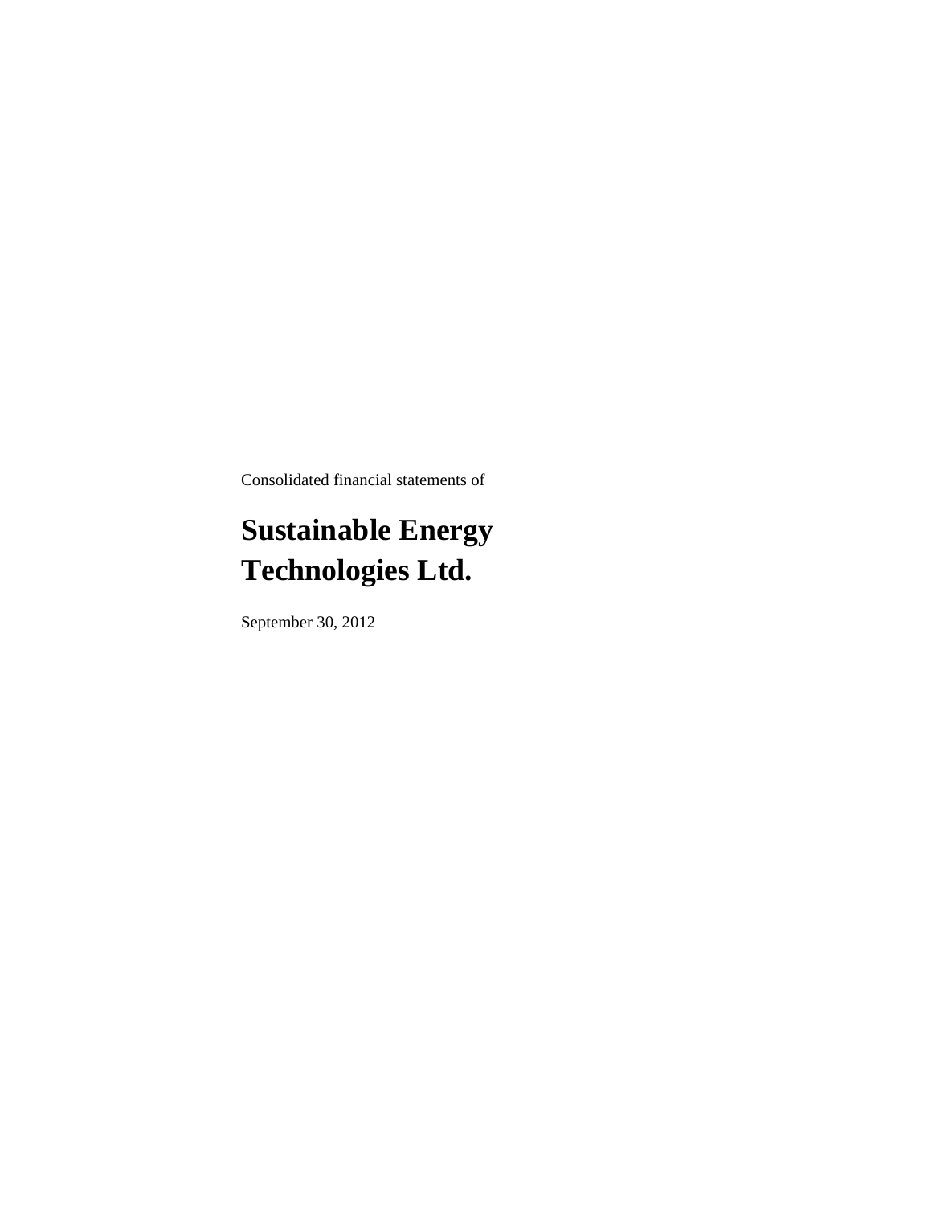Consolidated financial statements of

# Sustainable Energy Technologies Ltd.

September 30, 2012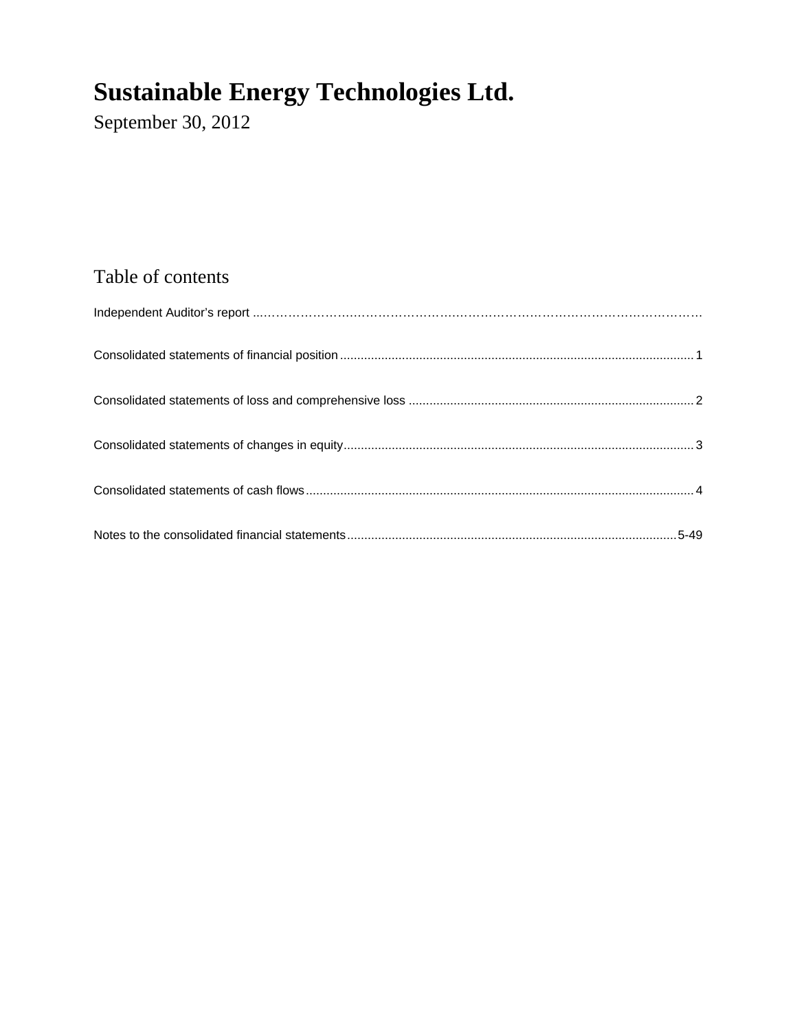# Sustainable Energy Technologies Ltd.

September 30, 2012

## Table of contents

| | |
|---|---|
| Independent Auditor's report | |
| Consolidated statements of financial position | 1 |
| Consolidated statements of loss and comprehensive loss | 2 |
| Consolidated statements of changes in equity | 3 |
| Consolidated statements of cash flows | 4 |
| Notes to the consolidated financial statements | 5-49 |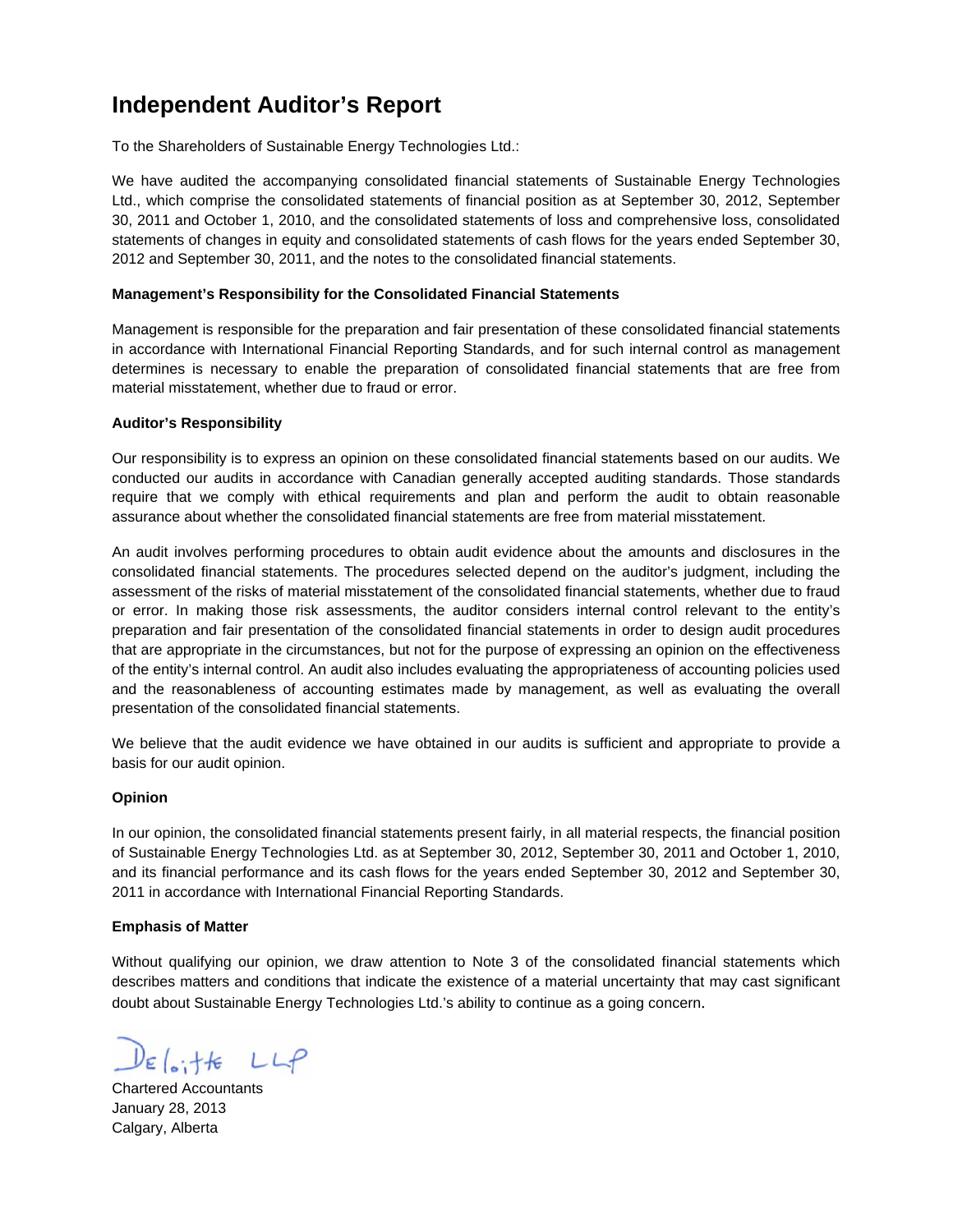# Independent Auditor's Report

To the Shareholders of Sustainable Energy Technologies Ltd.:

We have audited the accompanying consolidated financial statements of Sustainable Energy Technologies Ltd., which comprise the consolidated statements of financial position as at September 30, 2012, September 30, 2011 and October 1, 2010, and the consolidated statements of loss and comprehensive loss, consolidated statements of changes in equity and consolidated statements of cash flows for the years ended September 30, 2012 and September 30, 2011, and the notes to the consolidated financial statements.

**Management's Responsibility for the Consolidated Financial Statements**

Management is responsible for the preparation and fair presentation of these consolidated financial statements in accordance with International Financial Reporting Standards, and for such internal control as management determines is necessary to enable the preparation of consolidated financial statements that are free from material misstatement, whether due to fraud or error.

**Auditor's Responsibility**

Our responsibility is to express an opinion on these consolidated financial statements based on our audits. We conducted our audits in accordance with Canadian generally accepted auditing standards. Those standards require that we comply with ethical requirements and plan and perform the audit to obtain reasonable assurance about whether the consolidated financial statements are free from material misstatement.

An audit involves performing procedures to obtain audit evidence about the amounts and disclosures in the consolidated financial statements. The procedures selected depend on the auditor's judgment, including the assessment of the risks of material misstatement of the consolidated financial statements, whether due to fraud or error. In making those risk assessments, the auditor considers internal control relevant to the entity's preparation and fair presentation of the consolidated financial statements in order to design audit procedures that are appropriate in the circumstances, but not for the purpose of expressing an opinion on the effectiveness of the entity's internal control. An audit also includes evaluating the appropriateness of accounting policies used and the reasonableness of accounting estimates made by management, as well as evaluating the overall presentation of the consolidated financial statements.

We believe that the audit evidence we have obtained in our audits is sufficient and appropriate to provide a basis for our audit opinion.

**Opinion**

In our opinion, the consolidated financial statements present fairly, in all material respects, the financial position of Sustainable Energy Technologies Ltd. as at September 30, 2012, September 30, 2011 and October 1, 2010, and its financial performance and its cash flows for the years ended September 30, 2012 and September 30, 2011 in accordance with International Financial Reporting Standards.

**Emphasis of Matter**

Without qualifying our opinion, we draw attention to Note 3 of the consolidated financial statements which describes matters and conditions that indicate the existence of a material uncertainty that may cast significant doubt about Sustainable Energy Technologies Ltd.'s ability to continue as a going concern.

Deloitte LLP

Chartered Accountants
January 28, 2013
Calgary, Alberta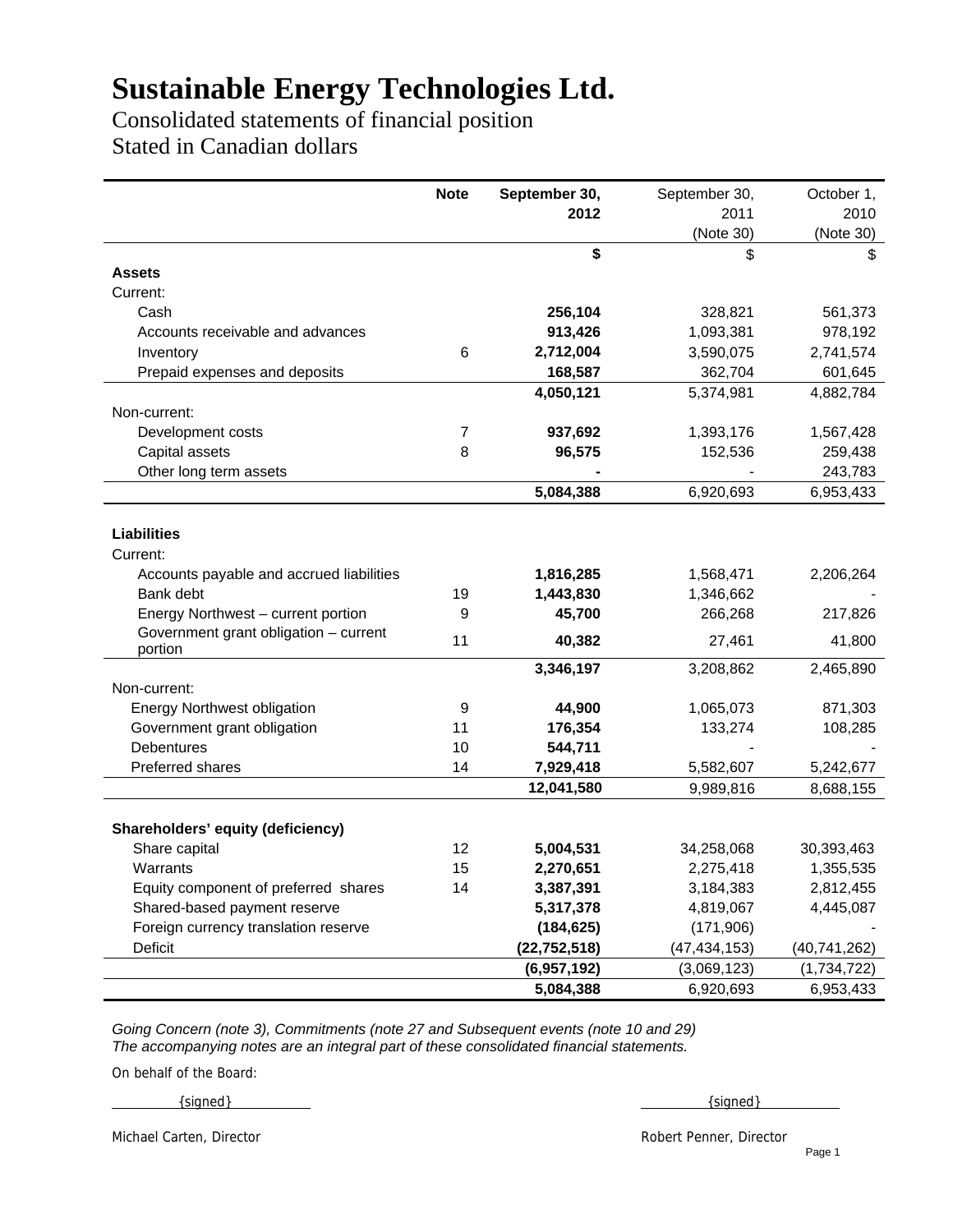# Sustainable Energy Technologies Ltd.

Consolidated statements of financial position

Stated in Canadian dollars

| | Note | September 30, 2012 | September 30, 2011 (Note 30) | October 1, 2010 (Note 30) |
|---|---|---|---|---|
| | | **$** | $ | $ |
| **Assets** | | | | |
| Current: | | | | |
| Cash | | **256,104** | 328,821 | 561,373 |
| Accounts receivable and advances | | **913,426** | 1,093,381 | 978,192 |
| Inventory | 6 | **2,712,004** | 3,590,075 | 2,741,574 |
| Prepaid expenses and deposits | | **168,587** | 362,704 | 601,645 |
| | | **4,050,121** | 5,374,981 | 4,882,784 |
| Non-current: | | | | |
| Development costs | 7 | **937,692** | 1,393,176 | 1,567,428 |
| Capital assets | 8 | **96,575** | 152,536 | 259,438 |
| Other long term assets | | **-** | - | 243,783 |
| | | **5,084,388** | 6,920,693 | 6,953,433 |
| **Liabilities** | | | | |
| Current: | | | | |
| Accounts payable and accrued liabilities | | **1,816,285** | 1,568,471 | 2,206,264 |
| Bank debt | 19 | **1,443,830** | 1,346,662 | - |
| Energy Northwest – current portion | 9 | **45,700** | 266,268 | 217,826 |
| Government grant obligation – current portion | 11 | **40,382** | 27,461 | 41,800 |
| | | **3,346,197** | 3,208,862 | 2,465,890 |
| Non-current: | | | | |
| Energy Northwest obligation | 9 | **44,900** | 1,065,073 | 871,303 |
| Government grant obligation | 11 | **176,354** | 133,274 | 108,285 |
| Debentures | 10 | **544,711** | - | - |
| Preferred shares | 14 | **7,929,418** | 5,582,607 | 5,242,677 |
| | | **12,041,580** | 9,989,816 | 8,688,155 |
| **Shareholders' equity (deficiency)** | | | | |
| Share capital | 12 | **5,004,531** | 34,258,068 | 30,393,463 |
| Warrants | 15 | **2,270,651** | 2,275,418 | 1,355,535 |
| Equity component of preferred shares | 14 | **3,387,391** | 3,184,383 | 2,812,455 |
| Shared-based payment reserve | | **5,317,378** | 4,819,067 | 4,445,087 |
| Foreign currency translation reserve | | **(184,625)** | (171,906) | - |
| Deficit | | **(22,752,518)** | (47,434,153) | (40,741,262) |
| | | **(6,957,192)** | (3,069,123) | (1,734,722) |
| | | **5,084,388** | 6,920,693 | 6,953,433 |

*Going Concern (note 3), Commitments (note 27 and Subsequent events (note 10 and 29)*
*The accompanying notes are an integral part of these consolidated financial statements.*

On behalf of the Board:

{signed} {signed}

Michael Carten, Director Robert Penner, Director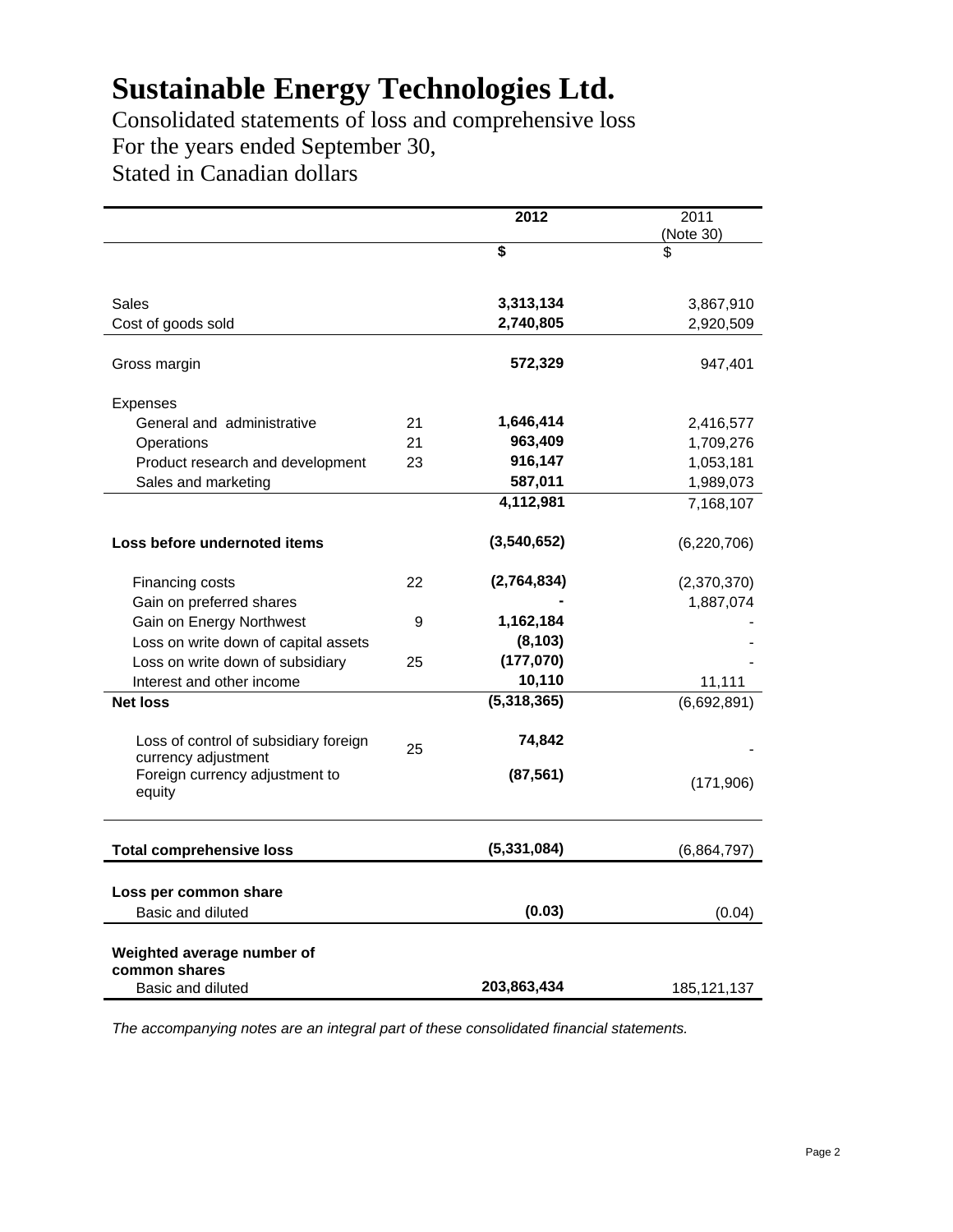# Sustainable Energy Technologies Ltd.

Consolidated statements of loss and comprehensive loss
For the years ended September 30,
Stated in Canadian dollars

| | | **2012** | 2011 (Note 30) |
|---|---|---|---|
| | | **$** | $ |
| Sales | | **3,313,134** | 3,867,910 |
| Cost of goods sold | | **2,740,805** | 2,920,509 |
| Gross margin | | **572,329** | 947,401 |
| Expenses | | | |
| General and administrative | 21 | **1,646,414** | 2,416,577 |
| Operations | 21 | **963,409** | 1,709,276 |
| Product research and development | 23 | **916,147** | 1,053,181 |
| Sales and marketing | | **587,011** | 1,989,073 |
| | | **4,112,981** | 7,168,107 |
| **Loss before undernoted items** | | **(3,540,652)** | (6,220,706) |
| Financing costs | 22 | **(2,764,834)** | (2,370,370) |
| Gain on preferred shares | | **-** | 1,887,074 |
| Gain on Energy Northwest | 9 | **1,162,184** | - |
| Loss on write down of capital assets | | **(8,103)** | - |
| Loss on write down of subsidiary | 25 | **(177,070)** | - |
| Interest and other income | | **10,110** | 11,111 |
| **Net loss** | | **(5,318,365)** | (6,692,891) |
| Loss of control of subsidiary foreign currency adjustment | 25 | **74,842** | - |
| Foreign currency adjustment to equity | | **(87,561)** | (171,906) |
| **Total comprehensive loss** | | **(5,331,084)** | (6,864,797) |
| **Loss per common share** | | | |
| Basic and diluted | | **(0.03)** | (0.04) |
| **Weighted average number of common shares** | | | |
| Basic and diluted | | **203,863,434** | 185,121,137 |

*The accompanying notes are an integral part of these consolidated financial statements.*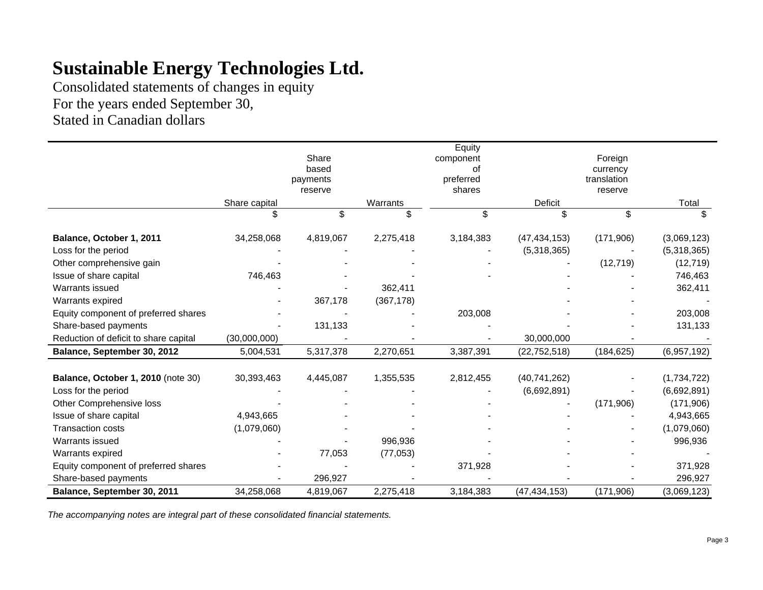# Sustainable Energy Technologies Ltd.

Consolidated statements of changes in equity
For the years ended September 30,
Stated in Canadian dollars

| | Share capital | Share based payments reserve | Warrants | Equity component of preferred shares | Deficit | Foreign currency translation reserve | Total |
|---|---|---|---|---|---|---|---|
| | $ | $ | $ | $ | $ | $ | $ |
| **Balance, October 1, 2011** | 34,258,068 | 4,819,067 | 2,275,418 | 3,184,383 | (47,434,153) | (171,906) | (3,069,123) |
| Loss for the period | - | - | - | - | (5,318,365) | - | (5,318,365) |
| Other comprehensive gain | - | - | - | - | - | (12,719) | (12,719) |
| Issue of share capital | 746,463 | - | - | - | - | - | 746,463 |
| Warrants issued | - | - | 362,411 | | - | - | 362,411 |
| Warrants expired | - | 367,178 | (367,178) | | - | - | - |
| Equity component of preferred shares | - | - | - | 203,008 | - | - | 203,008 |
| Share-based payments | - | 131,133 | - | - | - | - | 131,133 |
| Reduction of deficit to share capital | (30,000,000) | - | - | - | 30,000,000 | - | - |
| **Balance, September 30, 2012** | 5,004,531 | 5,317,378 | 2,270,651 | 3,387,391 | (22,752,518) | (184,625) | (6,957,192) |
| | | | | | | | |
| **Balance, October 1, 2010** (note 30) | 30,393,463 | 4,445,087 | 1,355,535 | 2,812,455 | (40,741,262) | - | (1,734,722) |
| Loss for the period | - | - | - | - | (6,692,891) | - | (6,692,891) |
| Other Comprehensive loss | - | - | - | - | - | (171,906) | (171,906) |
| Issue of share capital | 4,943,665 | - | - | - | - | - | 4,943,665 |
| Transaction costs | (1,079,060) | - | - | - | - | - | (1,079,060) |
| Warrants issued | - | - | 996,936 | - | - | - | 996,936 |
| Warrants expired | - | 77,053 | (77,053) | - | - | - | - |
| Equity component of preferred shares | - | - | - | 371,928 | - | - | 371,928 |
| Share-based payments | - | 296,927 | - | - | - | - | 296,927 |
| **Balance, September 30, 2011** | 34,258,068 | 4,819,067 | 2,275,418 | 3,184,383 | (47,434,153) | (171,906) | (3,069,123) |

*The accompanying notes are integral part of these consolidated financial statements.*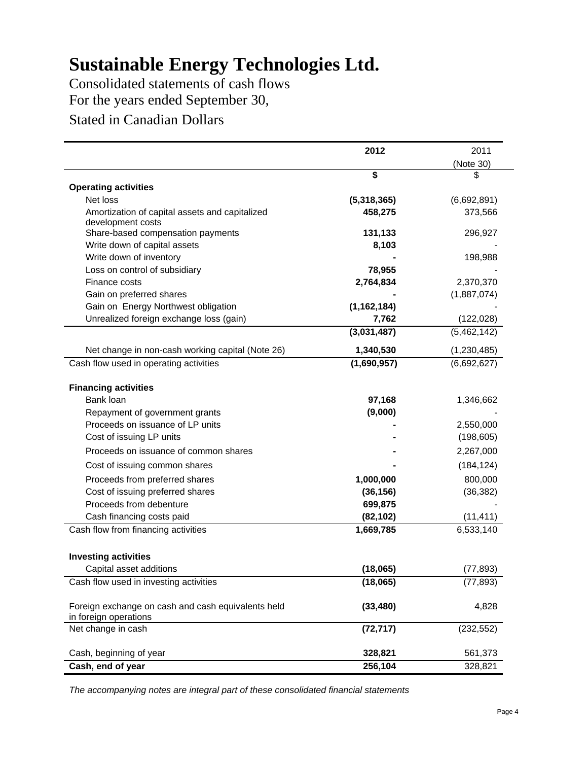# Sustainable Energy Technologies Ltd.

Consolidated statements of cash flows
For the years ended September 30,
Stated in Canadian Dollars

| | **2012** | 2011 (Note 30) |
|---|---|---|
| | **$** | $ |
| **Operating activities** | | |
| Net loss | **(5,318,365)** | (6,692,891) |
| Amortization of capital assets and capitalized development costs | **458,275** | 373,566 |
| Share-based compensation payments | **131,133** | 296,927 |
| Write down of capital assets | **8,103** | - |
| Write down of inventory | **-** | 198,988 |
| Loss on control of subsidiary | **78,955** | - |
| Finance costs | **2,764,834** | 2,370,370 |
| Gain on preferred shares | **-** | (1,887,074) |
| Gain on Energy Northwest obligation | **(1,162,184)** | - |
| Unrealized foreign exchange loss (gain) | **7,762** | (122,028) |
| | **(3,031,487)** | (5,462,142) |
| Net change in non-cash working capital (Note 26) | **1,340,530** | (1,230,485) |
| Cash flow used in operating activities | **(1,690,957)** | (6,692,627) |
| **Financing activities** | | |
| Bank loan | **97,168** | 1,346,662 |
| Repayment of government grants | **(9,000)** | - |
| Proceeds on issuance of LP units | **-** | 2,550,000 |
| Cost of issuing LP units | **-** | (198,605) |
| Proceeds on issuance of common shares | **-** | 2,267,000 |
| Cost of issuing common shares | **-** | (184,124) |
| Proceeds from preferred shares | **1,000,000** | 800,000 |
| Cost of issuing preferred shares | **(36,156)** | (36,382) |
| Proceeds from debenture | **699,875** | - |
| Cash financing costs paid | **(82,102)** | (11,411) |
| Cash flow from financing activities | **1,669,785** | 6,533,140 |
| **Investing activities** | | |
| Capital asset additions | **(18,065)** | (77,893) |
| Cash flow used in investing activities | **(18,065)** | (77,893) |
| Foreign exchange on cash and cash equivalents held in foreign operations | **(33,480)** | 4,828 |
| Net change in cash | **(72,717)** | (232,552) |
| Cash, beginning of year | **328,821** | 561,373 |
| **Cash, end of year** | **256,104** | 328,821 |

*The accompanying notes are integral part of these consolidated financial statements*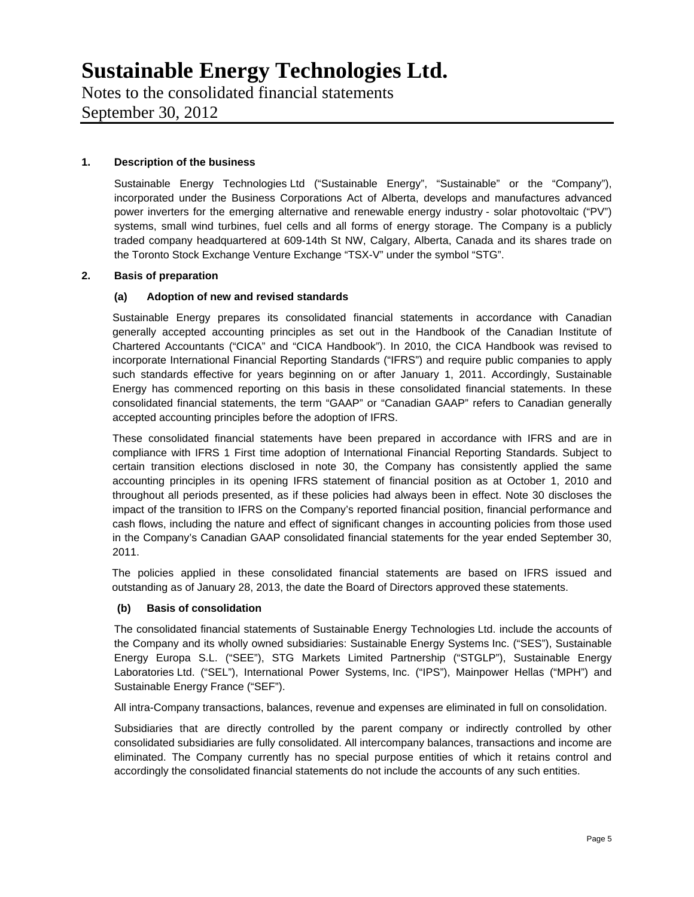# Sustainable Energy Technologies Ltd.

Notes to the consolidated financial statements
September 30, 2012

## 1. Description of the business

Sustainable Energy Technologies Ltd ("Sustainable Energy", "Sustainable" or the "Company"), incorporated under the Business Corporations Act of Alberta, develops and manufactures advanced power inverters for the emerging alternative and renewable energy industry - solar photovoltaic ("PV") systems, small wind turbines, fuel cells and all forms of energy storage. The Company is a publicly traded company headquartered at 609-14th St NW, Calgary, Alberta, Canada and its shares trade on the Toronto Stock Exchange Venture Exchange "TSX-V" under the symbol "STG".

## 2. Basis of preparation

### (a) Adoption of new and revised standards

Sustainable Energy prepares its consolidated financial statements in accordance with Canadian generally accepted accounting principles as set out in the Handbook of the Canadian Institute of Chartered Accountants ("CICA" and "CICA Handbook"). In 2010, the CICA Handbook was revised to incorporate International Financial Reporting Standards ("IFRS") and require public companies to apply such standards effective for years beginning on or after January 1, 2011. Accordingly, Sustainable Energy has commenced reporting on this basis in these consolidated financial statements. In these consolidated financial statements, the term "GAAP" or "Canadian GAAP" refers to Canadian generally accepted accounting principles before the adoption of IFRS.

These consolidated financial statements have been prepared in accordance with IFRS and are in compliance with IFRS 1 First time adoption of International Financial Reporting Standards. Subject to certain transition elections disclosed in note 30, the Company has consistently applied the same accounting principles in its opening IFRS statement of financial position as at October 1, 2010 and throughout all periods presented, as if these policies had always been in effect. Note 30 discloses the impact of the transition to IFRS on the Company's reported financial position, financial performance and cash flows, including the nature and effect of significant changes in accounting policies from those used in the Company's Canadian GAAP consolidated financial statements for the year ended September 30, 2011.

The policies applied in these consolidated financial statements are based on IFRS issued and outstanding as of January 28, 2013, the date the Board of Directors approved these statements.

### (b) Basis of consolidation

The consolidated financial statements of Sustainable Energy Technologies Ltd. include the accounts of the Company and its wholly owned subsidiaries: Sustainable Energy Systems Inc. ("SES"), Sustainable Energy Europa S.L. ("SEE"), STG Markets Limited Partnership ("STGLP"), Sustainable Energy Laboratories Ltd. ("SEL"), International Power Systems, Inc. ("IPS"), Mainpower Hellas ("MPH") and Sustainable Energy France ("SEF").

All intra-Company transactions, balances, revenue and expenses are eliminated in full on consolidation.

Subsidiaries that are directly controlled by the parent company or indirectly controlled by other consolidated subsidiaries are fully consolidated. All intercompany balances, transactions and income are eliminated. The Company currently has no special purpose entities of which it retains control and accordingly the consolidated financial statements do not include the accounts of any such entities.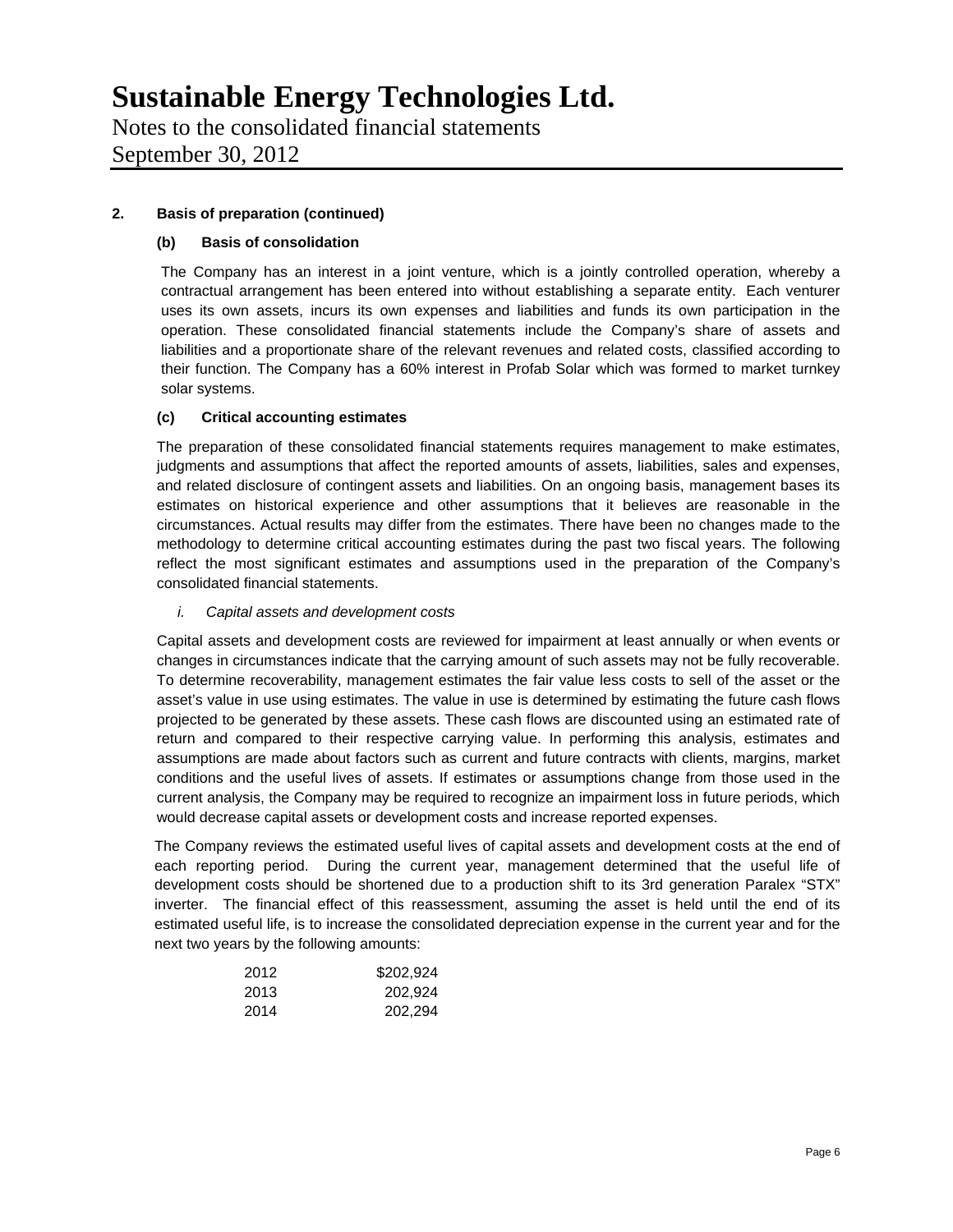# Sustainable Energy Technologies Ltd.

Notes to the consolidated financial statements
September 30, 2012

**2. Basis of preparation (continued)**

**(b) Basis of consolidation**

The Company has an interest in a joint venture, which is a jointly controlled operation, whereby a contractual arrangement has been entered into without establishing a separate entity. Each venturer uses its own assets, incurs its own expenses and liabilities and funds its own participation in the operation. These consolidated financial statements include the Company's share of assets and liabilities and a proportionate share of the relevant revenues and related costs, classified according to their function. The Company has a 60% interest in Profab Solar which was formed to market turnkey solar systems.

**(c) Critical accounting estimates**

The preparation of these consolidated financial statements requires management to make estimates, judgments and assumptions that affect the reported amounts of assets, liabilities, sales and expenses, and related disclosure of contingent assets and liabilities. On an ongoing basis, management bases its estimates on historical experience and other assumptions that it believes are reasonable in the circumstances. Actual results may differ from the estimates. There have been no changes made to the methodology to determine critical accounting estimates during the past two fiscal years. The following reflect the most significant estimates and assumptions used in the preparation of the Company's consolidated financial statements.

*i. Capital assets and development costs*

Capital assets and development costs are reviewed for impairment at least annually or when events or changes in circumstances indicate that the carrying amount of such assets may not be fully recoverable. To determine recoverability, management estimates the fair value less costs to sell of the asset or the asset's value in use using estimates. The value in use is determined by estimating the future cash flows projected to be generated by these assets. These cash flows are discounted using an estimated rate of return and compared to their respective carrying value. In performing this analysis, estimates and assumptions are made about factors such as current and future contracts with clients, margins, market conditions and the useful lives of assets. If estimates or assumptions change from those used in the current analysis, the Company may be required to recognize an impairment loss in future periods, which would decrease capital assets or development costs and increase reported expenses.

The Company reviews the estimated useful lives of capital assets and development costs at the end of each reporting period. During the current year, management determined that the useful life of development costs should be shortened due to a production shift to its 3rd generation Paralex "STX" inverter. The financial effect of this reassessment, assuming the asset is held until the end of its estimated useful life, is to increase the consolidated depreciation expense in the current year and for the next two years by the following amounts:

| | |
|---|---|
| 2012 | $202,924 |
| 2013 | 202,924 |
| 2014 | 202,294 |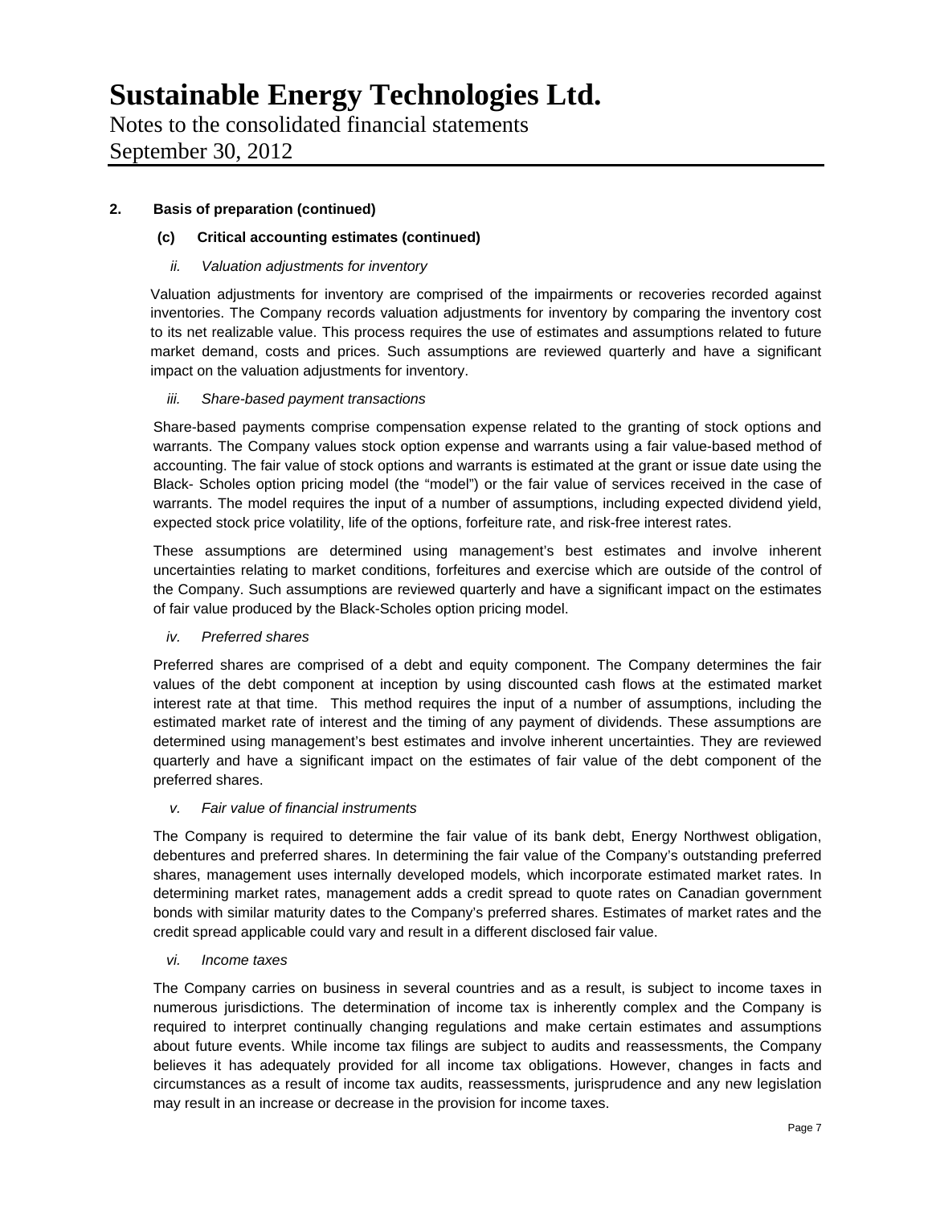# Sustainable Energy Technologies Ltd.

Notes to the consolidated financial statements
September 30, 2012

## 2. Basis of preparation (continued)

### (c) Critical accounting estimates (continued)

*ii. Valuation adjustments for inventory*

Valuation adjustments for inventory are comprised of the impairments or recoveries recorded against inventories. The Company records valuation adjustments for inventory by comparing the inventory cost to its net realizable value. This process requires the use of estimates and assumptions related to future market demand, costs and prices. Such assumptions are reviewed quarterly and have a significant impact on the valuation adjustments for inventory.

*iii. Share-based payment transactions*

Share-based payments comprise compensation expense related to the granting of stock options and warrants. The Company values stock option expense and warrants using a fair value-based method of accounting. The fair value of stock options and warrants is estimated at the grant or issue date using the Black- Scholes option pricing model (the "model") or the fair value of services received in the case of warrants. The model requires the input of a number of assumptions, including expected dividend yield, expected stock price volatility, life of the options, forfeiture rate, and risk-free interest rates.

These assumptions are determined using management's best estimates and involve inherent uncertainties relating to market conditions, forfeitures and exercise which are outside of the control of the Company. Such assumptions are reviewed quarterly and have a significant impact on the estimates of fair value produced by the Black-Scholes option pricing model.

*iv. Preferred shares*

Preferred shares are comprised of a debt and equity component. The Company determines the fair values of the debt component at inception by using discounted cash flows at the estimated market interest rate at that time. This method requires the input of a number of assumptions, including the estimated market rate of interest and the timing of any payment of dividends. These assumptions are determined using management's best estimates and involve inherent uncertainties. They are reviewed quarterly and have a significant impact on the estimates of fair value of the debt component of the preferred shares.

*v. Fair value of financial instruments*

The Company is required to determine the fair value of its bank debt, Energy Northwest obligation, debentures and preferred shares. In determining the fair value of the Company's outstanding preferred shares, management uses internally developed models, which incorporate estimated market rates. In determining market rates, management adds a credit spread to quote rates on Canadian government bonds with similar maturity dates to the Company's preferred shares. Estimates of market rates and the credit spread applicable could vary and result in a different disclosed fair value.

*vi. Income taxes*

The Company carries on business in several countries and as a result, is subject to income taxes in numerous jurisdictions. The determination of income tax is inherently complex and the Company is required to interpret continually changing regulations and make certain estimates and assumptions about future events. While income tax filings are subject to audits and reassessments, the Company believes it has adequately provided for all income tax obligations. However, changes in facts and circumstances as a result of income tax audits, reassessments, jurisprudence and any new legislation may result in an increase or decrease in the provision for income taxes.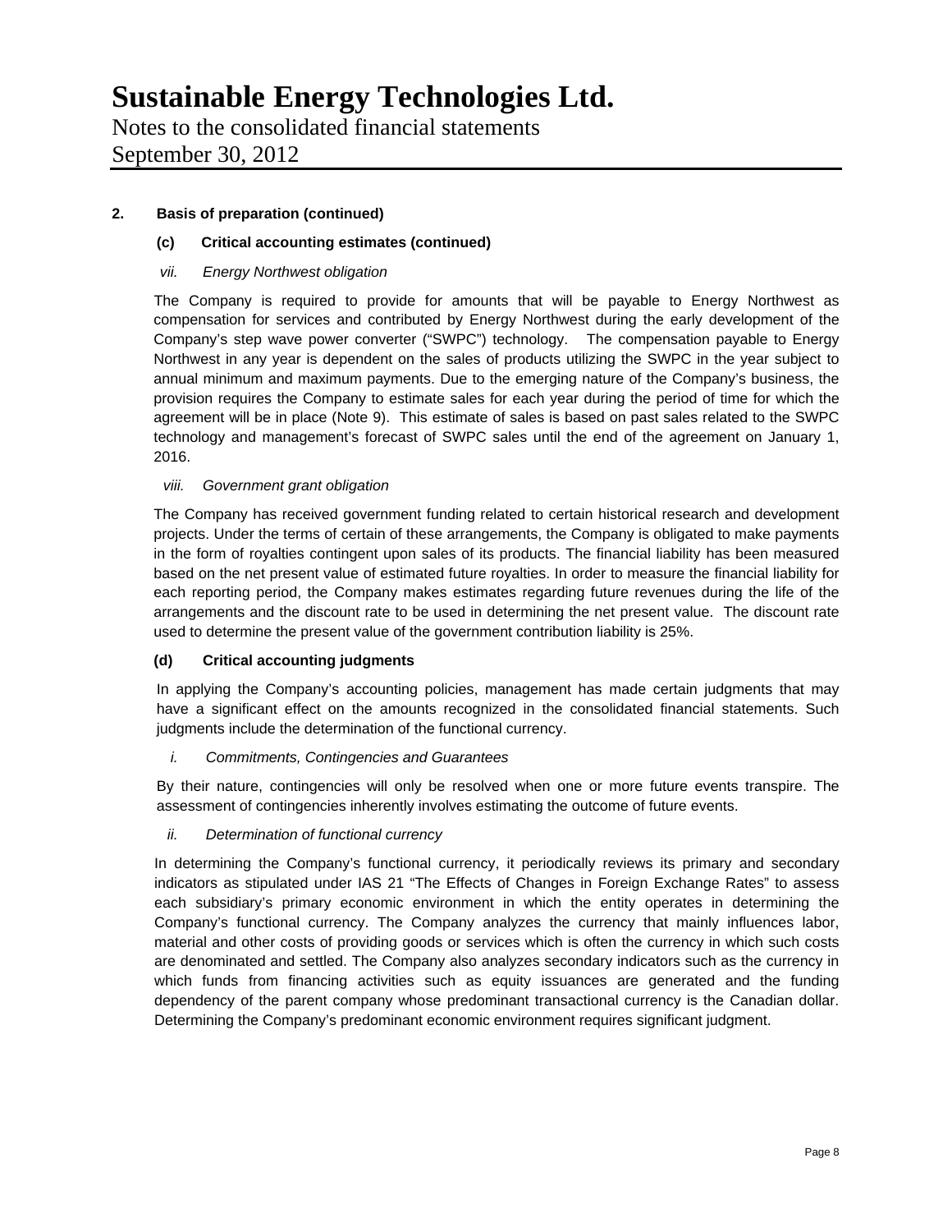# Sustainable Energy Technologies Ltd.

Notes to the consolidated financial statements
September 30, 2012

**2. Basis of preparation (continued)**

**(c) Critical accounting estimates (continued)**

*vii. Energy Northwest obligation*

The Company is required to provide for amounts that will be payable to Energy Northwest as compensation for services and contributed by Energy Northwest during the early development of the Company's step wave power converter ("SWPC") technology. The compensation payable to Energy Northwest in any year is dependent on the sales of products utilizing the SWPC in the year subject to annual minimum and maximum payments. Due to the emerging nature of the Company's business, the provision requires the Company to estimate sales for each year during the period of time for which the agreement will be in place (Note 9). This estimate of sales is based on past sales related to the SWPC technology and management's forecast of SWPC sales until the end of the agreement on January 1, 2016.

*viii. Government grant obligation*

The Company has received government funding related to certain historical research and development projects. Under the terms of certain of these arrangements, the Company is obligated to make payments in the form of royalties contingent upon sales of its products. The financial liability has been measured based on the net present value of estimated future royalties. In order to measure the financial liability for each reporting period, the Company makes estimates regarding future revenues during the life of the arrangements and the discount rate to be used in determining the net present value. The discount rate used to determine the present value of the government contribution liability is 25%.

**(d) Critical accounting judgments**

In applying the Company's accounting policies, management has made certain judgments that may have a significant effect on the amounts recognized in the consolidated financial statements. Such judgments include the determination of the functional currency.

*i. Commitments, Contingencies and Guarantees*

By their nature, contingencies will only be resolved when one or more future events transpire. The assessment of contingencies inherently involves estimating the outcome of future events.

*ii. Determination of functional currency*

In determining the Company's functional currency, it periodically reviews its primary and secondary indicators as stipulated under IAS 21 "The Effects of Changes in Foreign Exchange Rates" to assess each subsidiary's primary economic environment in which the entity operates in determining the Company's functional currency. The Company analyzes the currency that mainly influences labor, material and other costs of providing goods or services which is often the currency in which such costs are denominated and settled. The Company also analyzes secondary indicators such as the currency in which funds from financing activities such as equity issuances are generated and the funding dependency of the parent company whose predominant transactional currency is the Canadian dollar. Determining the Company's predominant economic environment requires significant judgment.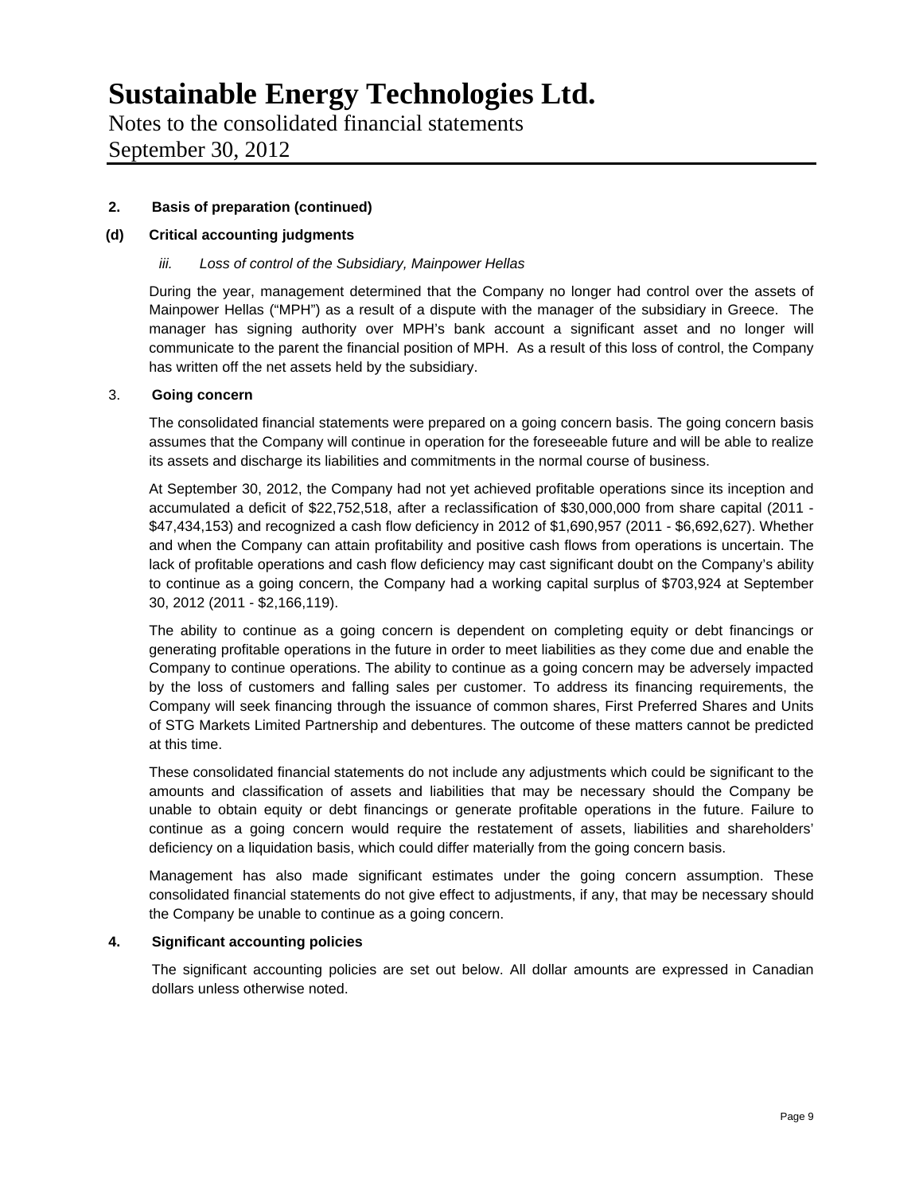# Sustainable Energy Technologies Ltd.

Notes to the consolidated financial statements

September 30, 2012

**2. Basis of preparation (continued)**

**(d) Critical accounting judgments**

*iii. Loss of control of the Subsidiary, Mainpower Hellas*

During the year, management determined that the Company no longer had control over the assets of Mainpower Hellas ("MPH") as a result of a dispute with the manager of the subsidiary in Greece. The manager has signing authority over MPH's bank account a significant asset and no longer will communicate to the parent the financial position of MPH. As a result of this loss of control, the Company has written off the net assets held by the subsidiary.

3. **Going concern**

The consolidated financial statements were prepared on a going concern basis. The going concern basis assumes that the Company will continue in operation for the foreseeable future and will be able to realize its assets and discharge its liabilities and commitments in the normal course of business.

At September 30, 2012, the Company had not yet achieved profitable operations since its inception and accumulated a deficit of $22,752,518, after a reclassification of $30,000,000 from share capital (2011 - $47,434,153) and recognized a cash flow deficiency in 2012 of $1,690,957 (2011 - $6,692,627). Whether and when the Company can attain profitability and positive cash flows from operations is uncertain. The lack of profitable operations and cash flow deficiency may cast significant doubt on the Company's ability to continue as a going concern, the Company had a working capital surplus of $703,924 at September 30, 2012 (2011 - $2,166,119).

The ability to continue as a going concern is dependent on completing equity or debt financings or generating profitable operations in the future in order to meet liabilities as they come due and enable the Company to continue operations. The ability to continue as a going concern may be adversely impacted by the loss of customers and falling sales per customer. To address its financing requirements, the Company will seek financing through the issuance of common shares, First Preferred Shares and Units of STG Markets Limited Partnership and debentures. The outcome of these matters cannot be predicted at this time.

These consolidated financial statements do not include any adjustments which could be significant to the amounts and classification of assets and liabilities that may be necessary should the Company be unable to obtain equity or debt financings or generate profitable operations in the future. Failure to continue as a going concern would require the restatement of assets, liabilities and shareholders' deficiency on a liquidation basis, which could differ materially from the going concern basis.

Management has also made significant estimates under the going concern assumption. These consolidated financial statements do not give effect to adjustments, if any, that may be necessary should the Company be unable to continue as a going concern.

**4. Significant accounting policies**

The significant accounting policies are set out below. All dollar amounts are expressed in Canadian dollars unless otherwise noted.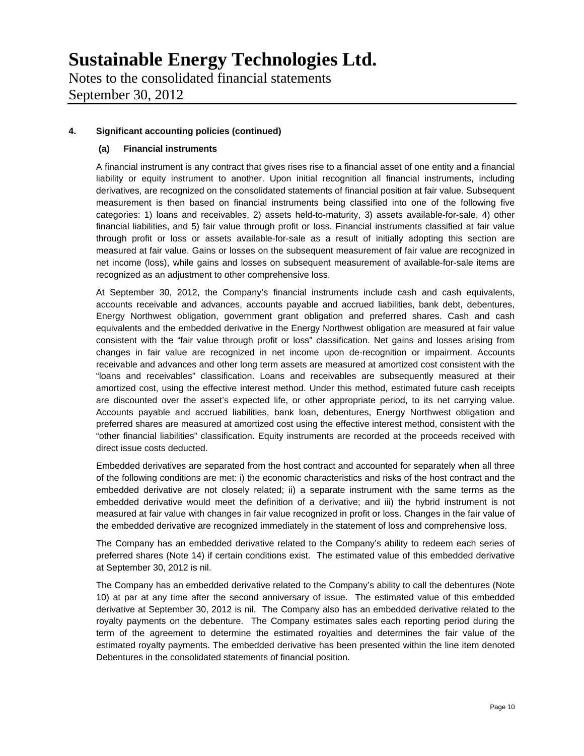### 4. Significant accounting policies (continued)

#### (a) Financial instruments

A financial instrument is any contract that gives rises rise to a financial asset of one entity and a financial liability or equity instrument to another. Upon initial recognition all financial instruments, including derivatives, are recognized on the consolidated statements of financial position at fair value. Subsequent measurement is then based on financial instruments being classified into one of the following five categories: 1) loans and receivables, 2) assets held-to-maturity, 3) assets available-for-sale, 4) other financial liabilities, and 5) fair value through profit or loss. Financial instruments classified at fair value through profit or loss or assets available-for-sale as a result of initially adopting this section are measured at fair value. Gains or losses on the subsequent measurement of fair value are recognized in net income (loss), while gains and losses on subsequent measurement of available-for-sale items are recognized as an adjustment to other comprehensive loss.

At September 30, 2012, the Company's financial instruments include cash and cash equivalents, accounts receivable and advances, accounts payable and accrued liabilities, bank debt, debentures, Energy Northwest obligation, government grant obligation and preferred shares. Cash and cash equivalents and the embedded derivative in the Energy Northwest obligation are measured at fair value consistent with the "fair value through profit or loss" classification. Net gains and losses arising from changes in fair value are recognized in net income upon de-recognition or impairment. Accounts receivable and advances and other long term assets are measured at amortized cost consistent with the "loans and receivables" classification. Loans and receivables are subsequently measured at their amortized cost, using the effective interest method. Under this method, estimated future cash receipts are discounted over the asset's expected life, or other appropriate period, to its net carrying value. Accounts payable and accrued liabilities, bank loan, debentures, Energy Northwest obligation and preferred shares are measured at amortized cost using the effective interest method, consistent with the "other financial liabilities" classification. Equity instruments are recorded at the proceeds received with direct issue costs deducted.

Embedded derivatives are separated from the host contract and accounted for separately when all three of the following conditions are met: i) the economic characteristics and risks of the host contract and the embedded derivative are not closely related; ii) a separate instrument with the same terms as the embedded derivative would meet the definition of a derivative; and iii) the hybrid instrument is not measured at fair value with changes in fair value recognized in profit or loss. Changes in the fair value of the embedded derivative are recognized immediately in the statement of loss and comprehensive loss.

The Company has an embedded derivative related to the Company's ability to redeem each series of preferred shares (Note 14) if certain conditions exist. The estimated value of this embedded derivative at September 30, 2012 is nil.

The Company has an embedded derivative related to the Company's ability to call the debentures (Note 10) at par at any time after the second anniversary of issue. The estimated value of this embedded derivative at September 30, 2012 is nil. The Company also has an embedded derivative related to the royalty payments on the debenture. The Company estimates sales each reporting period during the term of the agreement to determine the estimated royalties and determines the fair value of the estimated royalty payments. The embedded derivative has been presented within the line item denoted Debentures in the consolidated statements of financial position.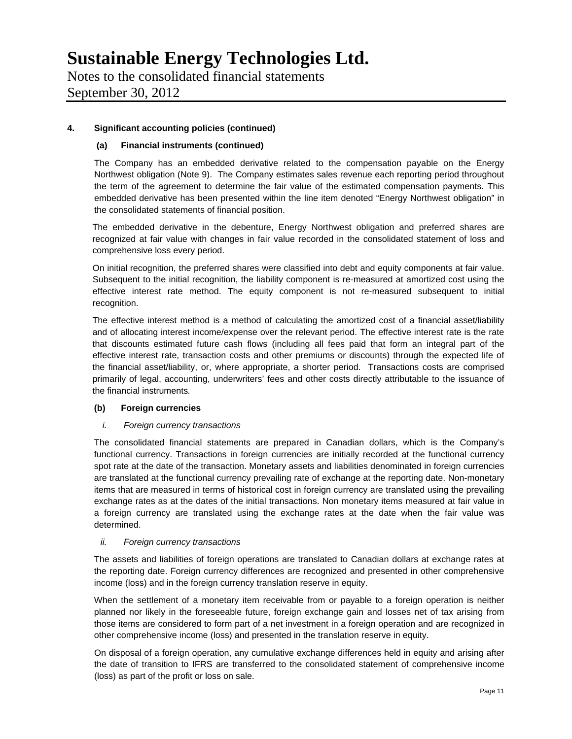# Sustainable Energy Technologies Ltd.

Notes to the consolidated financial statements
September 30, 2012

**4. Significant accounting policies (continued)**

**(a) Financial instruments (continued)**

The Company has an embedded derivative related to the compensation payable on the Energy Northwest obligation (Note 9). The Company estimates sales revenue each reporting period throughout the term of the agreement to determine the fair value of the estimated compensation payments. This embedded derivative has been presented within the line item denoted "Energy Northwest obligation" in the consolidated statements of financial position.

The embedded derivative in the debenture, Energy Northwest obligation and preferred shares are recognized at fair value with changes in fair value recorded in the consolidated statement of loss and comprehensive loss every period.

On initial recognition, the preferred shares were classified into debt and equity components at fair value. Subsequent to the initial recognition, the liability component is re-measured at amortized cost using the effective interest rate method. The equity component is not re-measured subsequent to initial recognition.

The effective interest method is a method of calculating the amortized cost of a financial asset/liability and of allocating interest income/expense over the relevant period. The effective interest rate is the rate that discounts estimated future cash flows (including all fees paid that form an integral part of the effective interest rate, transaction costs and other premiums or discounts) through the expected life of the financial asset/liability, or, where appropriate, a shorter period. Transactions costs are comprised primarily of legal, accounting, underwriters' fees and other costs directly attributable to the issuance of the financial instruments.

**(b) Foreign currencies**

*i. Foreign currency transactions*

The consolidated financial statements are prepared in Canadian dollars, which is the Company's functional currency. Transactions in foreign currencies are initially recorded at the functional currency spot rate at the date of the transaction. Monetary assets and liabilities denominated in foreign currencies are translated at the functional currency prevailing rate of exchange at the reporting date. Non-monetary items that are measured in terms of historical cost in foreign currency are translated using the prevailing exchange rates as at the dates of the initial transactions. Non monetary items measured at fair value in a foreign currency are translated using the exchange rates at the date when the fair value was determined.

*ii. Foreign currency transactions*

The assets and liabilities of foreign operations are translated to Canadian dollars at exchange rates at the reporting date. Foreign currency differences are recognized and presented in other comprehensive income (loss) and in the foreign currency translation reserve in equity.

When the settlement of a monetary item receivable from or payable to a foreign operation is neither planned nor likely in the foreseeable future, foreign exchange gain and losses net of tax arising from those items are considered to form part of a net investment in a foreign operation and are recognized in other comprehensive income (loss) and presented in the translation reserve in equity.

On disposal of a foreign operation, any cumulative exchange differences held in equity and arising after the date of transition to IFRS are transferred to the consolidated statement of comprehensive income (loss) as part of the profit or loss on sale.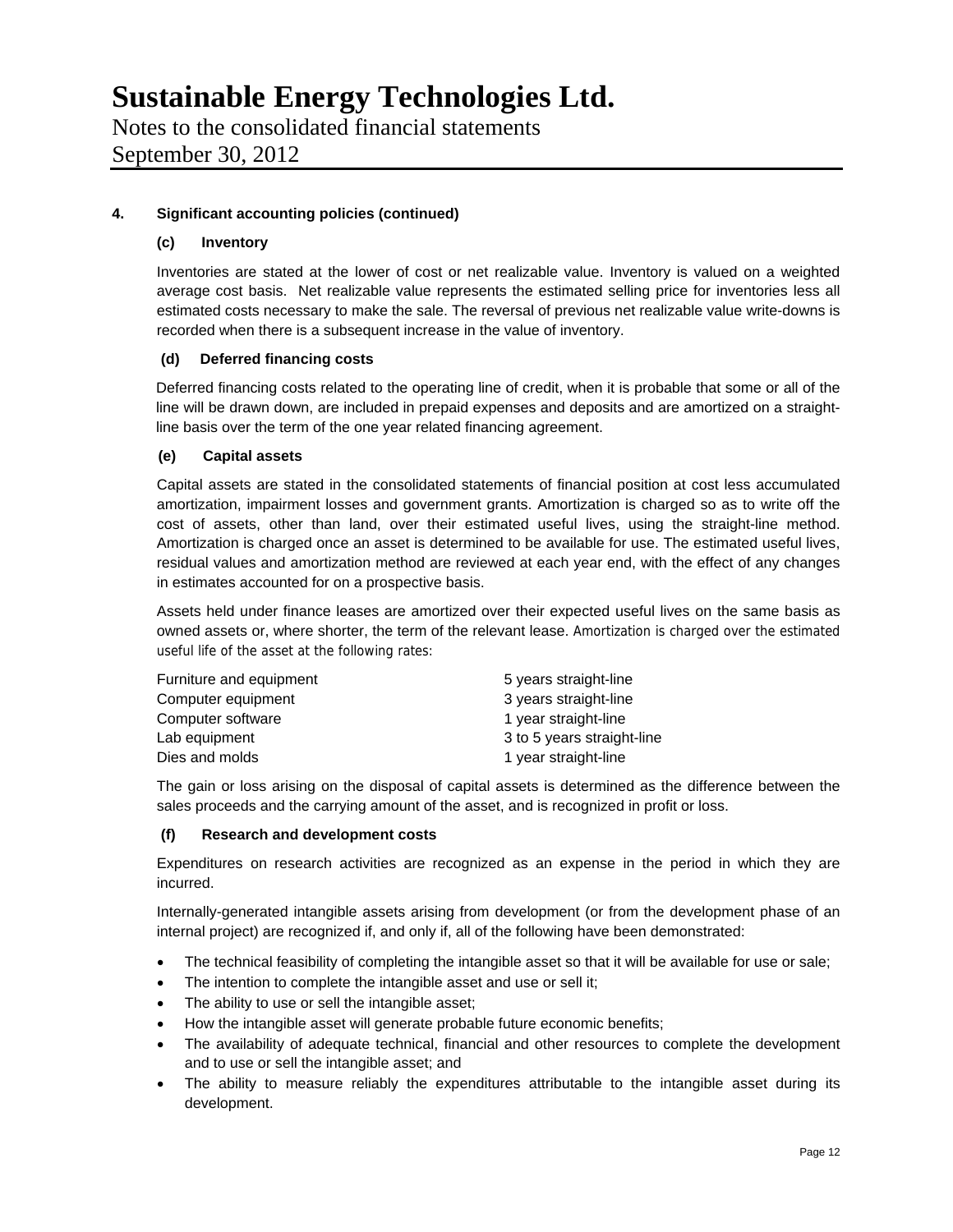#### 4. Significant accounting policies (continued)

**(c) Inventory**

Inventories are stated at the lower of cost or net realizable value. Inventory is valued on a weighted average cost basis. Net realizable value represents the estimated selling price for inventories less all estimated costs necessary to make the sale. The reversal of previous net realizable value write-downs is recorded when there is a subsequent increase in the value of inventory.

**(d) Deferred financing costs**

Deferred financing costs related to the operating line of credit, when it is probable that some or all of the line will be drawn down, are included in prepaid expenses and deposits and are amortized on a straight-line basis over the term of the one year related financing agreement.

**(e) Capital assets**

Capital assets are stated in the consolidated statements of financial position at cost less accumulated amortization, impairment losses and government grants. Amortization is charged so as to write off the cost of assets, other than land, over their estimated useful lives, using the straight-line method. Amortization is charged once an asset is determined to be available for use. The estimated useful lives, residual values and amortization method are reviewed at each year end, with the effect of any changes in estimates accounted for on a prospective basis.

Assets held under finance leases are amortized over their expected useful lives on the same basis as owned assets or, where shorter, the term of the relevant lease. Amortization is charged over the estimated useful life of the asset at the following rates:

| | |
|---|---|
| Furniture and equipment | 5 years straight-line |
| Computer equipment | 3 years straight-line |
| Computer software | 1 year straight-line |
| Lab equipment | 3 to 5 years straight-line |
| Dies and molds | 1 year straight-line |

The gain or loss arising on the disposal of capital assets is determined as the difference between the sales proceeds and the carrying amount of the asset, and is recognized in profit or loss.

**(f) Research and development costs**

Expenditures on research activities are recognized as an expense in the period in which they are incurred.

Internally-generated intangible assets arising from development (or from the development phase of an internal project) are recognized if, and only if, all of the following have been demonstrated:

- The technical feasibility of completing the intangible asset so that it will be available for use or sale;
- The intention to complete the intangible asset and use or sell it;
- The ability to use or sell the intangible asset;
- How the intangible asset will generate probable future economic benefits;
- The availability of adequate technical, financial and other resources to complete the development and to use or sell the intangible asset; and
- The ability to measure reliably the expenditures attributable to the intangible asset during its development.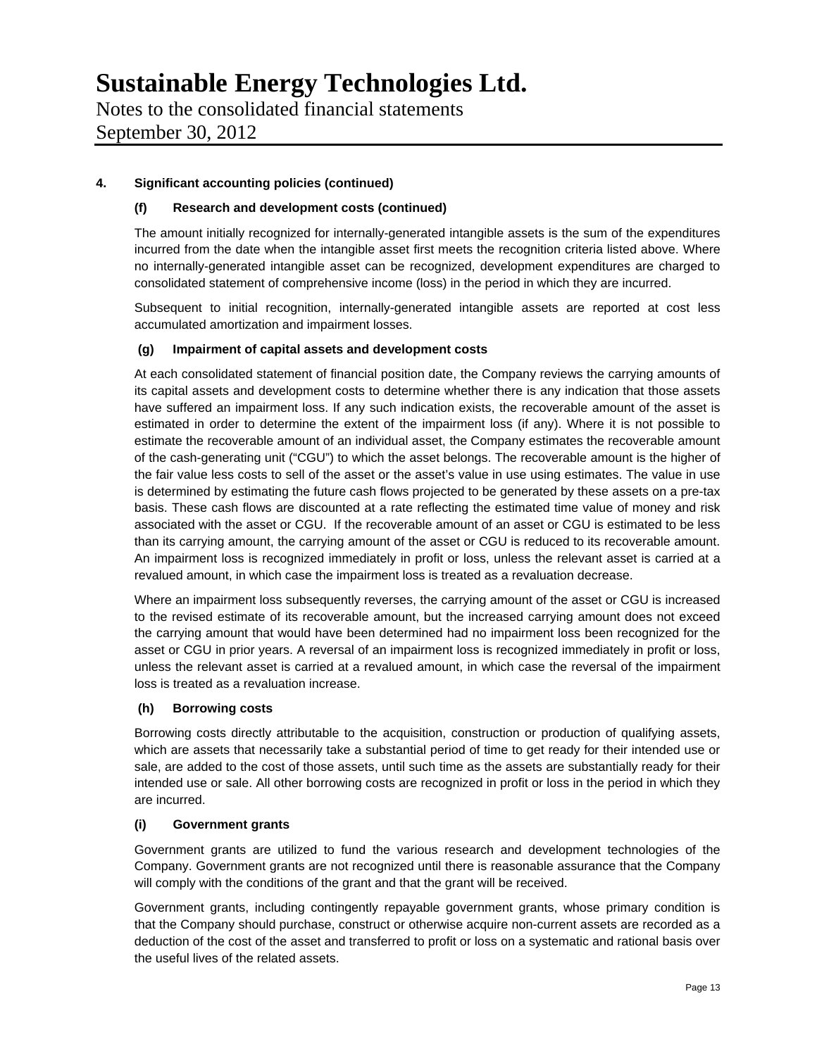# Sustainable Energy Technologies Ltd.

Notes to the consolidated financial statements
September 30, 2012

**4. Significant accounting policies (continued)**

**(f) Research and development costs (continued)**

The amount initially recognized for internally-generated intangible assets is the sum of the expenditures incurred from the date when the intangible asset first meets the recognition criteria listed above. Where no internally-generated intangible asset can be recognized, development expenditures are charged to consolidated statement of comprehensive income (loss) in the period in which they are incurred.

Subsequent to initial recognition, internally-generated intangible assets are reported at cost less accumulated amortization and impairment losses.

**(g) Impairment of capital assets and development costs**

At each consolidated statement of financial position date, the Company reviews the carrying amounts of its capital assets and development costs to determine whether there is any indication that those assets have suffered an impairment loss. If any such indication exists, the recoverable amount of the asset is estimated in order to determine the extent of the impairment loss (if any). Where it is not possible to estimate the recoverable amount of an individual asset, the Company estimates the recoverable amount of the cash-generating unit ("CGU") to which the asset belongs. The recoverable amount is the higher of the fair value less costs to sell of the asset or the asset's value in use using estimates. The value in use is determined by estimating the future cash flows projected to be generated by these assets on a pre-tax basis. These cash flows are discounted at a rate reflecting the estimated time value of money and risk associated with the asset or CGU. If the recoverable amount of an asset or CGU is estimated to be less than its carrying amount, the carrying amount of the asset or CGU is reduced to its recoverable amount. An impairment loss is recognized immediately in profit or loss, unless the relevant asset is carried at a revalued amount, in which case the impairment loss is treated as a revaluation decrease.

Where an impairment loss subsequently reverses, the carrying amount of the asset or CGU is increased to the revised estimate of its recoverable amount, but the increased carrying amount does not exceed the carrying amount that would have been determined had no impairment loss been recognized for the asset or CGU in prior years. A reversal of an impairment loss is recognized immediately in profit or loss, unless the relevant asset is carried at a revalued amount, in which case the reversal of the impairment loss is treated as a revaluation increase.

**(h) Borrowing costs**

Borrowing costs directly attributable to the acquisition, construction or production of qualifying assets, which are assets that necessarily take a substantial period of time to get ready for their intended use or sale, are added to the cost of those assets, until such time as the assets are substantially ready for their intended use or sale. All other borrowing costs are recognized in profit or loss in the period in which they are incurred.

**(i) Government grants**

Government grants are utilized to fund the various research and development technologies of the Company. Government grants are not recognized until there is reasonable assurance that the Company will comply with the conditions of the grant and that the grant will be received.

Government grants, including contingently repayable government grants, whose primary condition is that the Company should purchase, construct or otherwise acquire non-current assets are recorded as a deduction of the cost of the asset and transferred to profit or loss on a systematic and rational basis over the useful lives of the related assets.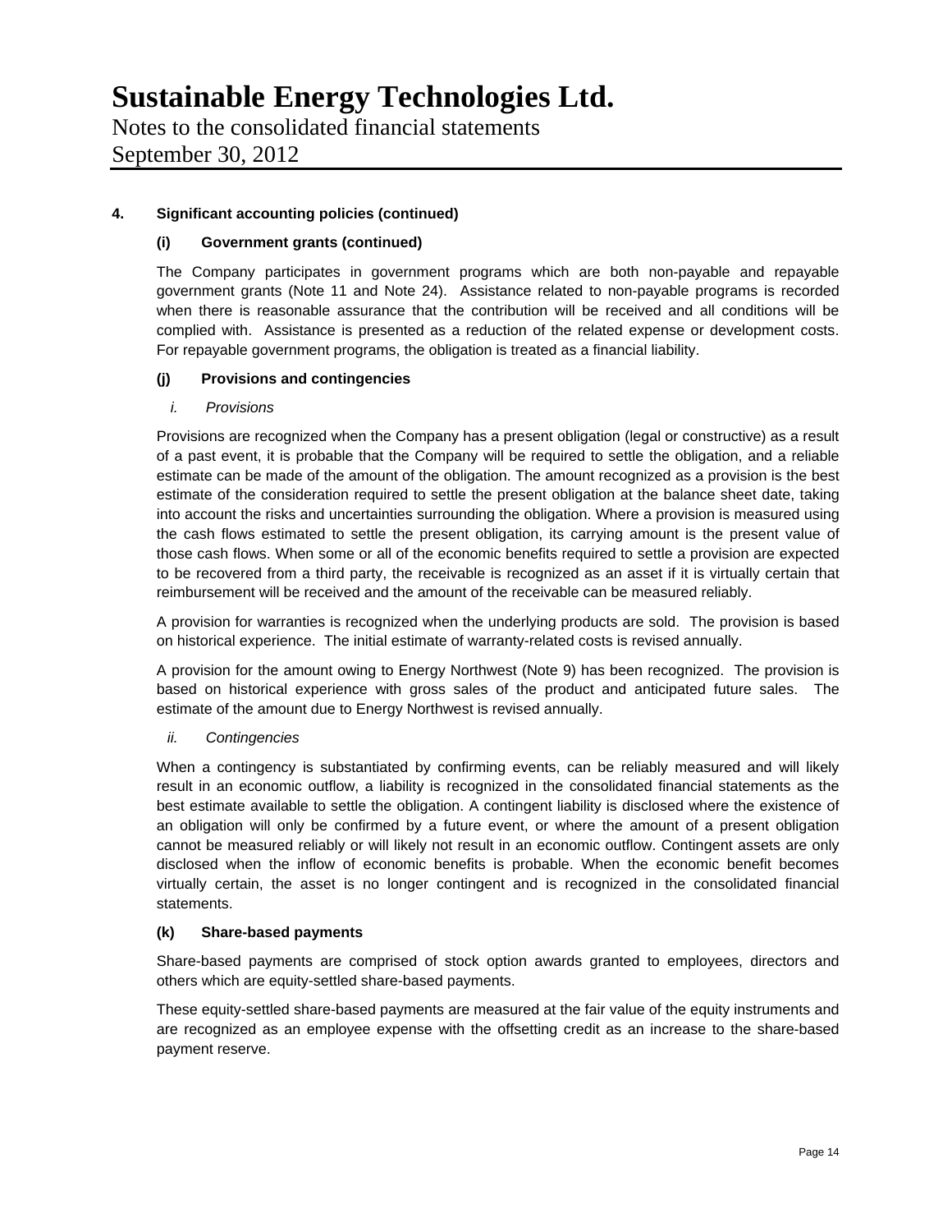# Sustainable Energy Technologies Ltd.

Notes to the consolidated financial statements
September 30, 2012

**4. Significant accounting policies (continued)**

**(i) Government grants (continued)**

The Company participates in government programs which are both non-payable and repayable government grants (Note 11 and Note 24). Assistance related to non-payable programs is recorded when there is reasonable assurance that the contribution will be received and all conditions will be complied with. Assistance is presented as a reduction of the related expense or development costs. For repayable government programs, the obligation is treated as a financial liability.

**(j) Provisions and contingencies**

*i. Provisions*

Provisions are recognized when the Company has a present obligation (legal or constructive) as a result of a past event, it is probable that the Company will be required to settle the obligation, and a reliable estimate can be made of the amount of the obligation. The amount recognized as a provision is the best estimate of the consideration required to settle the present obligation at the balance sheet date, taking into account the risks and uncertainties surrounding the obligation. Where a provision is measured using the cash flows estimated to settle the present obligation, its carrying amount is the present value of those cash flows. When some or all of the economic benefits required to settle a provision are expected to be recovered from a third party, the receivable is recognized as an asset if it is virtually certain that reimbursement will be received and the amount of the receivable can be measured reliably.

A provision for warranties is recognized when the underlying products are sold. The provision is based on historical experience. The initial estimate of warranty-related costs is revised annually.

A provision for the amount owing to Energy Northwest (Note 9) has been recognized. The provision is based on historical experience with gross sales of the product and anticipated future sales. The estimate of the amount due to Energy Northwest is revised annually.

*ii. Contingencies*

When a contingency is substantiated by confirming events, can be reliably measured and will likely result in an economic outflow, a liability is recognized in the consolidated financial statements as the best estimate available to settle the obligation. A contingent liability is disclosed where the existence of an obligation will only be confirmed by a future event, or where the amount of a present obligation cannot be measured reliably or will likely not result in an economic outflow. Contingent assets are only disclosed when the inflow of economic benefits is probable. When the economic benefit becomes virtually certain, the asset is no longer contingent and is recognized in the consolidated financial statements.

**(k) Share-based payments**

Share-based payments are comprised of stock option awards granted to employees, directors and others which are equity-settled share-based payments.

These equity-settled share-based payments are measured at the fair value of the equity instruments and are recognized as an employee expense with the offsetting credit as an increase to the share-based payment reserve.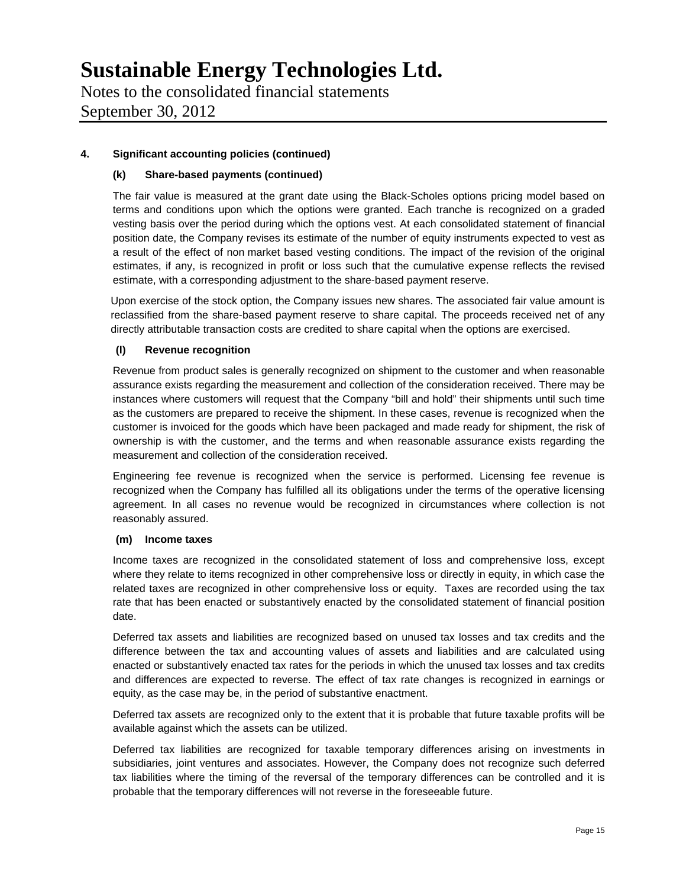## 4. Significant accounting policies (continued)

### (k) Share-based payments (continued)

The fair value is measured at the grant date using the Black-Scholes options pricing model based on terms and conditions upon which the options were granted. Each tranche is recognized on a graded vesting basis over the period during which the options vest. At each consolidated statement of financial position date, the Company revises its estimate of the number of equity instruments expected to vest as a result of the effect of non market based vesting conditions. The impact of the revision of the original estimates, if any, is recognized in profit or loss such that the cumulative expense reflects the revised estimate, with a corresponding adjustment to the share-based payment reserve.

Upon exercise of the stock option, the Company issues new shares. The associated fair value amount is reclassified from the share-based payment reserve to share capital. The proceeds received net of any directly attributable transaction costs are credited to share capital when the options are exercised.

### (l) Revenue recognition

Revenue from product sales is generally recognized on shipment to the customer and when reasonable assurance exists regarding the measurement and collection of the consideration received. There may be instances where customers will request that the Company "bill and hold" their shipments until such time as the customers are prepared to receive the shipment. In these cases, revenue is recognized when the customer is invoiced for the goods which have been packaged and made ready for shipment, the risk of ownership is with the customer, and the terms and when reasonable assurance exists regarding the measurement and collection of the consideration received.

Engineering fee revenue is recognized when the service is performed. Licensing fee revenue is recognized when the Company has fulfilled all its obligations under the terms of the operative licensing agreement. In all cases no revenue would be recognized in circumstances where collection is not reasonably assured.

### (m) Income taxes

Income taxes are recognized in the consolidated statement of loss and comprehensive loss, except where they relate to items recognized in other comprehensive loss or directly in equity, in which case the related taxes are recognized in other comprehensive loss or equity. Taxes are recorded using the tax rate that has been enacted or substantively enacted by the consolidated statement of financial position date.

Deferred tax assets and liabilities are recognized based on unused tax losses and tax credits and the difference between the tax and accounting values of assets and liabilities and are calculated using enacted or substantively enacted tax rates for the periods in which the unused tax losses and tax credits and differences are expected to reverse. The effect of tax rate changes is recognized in earnings or equity, as the case may be, in the period of substantive enactment.

Deferred tax assets are recognized only to the extent that it is probable that future taxable profits will be available against which the assets can be utilized.

Deferred tax liabilities are recognized for taxable temporary differences arising on investments in subsidiaries, joint ventures and associates. However, the Company does not recognize such deferred tax liabilities where the timing of the reversal of the temporary differences can be controlled and it is probable that the temporary differences will not reverse in the foreseeable future.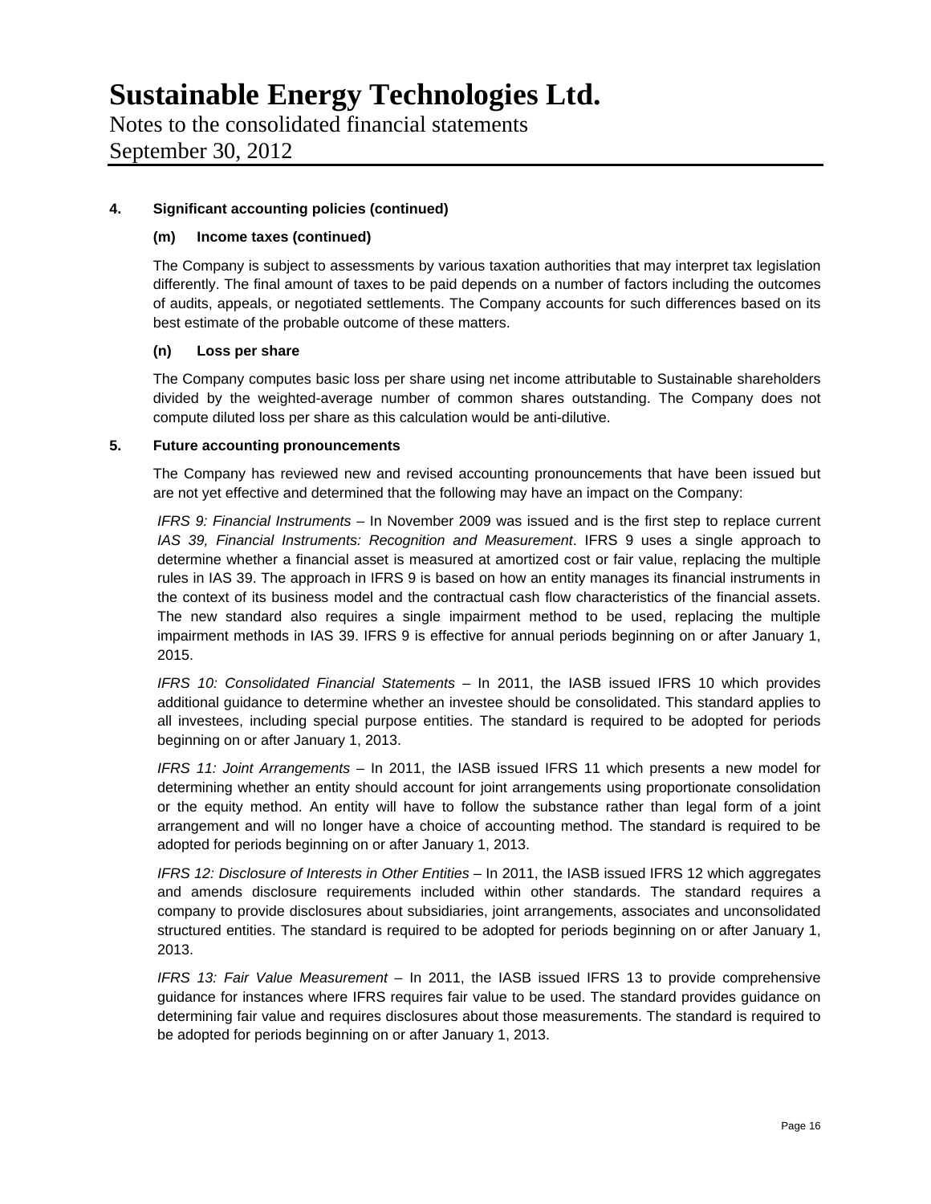**4. Significant accounting policies (continued)**

**(m) Income taxes (continued)**

The Company is subject to assessments by various taxation authorities that may interpret tax legislation differently. The final amount of taxes to be paid depends on a number of factors including the outcomes of audits, appeals, or negotiated settlements. The Company accounts for such differences based on its best estimate of the probable outcome of these matters.

**(n) Loss per share**

The Company computes basic loss per share using net income attributable to Sustainable shareholders divided by the weighted-average number of common shares outstanding. The Company does not compute diluted loss per share as this calculation would be anti-dilutive.

**5. Future accounting pronouncements**

The Company has reviewed new and revised accounting pronouncements that have been issued but are not yet effective and determined that the following may have an impact on the Company:

*IFRS 9: Financial Instruments* – In November 2009 was issued and is the first step to replace current *IAS 39, Financial Instruments: Recognition and Measurement*. IFRS 9 uses a single approach to determine whether a financial asset is measured at amortized cost or fair value, replacing the multiple rules in IAS 39. The approach in IFRS 9 is based on how an entity manages its financial instruments in the context of its business model and the contractual cash flow characteristics of the financial assets. The new standard also requires a single impairment method to be used, replacing the multiple impairment methods in IAS 39. IFRS 9 is effective for annual periods beginning on or after January 1, 2015.

*IFRS 10: Consolidated Financial Statements* – In 2011, the IASB issued IFRS 10 which provides additional guidance to determine whether an investee should be consolidated. This standard applies to all investees, including special purpose entities. The standard is required to be adopted for periods beginning on or after January 1, 2013.

*IFRS 11: Joint Arrangements* – In 2011, the IASB issued IFRS 11 which presents a new model for determining whether an entity should account for joint arrangements using proportionate consolidation or the equity method. An entity will have to follow the substance rather than legal form of a joint arrangement and will no longer have a choice of accounting method. The standard is required to be adopted for periods beginning on or after January 1, 2013.

*IFRS 12: Disclosure of Interests in Other Entities* – In 2011, the IASB issued IFRS 12 which aggregates and amends disclosure requirements included within other standards. The standard requires a company to provide disclosures about subsidiaries, joint arrangements, associates and unconsolidated structured entities. The standard is required to be adopted for periods beginning on or after January 1, 2013.

*IFRS 13: Fair Value Measurement* – In 2011, the IASB issued IFRS 13 to provide comprehensive guidance for instances where IFRS requires fair value to be used. The standard provides guidance on determining fair value and requires disclosures about those measurements. The standard is required to be adopted for periods beginning on or after January 1, 2013.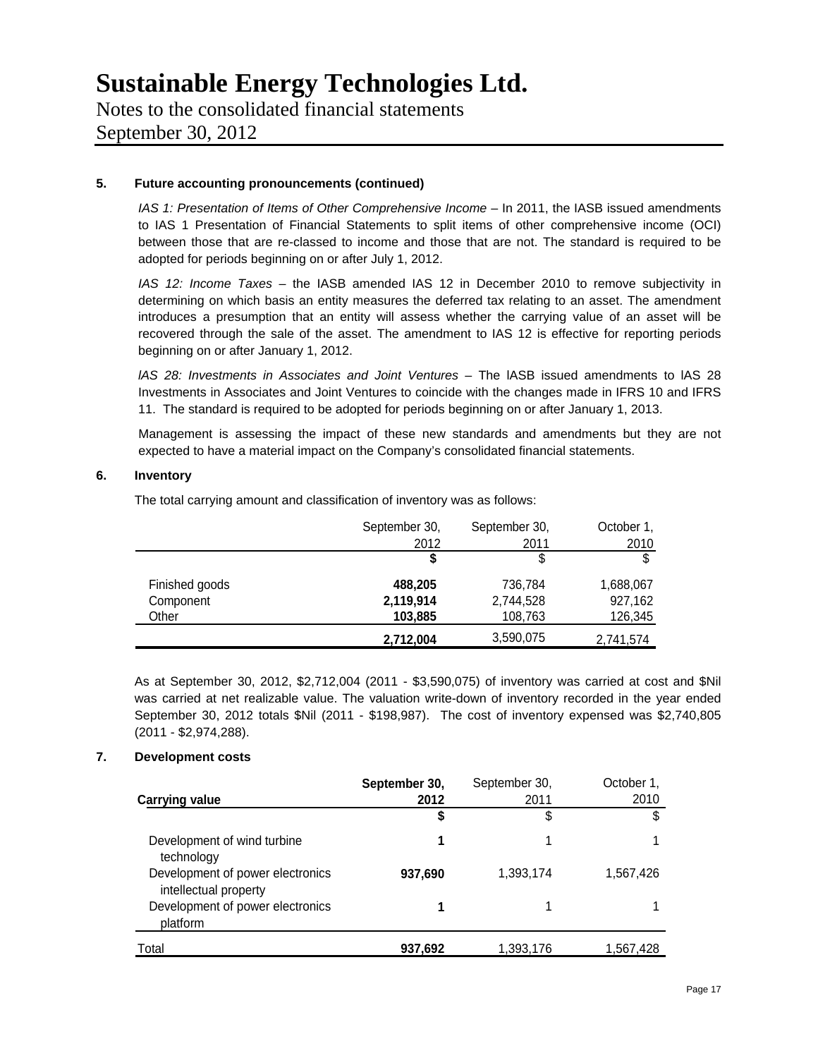### 5. Future accounting pronouncements (continued)

*IAS 1: Presentation of Items of Other Comprehensive Income* – In 2011, the IASB issued amendments to IAS 1 Presentation of Financial Statements to split items of other comprehensive income (OCI) between those that are re-classed to income and those that are not. The standard is required to be adopted for periods beginning on or after July 1, 2012.

*IAS 12: Income Taxes* – the IASB amended IAS 12 in December 2010 to remove subjectivity in determining on which basis an entity measures the deferred tax relating to an asset. The amendment introduces a presumption that an entity will assess whether the carrying value of an asset will be recovered through the sale of the asset. The amendment to IAS 12 is effective for reporting periods beginning on or after January 1, 2012.

*lAS 28: Investments in Associates and Joint Ventures* – The lASB issued amendments to lAS 28 Investments in Associates and Joint Ventures to coincide with the changes made in IFRS 10 and IFRS 11. The standard is required to be adopted for periods beginning on or after January 1, 2013.

Management is assessing the impact of these new standards and amendments but they are not expected to have a material impact on the Company's consolidated financial statements.

### 6. Inventory

The total carrying amount and classification of inventory was as follows:

| | September 30, 2012 | September 30, 2011 | October 1, 2010 |
|---|---|---|---|
| | **$** | $ | $ |
| Finished goods | **488,205** | 736,784 | 1,688,067 |
| Component | **2,119,914** | 2,744,528 | 927,162 |
| Other | **103,885** | 108,763 | 126,345 |
| | **2,712,004** | 3,590,075 | 2,741,574 |

As at September 30, 2012, $2,712,004 (2011 - $3,590,075) of inventory was carried at cost and $Nil was carried at net realizable value. The valuation write-down of inventory recorded in the year ended September 30, 2012 totals $Nil (2011 - $198,987). The cost of inventory expensed was $2,740,805 (2011 - $2,974,288).

### 7. Development costs

| **Carrying value** | **September 30, 2012** | September 30, 2011 | October 1, 2010 |
|---|---|---|---|
| | **$** | $ | $ |
| Development of wind turbine technology | **1** | 1 | 1 |
| Development of power electronics intellectual property | **937,690** | 1,393,174 | 1,567,426 |
| Development of power electronics platform | **1** | 1 | 1 |
| Total | **937,692** | 1,393,176 | 1,567,428 |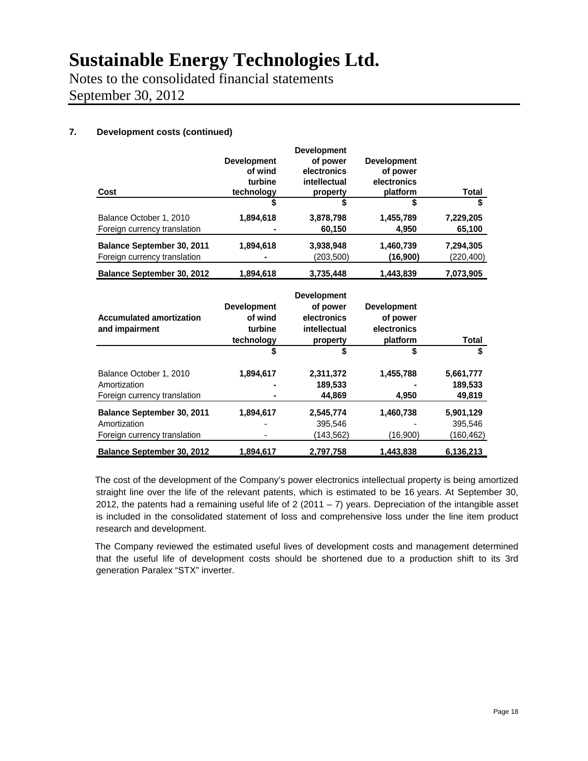# Sustainable Energy Technologies Ltd.

Notes to the consolidated financial statements
September 30, 2012

### 7. Development costs (continued)

| Cost | Development of wind turbine technology | Development of power electronics intellectual property | Development of power electronics platform | Total |
|---|---|---|---|---|
| | $ | $ | $ | $ |
| Balance October 1, 2010 | 1,894,618 | 3,878,798 | 1,455,789 | 7,229,205 |
| Foreign currency translation | - | 60,150 | 4,950 | 65,100 |
| **Balance September 30, 2011** | 1,894,618 | 3,938,948 | 1,460,739 | 7,294,305 |
| Foreign currency translation | - | (203,500) | (16,900) | (220,400) |
| **Balance September 30, 2012** | 1,894,618 | 3,735,448 | 1,443,839 | 7,073,905 |

| Accumulated amortization and impairment | Development of wind turbine technology | Development of power electronics intellectual property | Development of power electronics platform | Total |
|---|---|---|---|---|
| | $ | $ | $ | $ |
| Balance October 1, 2010 | 1,894,617 | 2,311,372 | 1,455,788 | 5,661,777 |
| Amortization | - | 189,533 | - | 189,533 |
| Foreign currency translation | - | 44,869 | 4,950 | 49,819 |
| **Balance September 30, 2011** | 1,894,617 | 2,545,774 | 1,460,738 | 5,901,129 |
| Amortization | - | 395,546 | - | 395,546 |
| Foreign currency translation | - | (143,562) | (16,900) | (160,462) |
| **Balance September 30, 2012** | 1,894,617 | 2,797,758 | 1,443,838 | 6,136,213 |

The cost of the development of the Company's power electronics intellectual property is being amortized straight line over the life of the relevant patents, which is estimated to be 16 years. At September 30, 2012, the patents had a remaining useful life of 2 (2011 – 7) years. Depreciation of the intangible asset is included in the consolidated statement of loss and comprehensive loss under the line item product research and development.

The Company reviewed the estimated useful lives of development costs and management determined that the useful life of development costs should be shortened due to a production shift to its 3rd generation Paralex "STX" inverter.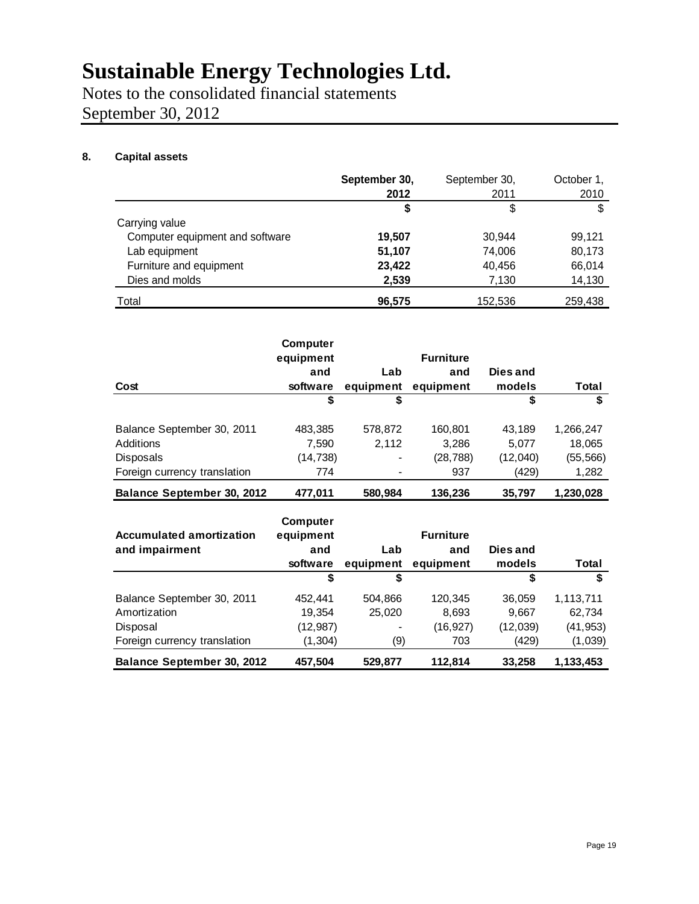# Sustainable Energy Technologies Ltd.

Notes to the consolidated financial statements
September 30, 2012

## 8. Capital assets

| | **September 30, 2012** | September 30, 2011 | October 1, 2010 |
|---|---|---|---|
| | **$** | $ | $ |
| Carrying value | | | |
| Computer equipment and software | **19,507** | 30,944 | 99,121 |
| Lab equipment | **51,107** | 74,006 | 80,173 |
| Furniture and equipment | **23,422** | 40,456 | 66,014 |
| Dies and molds | **2,539** | 7,130 | 14,130 |
| Total | **96,575** | 152,536 | 259,438 |

| **Cost** | **Computer equipment and software** | **Lab equipment** | **Furniture and equipment** | **Dies and models** | **Total** |
|---|---|---|---|---|---|
| | **$** | **$** | | **$** | **$** |
| Balance September 30, 2011 | 483,385 | 578,872 | 160,801 | 43,189 | 1,266,247 |
| Additions | 7,590 | 2,112 | 3,286 | 5,077 | 18,065 |
| Disposals | (14,738) | - | (28,788) | (12,040) | (55,566) |
| Foreign currency translation | 774 | - | 937 | (429) | 1,282 |
| **Balance September 30, 2012** | **477,011** | **580,984** | **136,236** | **35,797** | **1,230,028** |

| **Accumulated amortization and impairment** | **Computer equipment and software** | **Lab equipment** | **Furniture and equipment** | **Dies and models** | **Total** |
|---|---|---|---|---|---|
| | **$** | **$** | | **$** | **$** |
| Balance September 30, 2011 | 452,441 | 504,866 | 120,345 | 36,059 | 1,113,711 |
| Amortization | 19,354 | 25,020 | 8,693 | 9,667 | 62,734 |
| Disposal | (12,987) | - | (16,927) | (12,039) | (41,953) |
| Foreign currency translation | (1,304) | (9) | 703 | (429) | (1,039) |
| **Balance September 30, 2012** | **457,504** | **529,877** | **112,814** | **33,258** | **1,133,453** |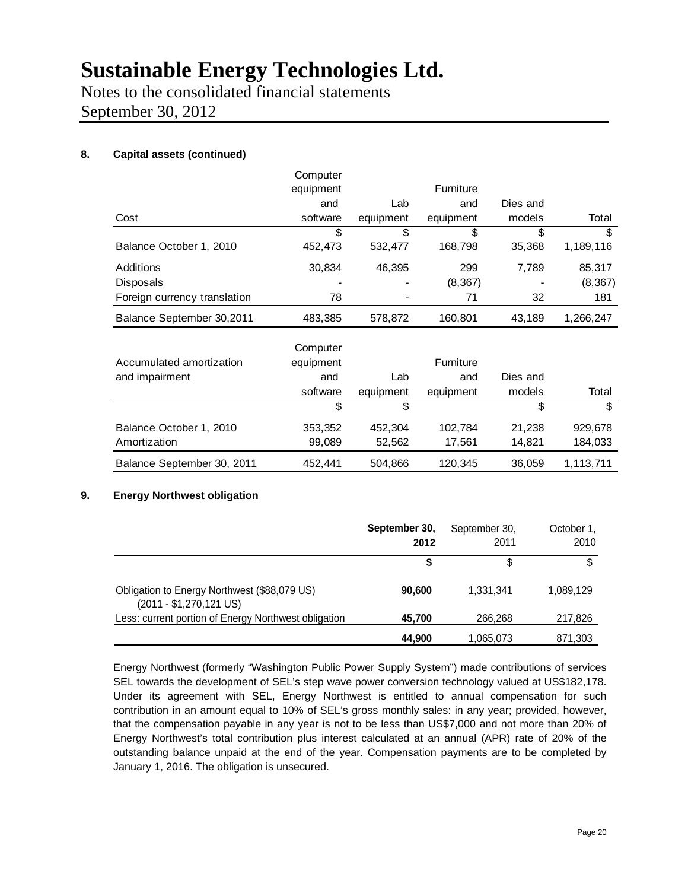# Sustainable Energy Technologies Ltd.

Notes to the consolidated financial statements
September 30, 2012

## 8. Capital assets (continued)

| Cost | Computer equipment and software | Lab equipment | Furniture and equipment | Dies and models | Total |
|---|---|---|---|---|---|
| | $ | $ | $ | $ | $ |
| Balance October 1, 2010 | 452,473 | 532,477 | 168,798 | 35,368 | 1,189,116 |
| Additions | 30,834 | 46,395 | 299 | 7,789 | 85,317 |
| Disposals | - | - | (8,367) | - | (8,367) |
| Foreign currency translation | 78 | - | 71 | 32 | 181 |
| Balance September 30,2011 | 483,385 | 578,872 | 160,801 | 43,189 | 1,266,247 |

| Accumulated amortization and impairment | Computer equipment and software | Lab equipment | Furniture and equipment | Dies and models | Total |
|---|---|---|---|---|---|
| | $ | $ | | $ | $ |
| Balance October 1, 2010 | 353,352 | 452,304 | 102,784 | 21,238 | 929,678 |
| Amortization | 99,089 | 52,562 | 17,561 | 14,821 | 184,033 |
| Balance September 30, 2011 | 452,441 | 504,866 | 120,345 | 36,059 | 1,113,711 |

## 9. Energy Northwest obligation

| | **September 30, 2012** | September 30, 2011 | October 1, 2010 |
|---|---|---|---|
| | **$** | $ | $ |
| Obligation to Energy Northwest ($88,079 US) (2011 - $1,270,121 US) | **90,600** | 1,331,341 | 1,089,129 |
| Less: current portion of Energy Northwest obligation | **45,700** | 266,268 | 217,826 |
| | **44,900** | 1,065,073 | 871,303 |

Energy Northwest (formerly "Washington Public Power Supply System") made contributions of services SEL towards the development of SEL's step wave power conversion technology valued at US$182,178. Under its agreement with SEL, Energy Northwest is entitled to annual compensation for such contribution in an amount equal to 10% of SEL's gross monthly sales: in any year; provided, however, that the compensation payable in any year is not to be less than US$7,000 and not more than 20% of Energy Northwest's total contribution plus interest calculated at an annual (APR) rate of 20% of the outstanding balance unpaid at the end of the year. Compensation payments are to be completed by January 1, 2016. The obligation is unsecured.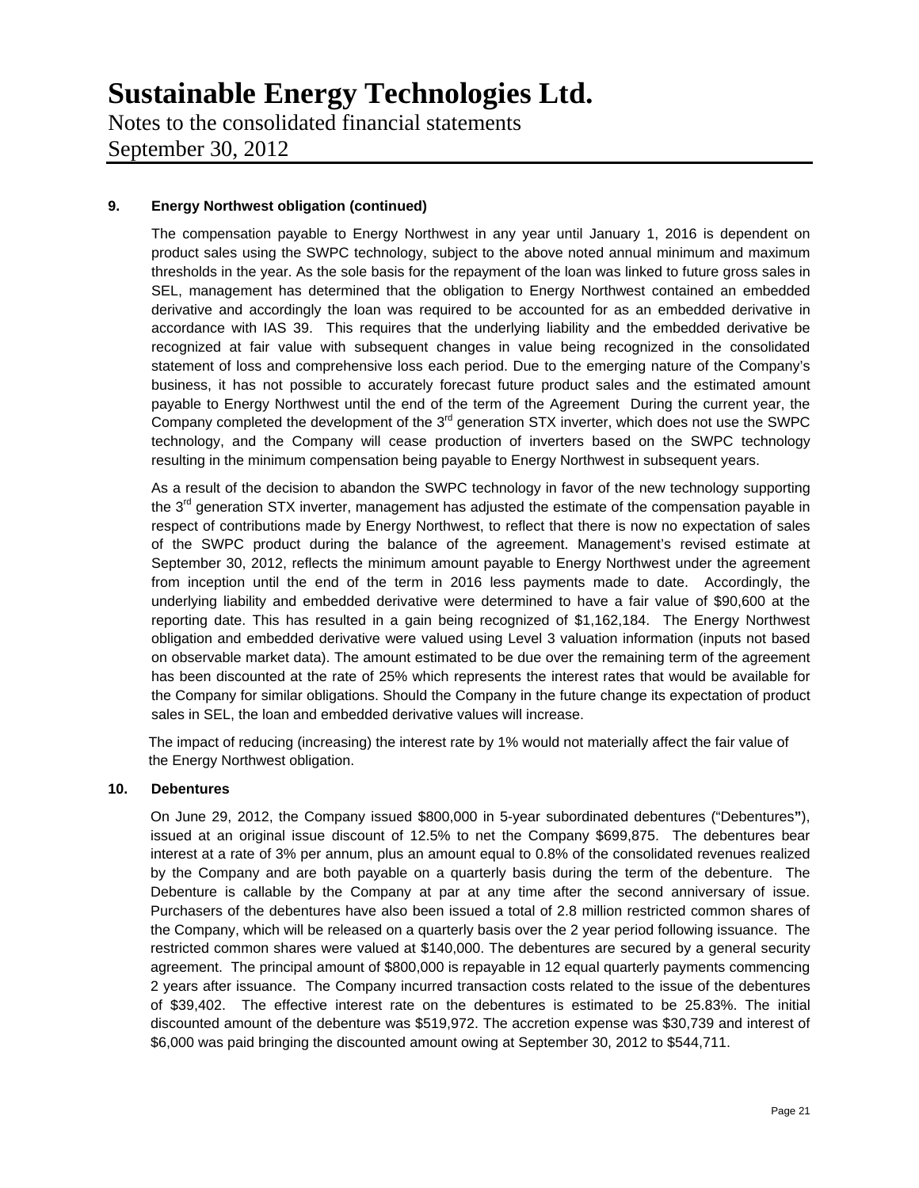## 9. Energy Northwest obligation (continued)

The compensation payable to Energy Northwest in any year until January 1, 2016 is dependent on product sales using the SWPC technology, subject to the above noted annual minimum and maximum thresholds in the year. As the sole basis for the repayment of the loan was linked to future gross sales in SEL, management has determined that the obligation to Energy Northwest contained an embedded derivative and accordingly the loan was required to be accounted for as an embedded derivative in accordance with IAS 39. This requires that the underlying liability and the embedded derivative be recognized at fair value with subsequent changes in value being recognized in the consolidated statement of loss and comprehensive loss each period. Due to the emerging nature of the Company's business, it has not possible to accurately forecast future product sales and the estimated amount payable to Energy Northwest until the end of the term of the Agreement During the current year, the Company completed the development of the 3rd generation STX inverter, which does not use the SWPC technology, and the Company will cease production of inverters based on the SWPC technology resulting in the minimum compensation being payable to Energy Northwest in subsequent years.

As a result of the decision to abandon the SWPC technology in favor of the new technology supporting the 3rd generation STX inverter, management has adjusted the estimate of the compensation payable in respect of contributions made by Energy Northwest, to reflect that there is now no expectation of sales of the SWPC product during the balance of the agreement. Management's revised estimate at September 30, 2012, reflects the minimum amount payable to Energy Northwest under the agreement from inception until the end of the term in 2016 less payments made to date. Accordingly, the underlying liability and embedded derivative were determined to have a fair value of $90,600 at the reporting date. This has resulted in a gain being recognized of $1,162,184. The Energy Northwest obligation and embedded derivative were valued using Level 3 valuation information (inputs not based on observable market data). The amount estimated to be due over the remaining term of the agreement has been discounted at the rate of 25% which represents the interest rates that would be available for the Company for similar obligations. Should the Company in the future change its expectation of product sales in SEL, the loan and embedded derivative values will increase.

The impact of reducing (increasing) the interest rate by 1% would not materially affect the fair value of the Energy Northwest obligation.

## 10. Debentures

On June 29, 2012, the Company issued $800,000 in 5-year subordinated debentures ("Debentures"), issued at an original issue discount of 12.5% to net the Company $699,875. The debentures bear interest at a rate of 3% per annum, plus an amount equal to 0.8% of the consolidated revenues realized by the Company and are both payable on a quarterly basis during the term of the debenture. The Debenture is callable by the Company at par at any time after the second anniversary of issue. Purchasers of the debentures have also been issued a total of 2.8 million restricted common shares of the Company, which will be released on a quarterly basis over the 2 year period following issuance. The restricted common shares were valued at $140,000. The debentures are secured by a general security agreement. The principal amount of $800,000 is repayable in 12 equal quarterly payments commencing 2 years after issuance. The Company incurred transaction costs related to the issue of the debentures of $39,402. The effective interest rate on the debentures is estimated to be 25.83%. The initial discounted amount of the debenture was $519,972. The accretion expense was $30,739 and interest of $6,000 was paid bringing the discounted amount owing at September 30, 2012 to $544,711.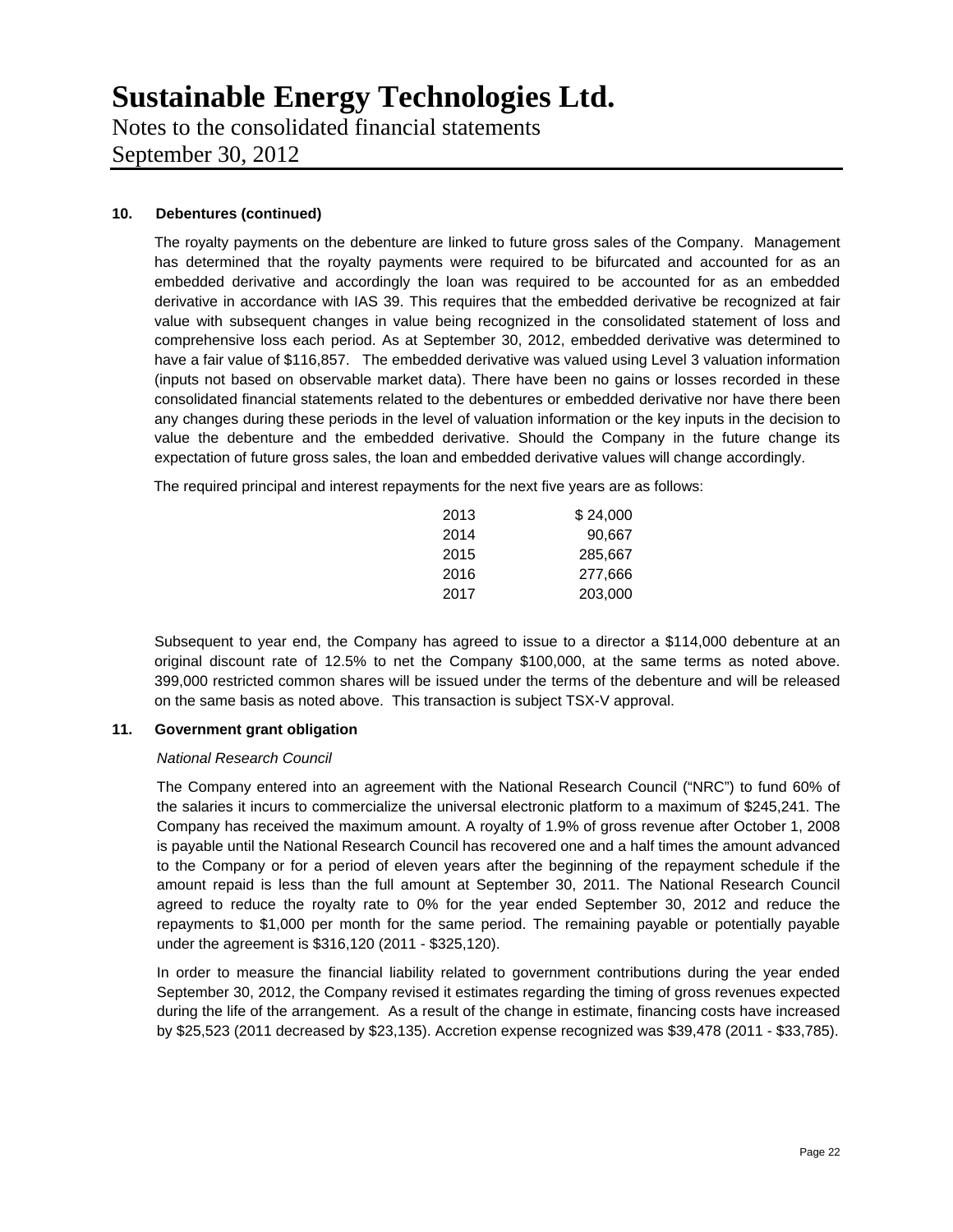### 10. Debentures (continued)

The royalty payments on the debenture are linked to future gross sales of the Company. Management has determined that the royalty payments were required to be bifurcated and accounted for as an embedded derivative and accordingly the loan was required to be accounted for as an embedded derivative in accordance with IAS 39. This requires that the embedded derivative be recognized at fair value with subsequent changes in value being recognized in the consolidated statement of loss and comprehensive loss each period. As at September 30, 2012, embedded derivative was determined to have a fair value of $116,857. The embedded derivative was valued using Level 3 valuation information (inputs not based on observable market data). There have been no gains or losses recorded in these consolidated financial statements related to the debentures or embedded derivative nor have there been any changes during these periods in the level of valuation information or the key inputs in the decision to value the debenture and the embedded derivative. Should the Company in the future change its expectation of future gross sales, the loan and embedded derivative values will change accordingly.

The required principal and interest repayments for the next five years are as follows:

| | |
|---|---|
| 2013 | $ 24,000 |
| 2014 | 90,667 |
| 2015 | 285,667 |
| 2016 | 277,666 |
| 2017 | 203,000 |

Subsequent to year end, the Company has agreed to issue to a director a $114,000 debenture at an original discount rate of 12.5% to net the Company $100,000, at the same terms as noted above. 399,000 restricted common shares will be issued under the terms of the debenture and will be released on the same basis as noted above. This transaction is subject TSX-V approval.

### 11. Government grant obligation

*National Research Council*

The Company entered into an agreement with the National Research Council ("NRC") to fund 60% of the salaries it incurs to commercialize the universal electronic platform to a maximum of $245,241. The Company has received the maximum amount. A royalty of 1.9% of gross revenue after October 1, 2008 is payable until the National Research Council has recovered one and a half times the amount advanced to the Company or for a period of eleven years after the beginning of the repayment schedule if the amount repaid is less than the full amount at September 30, 2011. The National Research Council agreed to reduce the royalty rate to 0% for the year ended September 30, 2012 and reduce the repayments to $1,000 per month for the same period. The remaining payable or potentially payable under the agreement is $316,120 (2011 - $325,120).

In order to measure the financial liability related to government contributions during the year ended September 30, 2012, the Company revised it estimates regarding the timing of gross revenues expected during the life of the arrangement. As a result of the change in estimate, financing costs have increased by $25,523 (2011 decreased by $23,135). Accretion expense recognized was $39,478 (2011 - $33,785).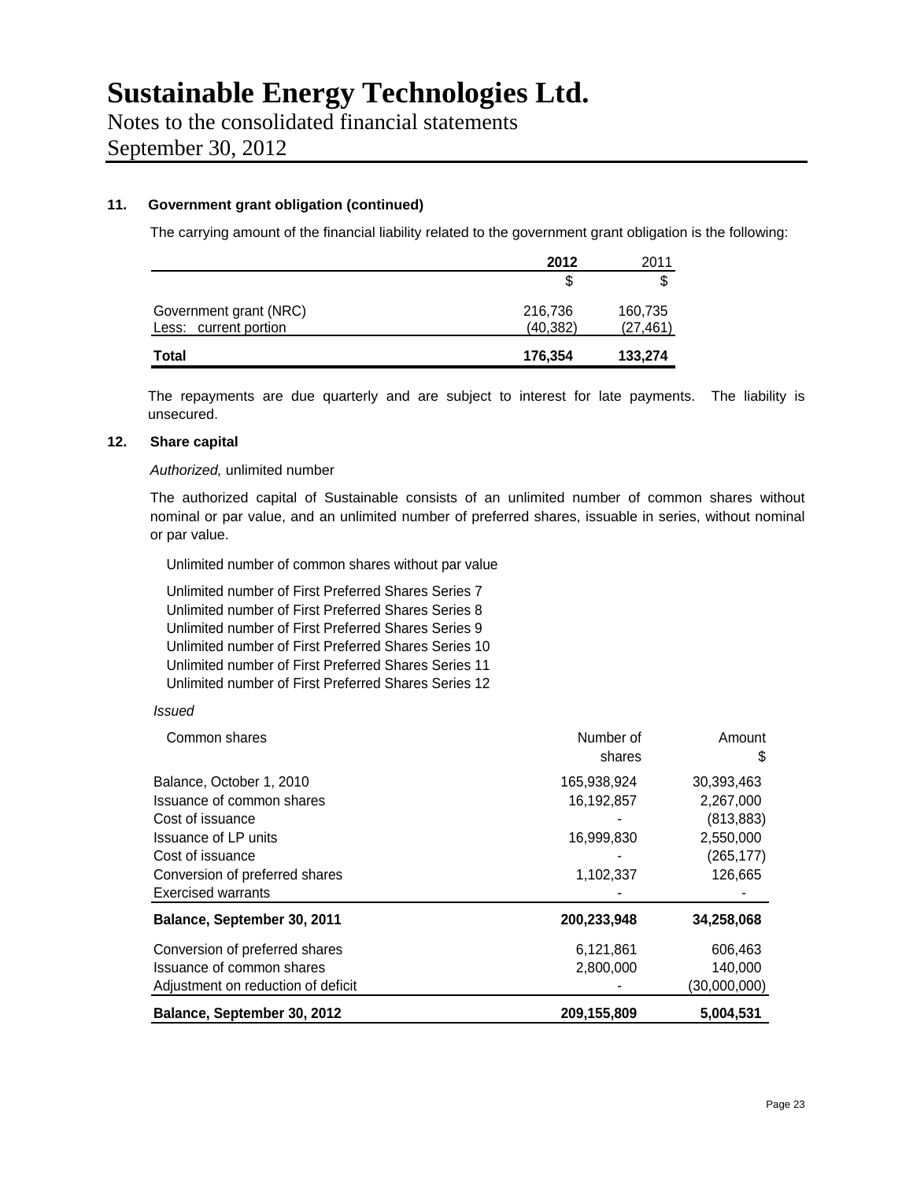### 11. Government grant obligation (continued)

The carrying amount of the financial liability related to the government grant obligation is the following:

| | 2012 | 2011 |
|---|---|---|
| | $ | $ |
| Government grant (NRC) | 216,736 | 160,735 |
| Less: current portion | (40,382) | (27,461) |
| **Total** | **176,354** | **133,274** |

The repayments are due quarterly and are subject to interest for late payments. The liability is unsecured.

### 12. Share capital

*Authorized,* unlimited number

The authorized capital of Sustainable consists of an unlimited number of common shares without nominal or par value, and an unlimited number of preferred shares, issuable in series, without nominal or par value.

Unlimited number of common shares without par value

Unlimited number of First Preferred Shares Series 7
Unlimited number of First Preferred Shares Series 8
Unlimited number of First Preferred Shares Series 9
Unlimited number of First Preferred Shares Series 10
Unlimited number of First Preferred Shares Series 11
Unlimited number of First Preferred Shares Series 12

*Issued*

| Common shares | Number of shares | Amount $ |
|---|---|---|
| Balance, October 1, 2010 | 165,938,924 | 30,393,463 |
| Issuance of common shares | 16,192,857 | 2,267,000 |
| Cost of issuance | - | (813,883) |
| Issuance of LP units | 16,999,830 | 2,550,000 |
| Cost of issuance | - | (265,177) |
| Conversion of preferred shares | 1,102,337 | 126,665 |
| Exercised warrants | - | - |
| **Balance, September 30, 2011** | **200,233,948** | **34,258,068** |
| Conversion of preferred shares | 6,121,861 | 606,463 |
| Issuance of common shares | 2,800,000 | 140,000 |
| Adjustment on reduction of deficit | - | (30,000,000) |
| **Balance, September 30, 2012** | **209,155,809** | **5,004,531** |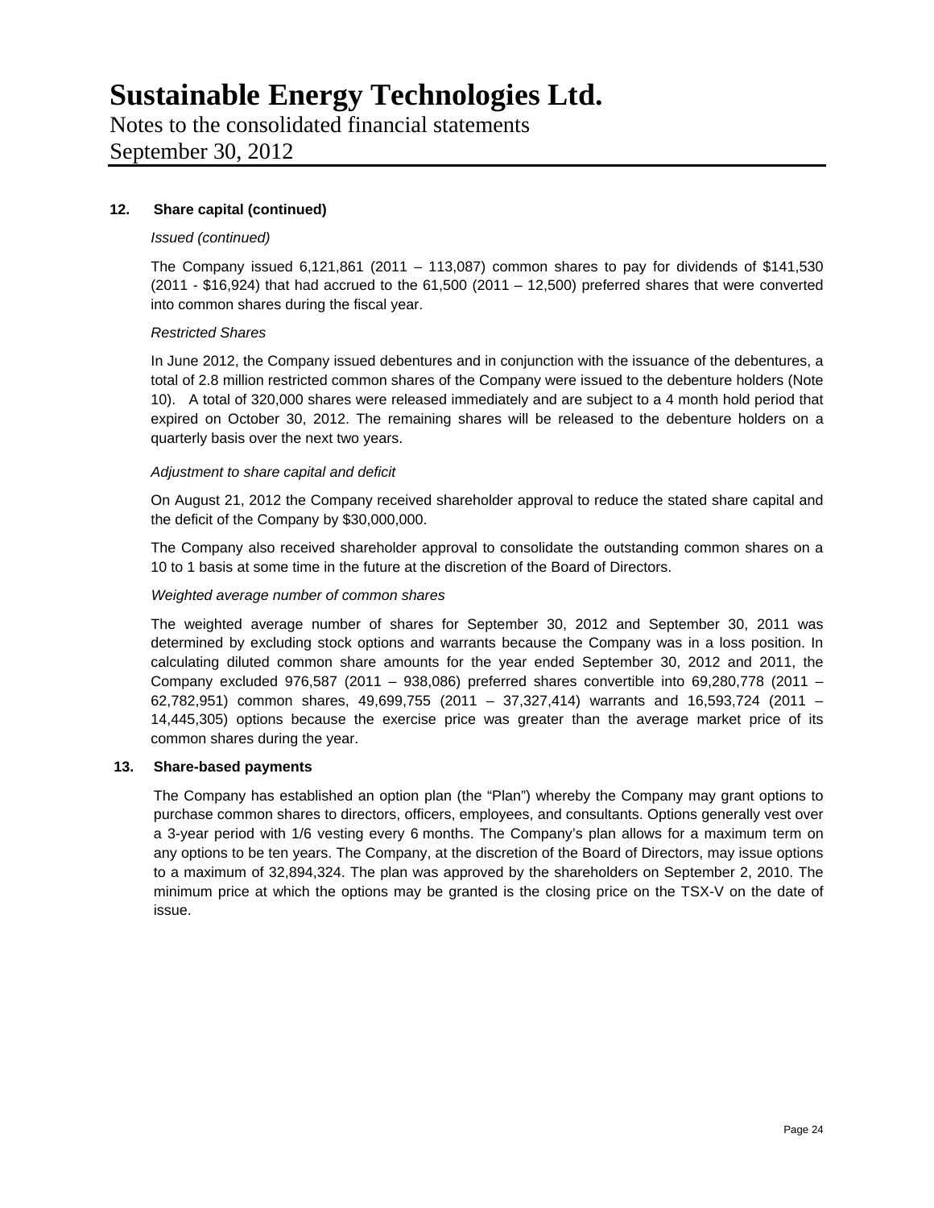### 12. Share capital (continued)

*Issued (continued)*

The Company issued 6,121,861 (2011 – 113,087) common shares to pay for dividends of $141,530 (2011 - $16,924) that had accrued to the 61,500 (2011 – 12,500) preferred shares that were converted into common shares during the fiscal year.

*Restricted Shares*

In June 2012, the Company issued debentures and in conjunction with the issuance of the debentures, a total of 2.8 million restricted common shares of the Company were issued to the debenture holders (Note 10). A total of 320,000 shares were released immediately and are subject to a 4 month hold period that expired on October 30, 2012. The remaining shares will be released to the debenture holders on a quarterly basis over the next two years.

*Adjustment to share capital and deficit*

On August 21, 2012 the Company received shareholder approval to reduce the stated share capital and the deficit of the Company by $30,000,000.

The Company also received shareholder approval to consolidate the outstanding common shares on a 10 to 1 basis at some time in the future at the discretion of the Board of Directors.

*Weighted average number of common shares*

The weighted average number of shares for September 30, 2012 and September 30, 2011 was determined by excluding stock options and warrants because the Company was in a loss position. In calculating diluted common share amounts for the year ended September 30, 2012 and 2011, the Company excluded 976,587 (2011 – 938,086) preferred shares convertible into 69,280,778 (2011 – 62,782,951) common shares, 49,699,755 (2011 – 37,327,414) warrants and 16,593,724 (2011 – 14,445,305) options because the exercise price was greater than the average market price of its common shares during the year.

### 13. Share-based payments

The Company has established an option plan (the "Plan") whereby the Company may grant options to purchase common shares to directors, officers, employees, and consultants. Options generally vest over a 3-year period with 1/6 vesting every 6 months. The Company's plan allows for a maximum term on any options to be ten years. The Company, at the discretion of the Board of Directors, may issue options to a maximum of 32,894,324. The plan was approved by the shareholders on September 2, 2010. The minimum price at which the options may be granted is the closing price on the TSX-V on the date of issue.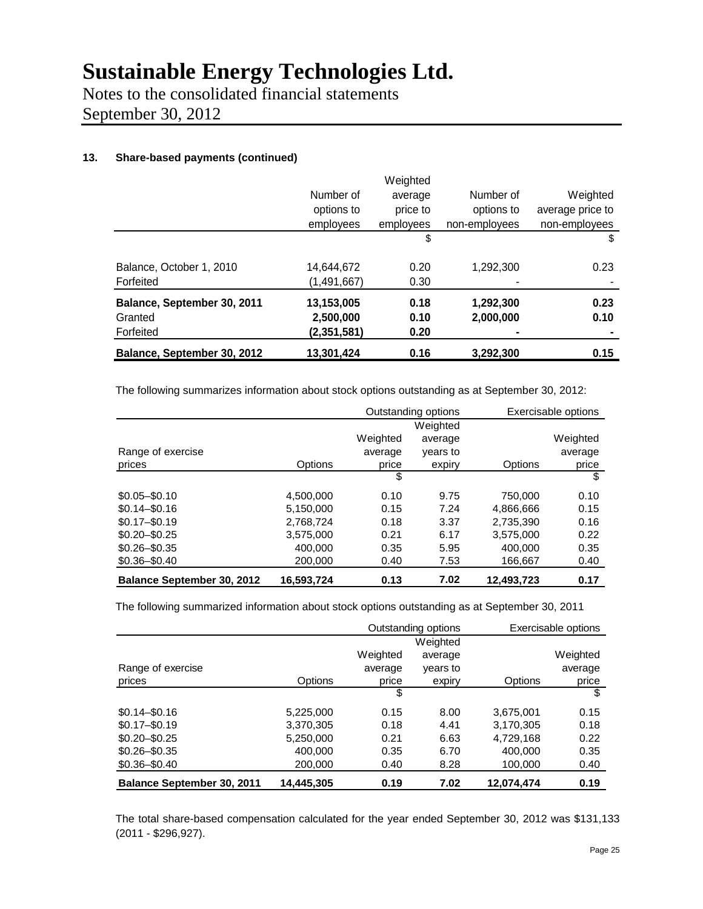# Sustainable Energy Technologies Ltd.

Notes to the consolidated financial statements
September 30, 2012

### 13. Share-based payments (continued)

| | Number of options to employees | Weighted average price to employees | Number of options to non-employees | Weighted average price to non-employees |
|---|---|---|---|---|
| | | $ | | $ |
| Balance, October 1, 2010 | 14,644,672 | 0.20 | 1,292,300 | 0.23 |
| Forfeited | (1,491,667) | 0.30 | - | - |
| **Balance, September 30, 2011** | **13,153,005** | **0.18** | **1,292,300** | **0.23** |
| Granted | **2,500,000** | **0.10** | **2,000,000** | **0.10** |
| Forfeited | **(2,351,581)** | **0.20** | **-** | **-** |
| **Balance, September 30, 2012** | **13,301,424** | **0.16** | **3,292,300** | **0.15** |

The following summarizes information about stock options outstanding as at September 30, 2012:

| | Outstanding options | | | Exercisable options | |
|---|---|---|---|---|---|
| Range of exercise prices | Options | Weighted average price | Weighted average years to expiry | Options | Weighted average price |
| | | $ | | | $ |
| $0.05–$0.10 | 4,500,000 | 0.10 | 9.75 | 750,000 | 0.10 |
| $0.14–$0.16 | 5,150,000 | 0.15 | 7.24 | 4,866,666 | 0.15 |
| $0.17–$0.19 | 2,768,724 | 0.18 | 3.37 | 2,735,390 | 0.16 |
| $0.20–$0.25 | 3,575,000 | 0.21 | 6.17 | 3,575,000 | 0.22 |
| $0.26–$0.35 | 400,000 | 0.35 | 5.95 | 400,000 | 0.35 |
| $0.36–$0.40 | 200,000 | 0.40 | 7.53 | 166,667 | 0.40 |
| **Balance September 30, 2012** | **16,593,724** | **0.13** | **7.02** | **12,493,723** | **0.17** |

The following summarized information about stock options outstanding as at September 30, 2011

| | Outstanding options | | | Exercisable options | |
|---|---|---|---|---|---|
| Range of exercise prices | Options | Weighted average price | Weighted average years to expiry | Options | Weighted average price |
| | | $ | | | $ |
| $0.14–$0.16 | 5,225,000 | 0.15 | 8.00 | 3,675,001 | 0.15 |
| $0.17–$0.19 | 3,370,305 | 0.18 | 4.41 | 3,170,305 | 0.18 |
| $0.20–$0.25 | 5,250,000 | 0.21 | 6.63 | 4,729,168 | 0.22 |
| $0.26–$0.35 | 400,000 | 0.35 | 6.70 | 400,000 | 0.35 |
| $0.36–$0.40 | 200,000 | 0.40 | 8.28 | 100,000 | 0.40 |
| **Balance September 30, 2011** | **14,445,305** | **0.19** | **7.02** | **12,074,474** | **0.19** |

The total share-based compensation calculated for the year ended September 30, 2012 was $131,133 (2011 - $296,927).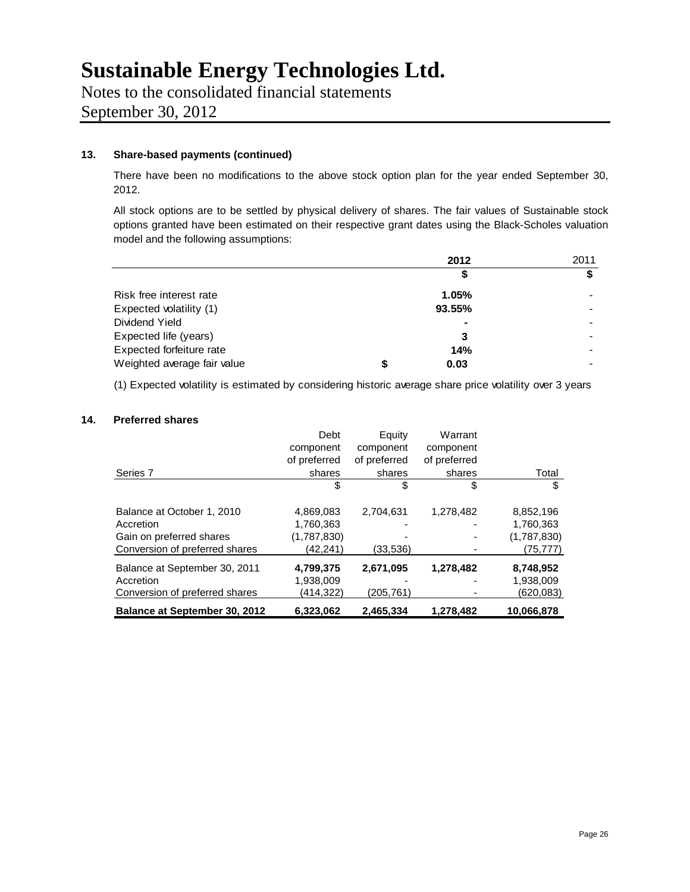# Sustainable Energy Technologies Ltd.

Notes to the consolidated financial statements
September 30, 2012

**13. Share-based payments (continued)**

There have been no modifications to the above stock option plan for the year ended September 30, 2012.

All stock options are to be settled by physical delivery of shares. The fair values of Sustainable stock options granted have been estimated on their respective grant dates using the Black-Scholes valuation model and the following assumptions:

| | **2012** | 2011 |
|---|---|---|
| | **$** | **$** |
| Risk free interest rate | **1.05%** | - |
| Expected volatility (1) | **93.55%** | - |
| Dividend Yield | **-** | - |
| Expected life (years) | **3** | - |
| Expected forfeiture rate | **14%** | - |
| Weighted average fair value | **$ 0.03** | - |

(1) Expected volatility is estimated by considering historic average share price volatility over 3 years

**14. Preferred shares**

| Series 7 | Debt component of preferred shares | Equity component of preferred shares | Warrant component of preferred shares | Total |
|---|---|---|---|---|
| | $ | $ | $ | $ |
| Balance at October 1, 2010 | 4,869,083 | 2,704,631 | 1,278,482 | 8,852,196 |
| Accretion | 1,760,363 | - | - | 1,760,363 |
| Gain on preferred shares | (1,787,830) | - | - | (1,787,830) |
| Conversion of preferred shares | (42,241) | (33,536) | - | (75,777) |
| Balance at September 30, 2011 | **4,799,375** | **2,671,095** | **1,278,482** | **8,748,952** |
| Accretion | 1,938,009 | - | - | 1,938,009 |
| Conversion of preferred shares | (414,322) | (205,761) | - | (620,083) |
| **Balance at September 30, 2012** | **6,323,062** | **2,465,334** | **1,278,482** | **10,066,878** |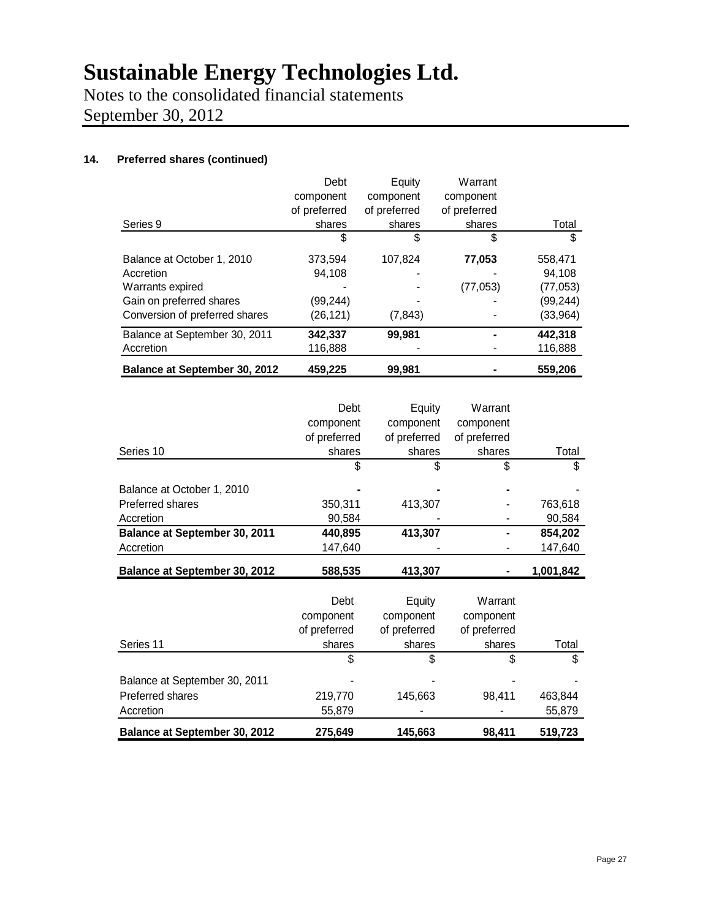## 14. Preferred shares (continued)

| Series 9 | Debt component of preferred shares | Equity component of preferred shares | Warrant component of preferred shares | Total |
|---|---|---|---|---|
| | $ | $ | $ | $ |
| Balance at October 1, 2010 | 373,594 | 107,824 | **77,053** | 558,471 |
| Accretion | 94,108 | - | - | 94,108 |
| Warrants expired | - | - | (77,053) | (77,053) |
| Gain on preferred shares | (99,244) | - | - | (99,244) |
| Conversion of preferred shares | (26,121) | (7,843) | - | (33,964) |
| Balance at September 30, 2011 | **342,337** | **99,981** | **-** | **442,318** |
| Accretion | 116,888 | - | - | 116,888 |
| **Balance at September 30, 2012** | **459,225** | **99,981** | **-** | **559,206** |

| Series 10 | Debt component of preferred shares | Equity component of preferred shares | Warrant component of preferred shares | Total |
|---|---|---|---|---|
| | $ | $ | $ | $ |
| Balance at October 1, 2010 | **-** | **-** | **-** | - |
| Preferred shares | 350,311 | 413,307 | - | 763,618 |
| Accretion | 90,584 | - | - | 90,584 |
| **Balance at September 30, 2011** | **440,895** | **413,307** | **-** | **854,202** |
| Accretion | 147,640 | - | - | 147,640 |
| **Balance at September 30, 2012** | **588,535** | **413,307** | **-** | **1,001,842** |

| Series 11 | Debt component of preferred shares | Equity component of preferred shares | Warrant component of preferred shares | Total |
|---|---|---|---|---|
| | $ | $ | $ | $ |
| Balance at September 30, 2011 | - | - | - | - |
| Preferred shares | 219,770 | 145,663 | 98,411 | 463,844 |
| Accretion | 55,879 | - | - | 55,879 |
| **Balance at September 30, 2012** | **275,649** | **145,663** | **98,411** | **519,723** |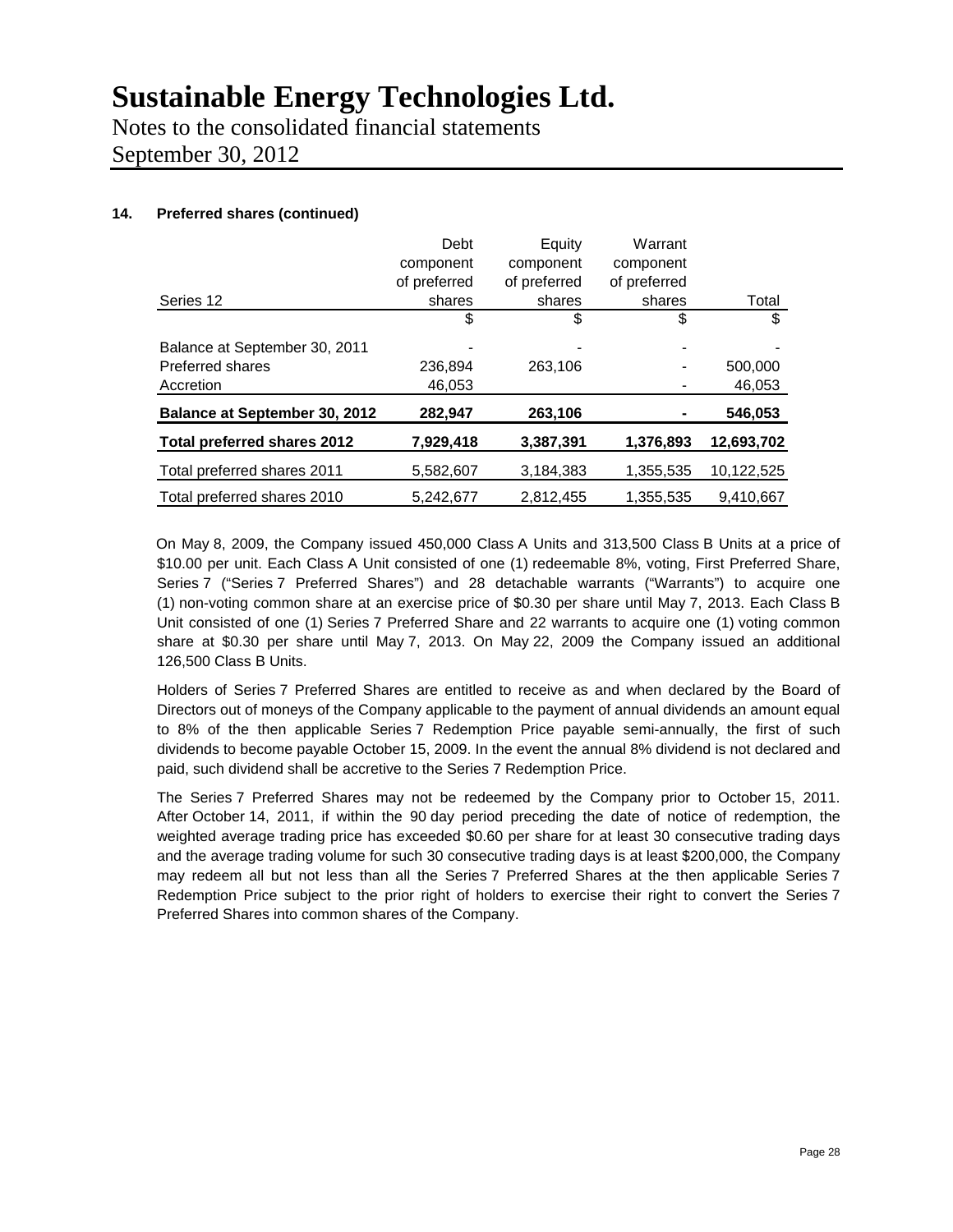# Sustainable Energy Technologies Ltd.

Notes to the consolidated financial statements
September 30, 2012

**14. Preferred shares (continued)**

| Series 12 | Debt component of preferred shares | Equity component of preferred shares | Warrant component of preferred shares | Total |
|---|---|---|---|---|
| | $ | $ | $ | $ |
| Balance at September 30, 2011 | - | - | - | - |
| Preferred shares | 236,894 | 263,106 | - | 500,000 |
| Accretion | 46,053 | | - | 46,053 |
| **Balance at September 30, 2012** | **282,947** | **263,106** | **-** | **546,053** |
| **Total preferred shares 2012** | **7,929,418** | **3,387,391** | **1,376,893** | **12,693,702** |
| Total preferred shares 2011 | 5,582,607 | 3,184,383 | 1,355,535 | 10,122,525 |
| Total preferred shares 2010 | 5,242,677 | 2,812,455 | 1,355,535 | 9,410,667 |

On May 8, 2009, the Company issued 450,000 Class A Units and 313,500 Class B Units at a price of $10.00 per unit. Each Class A Unit consisted of one (1) redeemable 8%, voting, First Preferred Share, Series 7 ("Series 7 Preferred Shares") and 28 detachable warrants ("Warrants") to acquire one (1) non-voting common share at an exercise price of $0.30 per share until May 7, 2013. Each Class B Unit consisted of one (1) Series 7 Preferred Share and 22 warrants to acquire one (1) voting common share at $0.30 per share until May 7, 2013. On May 22, 2009 the Company issued an additional 126,500 Class B Units.

Holders of Series 7 Preferred Shares are entitled to receive as and when declared by the Board of Directors out of moneys of the Company applicable to the payment of annual dividends an amount equal to 8% of the then applicable Series 7 Redemption Price payable semi-annually, the first of such dividends to become payable October 15, 2009. In the event the annual 8% dividend is not declared and paid, such dividend shall be accretive to the Series 7 Redemption Price.

The Series 7 Preferred Shares may not be redeemed by the Company prior to October 15, 2011. After October 14, 2011, if within the 90 day period preceding the date of notice of redemption, the weighted average trading price has exceeded $0.60 per share for at least 30 consecutive trading days and the average trading volume for such 30 consecutive trading days is at least $200,000, the Company may redeem all but not less than all the Series 7 Preferred Shares at the then applicable Series 7 Redemption Price subject to the prior right of holders to exercise their right to convert the Series 7 Preferred Shares into common shares of the Company.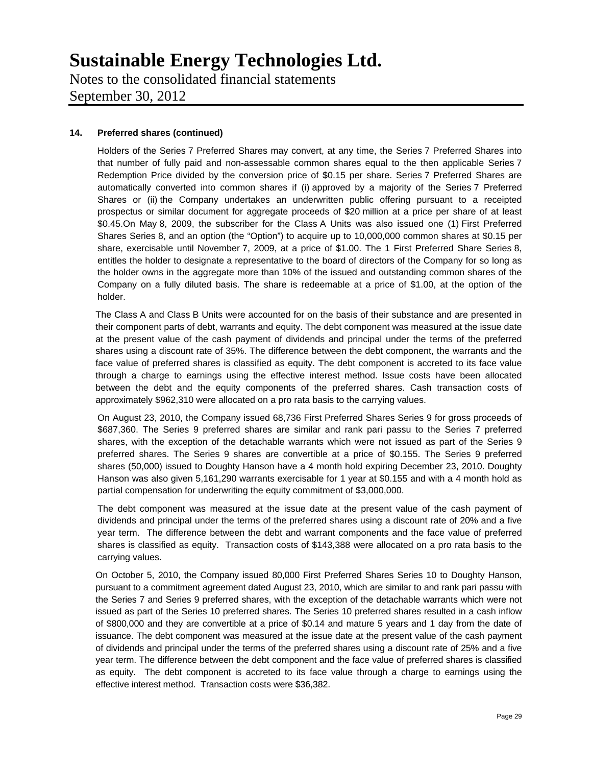## 14. Preferred shares (continued)

Holders of the Series 7 Preferred Shares may convert, at any time, the Series 7 Preferred Shares into that number of fully paid and non-assessable common shares equal to the then applicable Series 7 Redemption Price divided by the conversion price of $0.15 per share. Series 7 Preferred Shares are automatically converted into common shares if (i) approved by a majority of the Series 7 Preferred Shares or (ii) the Company undertakes an underwritten public offering pursuant to a receipted prospectus or similar document for aggregate proceeds of $20 million at a price per share of at least $0.45.On May 8, 2009, the subscriber for the Class A Units was also issued one (1) First Preferred Shares Series 8, and an option (the "Option") to acquire up to 10,000,000 common shares at $0.15 per share, exercisable until November 7, 2009, at a price of $1.00. The 1 First Preferred Share Series 8, entitles the holder to designate a representative to the board of directors of the Company for so long as the holder owns in the aggregate more than 10% of the issued and outstanding common shares of the Company on a fully diluted basis. The share is redeemable at a price of $1.00, at the option of the holder.

The Class A and Class B Units were accounted for on the basis of their substance and are presented in their component parts of debt, warrants and equity. The debt component was measured at the issue date at the present value of the cash payment of dividends and principal under the terms of the preferred shares using a discount rate of 35%. The difference between the debt component, the warrants and the face value of preferred shares is classified as equity. The debt component is accreted to its face value through a charge to earnings using the effective interest method. Issue costs have been allocated between the debt and the equity components of the preferred shares. Cash transaction costs of approximately $962,310 were allocated on a pro rata basis to the carrying values.

On August 23, 2010, the Company issued 68,736 First Preferred Shares Series 9 for gross proceeds of $687,360. The Series 9 preferred shares are similar and rank pari passu to the Series 7 preferred shares, with the exception of the detachable warrants which were not issued as part of the Series 9 preferred shares. The Series 9 shares are convertible at a price of $0.155. The Series 9 preferred shares (50,000) issued to Doughty Hanson have a 4 month hold expiring December 23, 2010. Doughty Hanson was also given 5,161,290 warrants exercisable for 1 year at $0.155 and with a 4 month hold as partial compensation for underwriting the equity commitment of $3,000,000.

The debt component was measured at the issue date at the present value of the cash payment of dividends and principal under the terms of the preferred shares using a discount rate of 20% and a five year term. The difference between the debt and warrant components and the face value of preferred shares is classified as equity. Transaction costs of $143,388 were allocated on a pro rata basis to the carrying values.

On October 5, 2010, the Company issued 80,000 First Preferred Shares Series 10 to Doughty Hanson, pursuant to a commitment agreement dated August 23, 2010, which are similar to and rank pari passu with the Series 7 and Series 9 preferred shares, with the exception of the detachable warrants which were not issued as part of the Series 10 preferred shares. The Series 10 preferred shares resulted in a cash inflow of $800,000 and they are convertible at a price of $0.14 and mature 5 years and 1 day from the date of issuance. The debt component was measured at the issue date at the present value of the cash payment of dividends and principal under the terms of the preferred shares using a discount rate of 25% and a five year term. The difference between the debt component and the face value of preferred shares is classified as equity. The debt component is accreted to its face value through a charge to earnings using the effective interest method. Transaction costs were $36,382.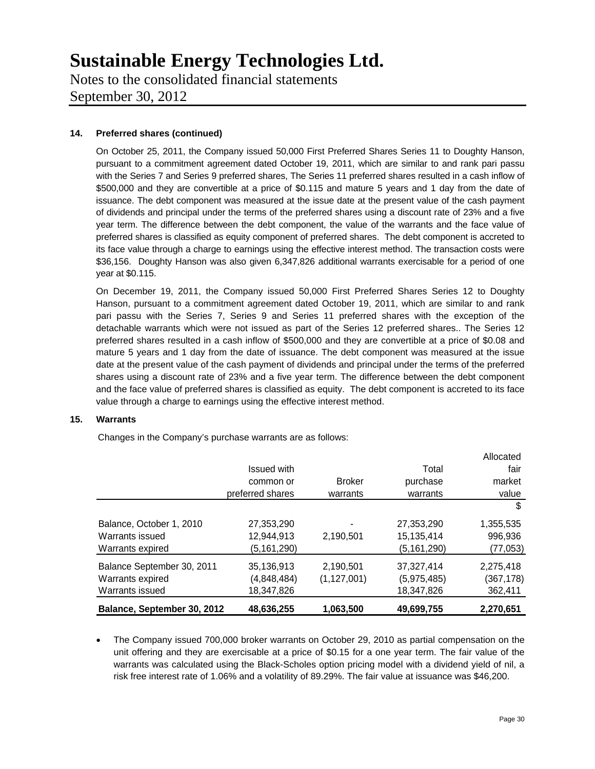#### 14. Preferred shares (continued)

On October 25, 2011, the Company issued 50,000 First Preferred Shares Series 11 to Doughty Hanson, pursuant to a commitment agreement dated October 19, 2011, which are similar to and rank pari passu with the Series 7 and Series 9 preferred shares, The Series 11 preferred shares resulted in a cash inflow of $500,000 and they are convertible at a price of $0.115 and mature 5 years and 1 day from the date of issuance. The debt component was measured at the issue date at the present value of the cash payment of dividends and principal under the terms of the preferred shares using a discount rate of 23% and a five year term. The difference between the debt component, the value of the warrants and the face value of preferred shares is classified as equity component of preferred shares. The debt component is accreted to its face value through a charge to earnings using the effective interest method. The transaction costs were $36,156. Doughty Hanson was also given 6,347,826 additional warrants exercisable for a period of one year at $0.115.

On December 19, 2011, the Company issued 50,000 First Preferred Shares Series 12 to Doughty Hanson, pursuant to a commitment agreement dated October 19, 2011, which are similar to and rank pari passu with the Series 7, Series 9 and Series 11 preferred shares with the exception of the detachable warrants which were not issued as part of the Series 12 preferred shares.. The Series 12 preferred shares resulted in a cash inflow of $500,000 and they are convertible at a price of $0.08 and mature 5 years and 1 day from the date of issuance. The debt component was measured at the issue date at the present value of the cash payment of dividends and principal under the terms of the preferred shares using a discount rate of 23% and a five year term. The difference between the debt component and the face value of preferred shares is classified as equity. The debt component is accreted to its face value through a charge to earnings using the effective interest method.

#### 15. Warrants

Changes in the Company's purchase warrants are as follows:

| | Issued with common or preferred shares | Broker warrants | Total purchase warrants | Allocated fair market value |
|---|---|---|---|---|
| | | | | $ |
| Balance, October 1, 2010 | 27,353,290 | - | 27,353,290 | 1,355,535 |
| Warrants issued | 12,944,913 | 2,190,501 | 15,135,414 | 996,936 |
| Warrants expired | (5,161,290) | | (5,161,290) | (77,053) |
| Balance September 30, 2011 | 35,136,913 | 2,190,501 | 37,327,414 | 2,275,418 |
| Warrants expired | (4,848,484) | (1,127,001) | (5,975,485) | (367,178) |
| Warrants issued | 18,347,826 | | 18,347,826 | 362,411 |
| **Balance, September 30, 2012** | **48,636,255** | **1,063,500** | **49,699,755** | **2,270,651** |

- The Company issued 700,000 broker warrants on October 29, 2010 as partial compensation on the unit offering and they are exercisable at a price of $0.15 for a one year term. The fair value of the warrants was calculated using the Black-Scholes option pricing model with a dividend yield of nil, a risk free interest rate of 1.06% and a volatility of 89.29%. The fair value at issuance was $46,200.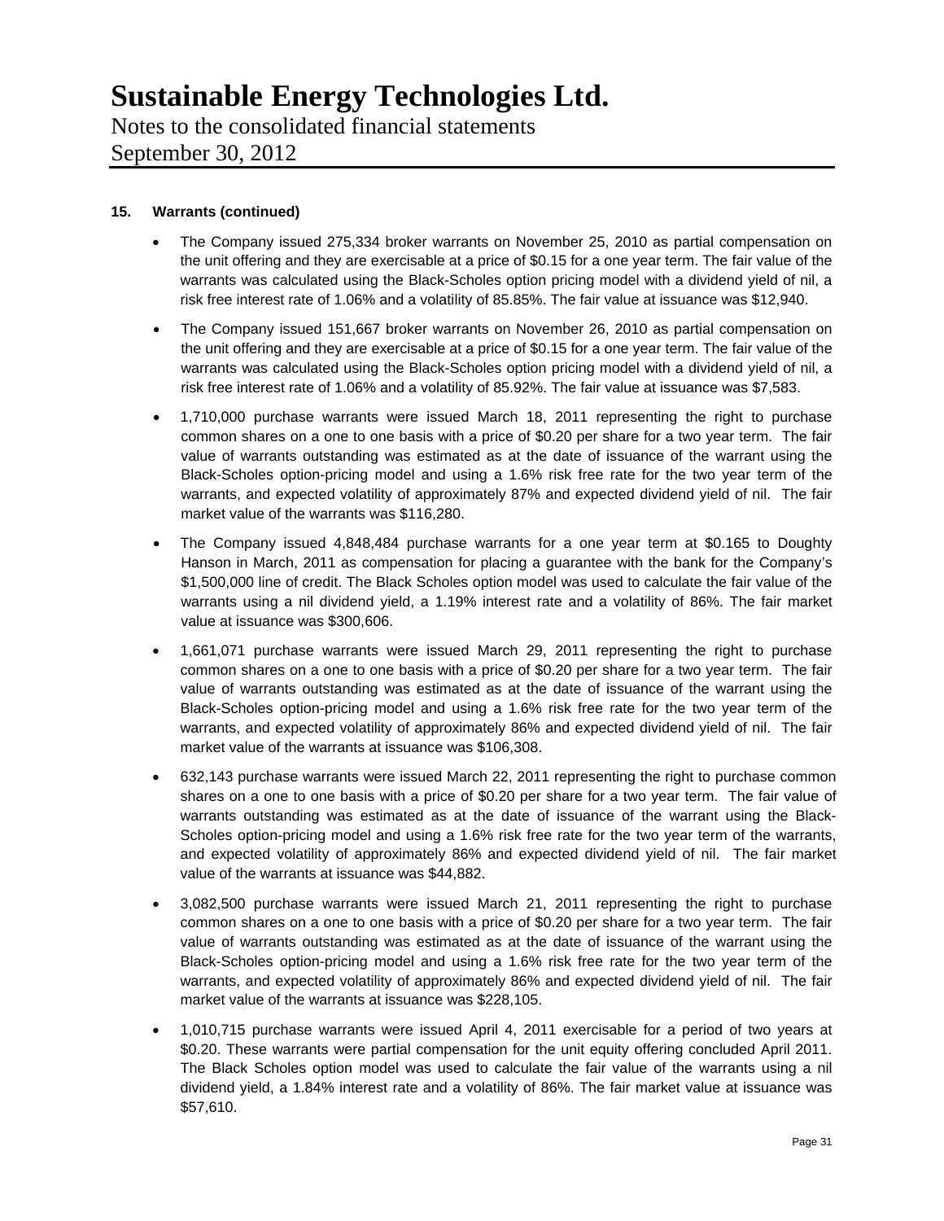**15. Warrants (continued)**

- The Company issued 275,334 broker warrants on November 25, 2010 as partial compensation on the unit offering and they are exercisable at a price of $0.15 for a one year term. The fair value of the warrants was calculated using the Black-Scholes option pricing model with a dividend yield of nil, a risk free interest rate of 1.06% and a volatility of 85.85%. The fair value at issuance was $12,940.

- The Company issued 151,667 broker warrants on November 26, 2010 as partial compensation on the unit offering and they are exercisable at a price of $0.15 for a one year term. The fair value of the warrants was calculated using the Black-Scholes option pricing model with a dividend yield of nil, a risk free interest rate of 1.06% and a volatility of 85.92%. The fair value at issuance was $7,583.

- 1,710,000 purchase warrants were issued March 18, 2011 representing the right to purchase common shares on a one to one basis with a price of $0.20 per share for a two year term. The fair value of warrants outstanding was estimated as at the date of issuance of the warrant using the Black-Scholes option-pricing model and using a 1.6% risk free rate for the two year term of the warrants, and expected volatility of approximately 87% and expected dividend yield of nil. The fair market value of the warrants was $116,280.

- The Company issued 4,848,484 purchase warrants for a one year term at $0.165 to Doughty Hanson in March, 2011 as compensation for placing a guarantee with the bank for the Company's $1,500,000 line of credit. The Black Scholes option model was used to calculate the fair value of the warrants using a nil dividend yield, a 1.19% interest rate and a volatility of 86%. The fair market value at issuance was $300,606.

- 1,661,071 purchase warrants were issued March 29, 2011 representing the right to purchase common shares on a one to one basis with a price of $0.20 per share for a two year term. The fair value of warrants outstanding was estimated as at the date of issuance of the warrant using the Black-Scholes option-pricing model and using a 1.6% risk free rate for the two year term of the warrants, and expected volatility of approximately 86% and expected dividend yield of nil. The fair market value of the warrants at issuance was $106,308.

- 632,143 purchase warrants were issued March 22, 2011 representing the right to purchase common shares on a one to one basis with a price of $0.20 per share for a two year term. The fair value of warrants outstanding was estimated as at the date of issuance of the warrant using the Black-Scholes option-pricing model and using a 1.6% risk free rate for the two year term of the warrants, and expected volatility of approximately 86% and expected dividend yield of nil. The fair market value of the warrants at issuance was $44,882.

- 3,082,500 purchase warrants were issued March 21, 2011 representing the right to purchase common shares on a one to one basis with a price of $0.20 per share for a two year term. The fair value of warrants outstanding was estimated as at the date of issuance of the warrant using the Black-Scholes option-pricing model and using a 1.6% risk free rate for the two year term of the warrants, and expected volatility of approximately 86% and expected dividend yield of nil. The fair market value of the warrants at issuance was $228,105.

- 1,010,715 purchase warrants were issued April 4, 2011 exercisable for a period of two years at $0.20. These warrants were partial compensation for the unit equity offering concluded April 2011. The Black Scholes option model was used to calculate the fair value of the warrants using a nil dividend yield, a 1.84% interest rate and a volatility of 86%. The fair market value at issuance was $57,610.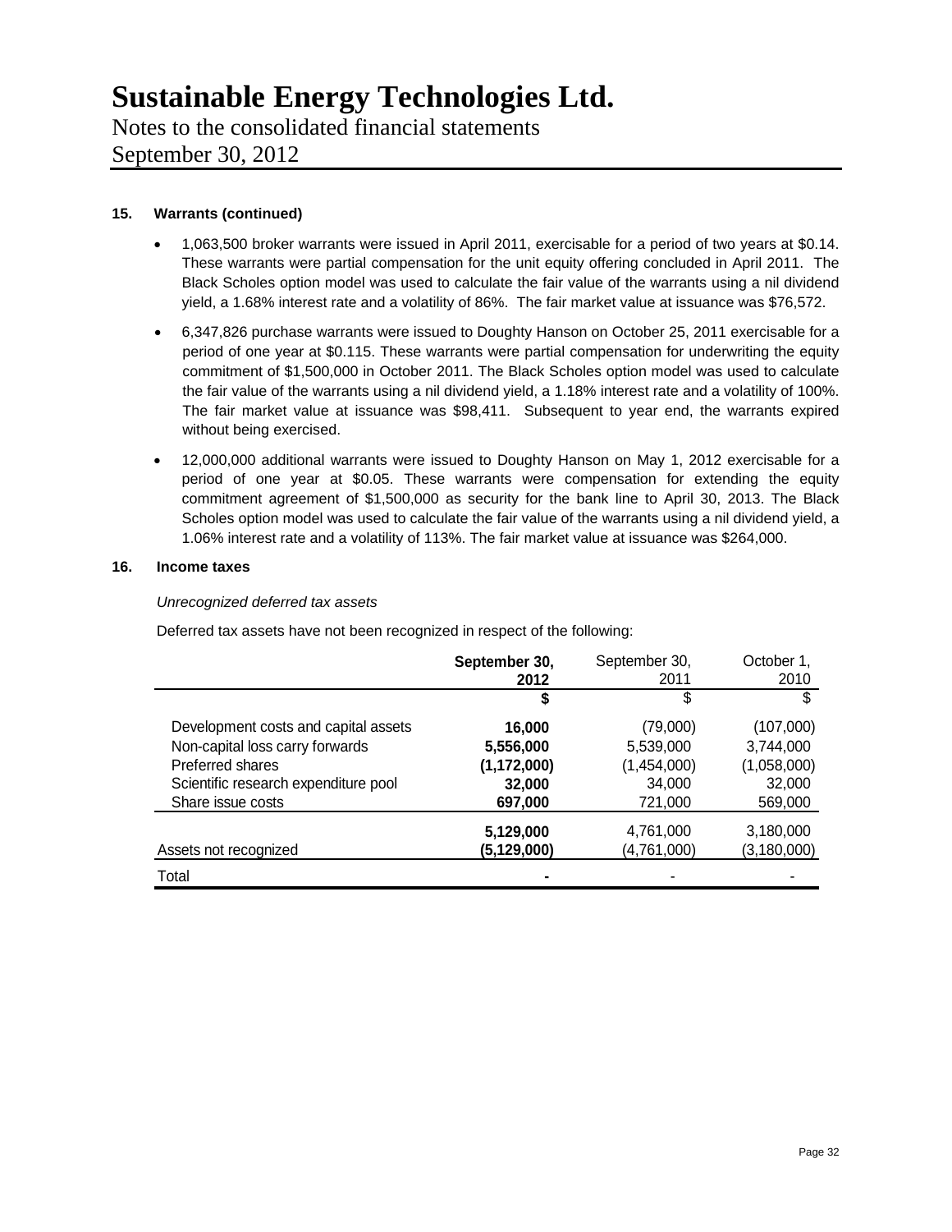# Sustainable Energy Technologies Ltd.

Notes to the consolidated financial statements
September 30, 2012

**15. Warrants (continued)**

- 1,063,500 broker warrants were issued in April 2011, exercisable for a period of two years at $0.14. These warrants were partial compensation for the unit equity offering concluded in April 2011. The Black Scholes option model was used to calculate the fair value of the warrants using a nil dividend yield, a 1.68% interest rate and a volatility of 86%. The fair market value at issuance was $76,572.
- 6,347,826 purchase warrants were issued to Doughty Hanson on October 25, 2011 exercisable for a period of one year at $0.115. These warrants were partial compensation for underwriting the equity commitment of $1,500,000 in October 2011. The Black Scholes option model was used to calculate the fair value of the warrants using a nil dividend yield, a 1.18% interest rate and a volatility of 100%. The fair market value at issuance was $98,411. Subsequent to year end, the warrants expired without being exercised.
- 12,000,000 additional warrants were issued to Doughty Hanson on May 1, 2012 exercisable for a period of one year at $0.05. These warrants were compensation for extending the equity commitment agreement of $1,500,000 as security for the bank line to April 30, 2013. The Black Scholes option model was used to calculate the fair value of the warrants using a nil dividend yield, a 1.06% interest rate and a volatility of 113%. The fair market value at issuance was $264,000.

**16. Income taxes**

*Unrecognized deferred tax assets*

Deferred tax assets have not been recognized in respect of the following:

| | **September 30, 2012** | September 30, 2011 | October 1, 2010 |
|---|---|---|---|
| | **$** | $ | $ |
| Development costs and capital assets | **16,000** | (79,000) | (107,000) |
| Non-capital loss carry forwards | **5,556,000** | 5,539,000 | 3,744,000 |
| Preferred shares | **(1,172,000)** | (1,454,000) | (1,058,000) |
| Scientific research expenditure pool | **32,000** | 34,000 | 32,000 |
| Share issue costs | **697,000** | 721,000 | 569,000 |
| | **5,129,000** | 4,761,000 | 3,180,000 |
| Assets not recognized | **(5,129,000)** | (4,761,000) | (3,180,000) |
| Total | **-** | - | - |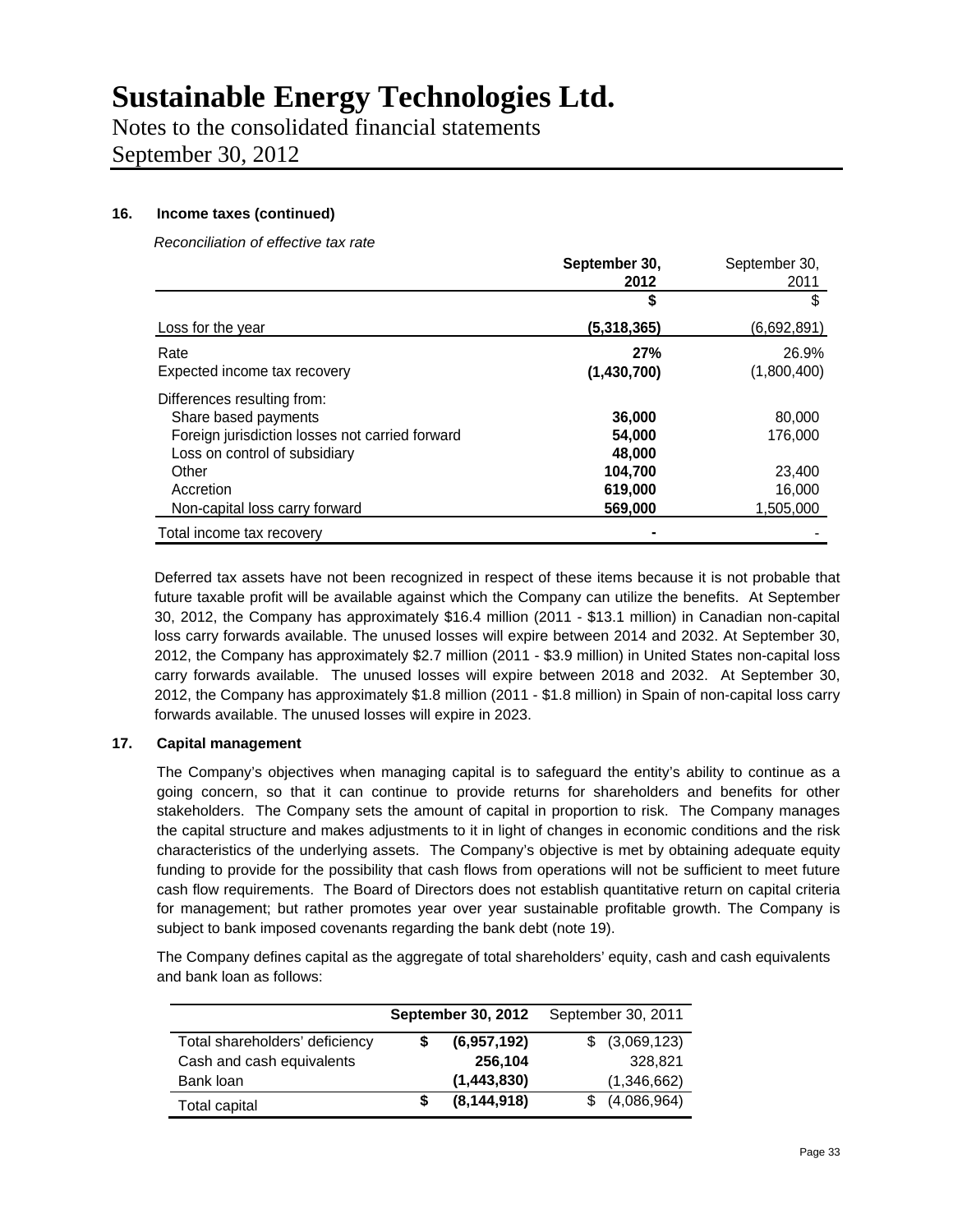# Sustainable Energy Technologies Ltd.

Notes to the consolidated financial statements
September 30, 2012

## 16. Income taxes (continued)

*Reconciliation of effective tax rate*

| | **September 30, 2012** | September 30, 2011 |
|---|---|---|
| | **$** | $ |
| Loss for the year | **(5,318,365)** | (6,692,891) |
| Rate | **27%** | 26.9% |
| Expected income tax recovery | **(1,430,700)** | (1,800,400) |
| Differences resulting from: | | |
| Share based payments | **36,000** | 80,000 |
| Foreign jurisdiction losses not carried forward | **54,000** | 176,000 |
| Loss on control of subsidiary | **48,000** | |
| Other | **104,700** | 23,400 |
| Accretion | **619,000** | 16,000 |
| Non-capital loss carry forward | **569,000** | 1,505,000 |
| Total income tax recovery | **-** | - |

Deferred tax assets have not been recognized in respect of these items because it is not probable that future taxable profit will be available against which the Company can utilize the benefits. At September 30, 2012, the Company has approximately $16.4 million (2011 - $13.1 million) in Canadian non-capital loss carry forwards available. The unused losses will expire between 2014 and 2032. At September 30, 2012, the Company has approximately $2.7 million (2011 - $3.9 million) in United States non-capital loss carry forwards available. The unused losses will expire between 2018 and 2032. At September 30, 2012, the Company has approximately $1.8 million (2011 - $1.8 million) in Spain of non-capital loss carry forwards available. The unused losses will expire in 2023.

## 17. Capital management

The Company's objectives when managing capital is to safeguard the entity's ability to continue as a going concern, so that it can continue to provide returns for shareholders and benefits for other stakeholders. The Company sets the amount of capital in proportion to risk. The Company manages the capital structure and makes adjustments to it in light of changes in economic conditions and the risk characteristics of the underlying assets. The Company's objective is met by obtaining adequate equity funding to provide for the possibility that cash flows from operations will not be sufficient to meet future cash flow requirements. The Board of Directors does not establish quantitative return on capital criteria for management; but rather promotes year over year sustainable profitable growth. The Company is subject to bank imposed covenants regarding the bank debt (note 19).

The Company defines capital as the aggregate of total shareholders' equity, cash and cash equivalents and bank loan as follows:

| | **September 30, 2012** | September 30, 2011 |
|---|---|---|
| Total shareholders' deficiency | **$ (6,957,192)** | $ (3,069,123) |
| Cash and cash equivalents | **256,104** | 328,821 |
| Bank loan | **(1,443,830)** | (1,346,662) |
| Total capital | **$ (8,144,918)** | $ (4,086,964) |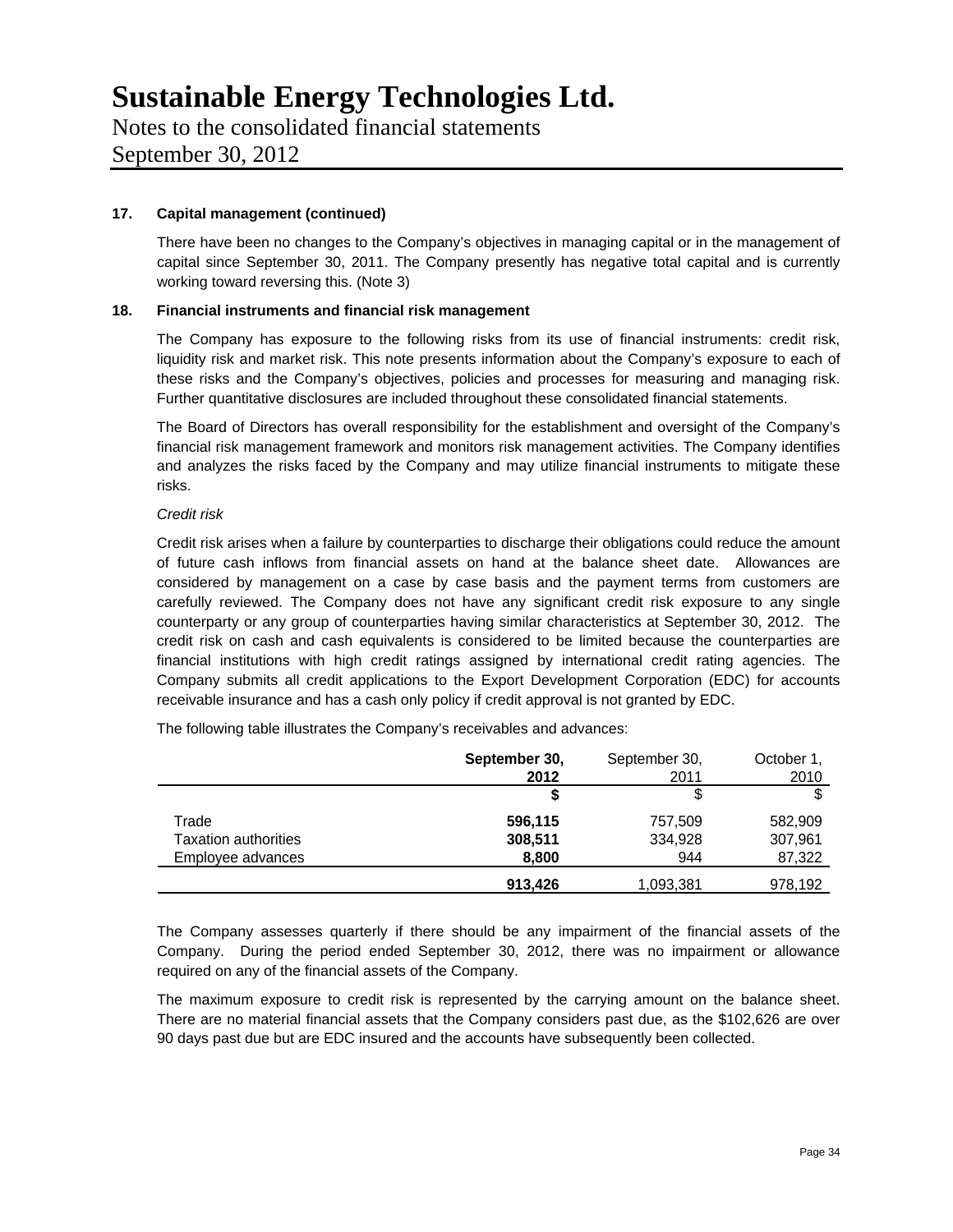### 17. Capital management (continued)

There have been no changes to the Company's objectives in managing capital or in the management of capital since September 30, 2011. The Company presently has negative total capital and is currently working toward reversing this. (Note 3)

### 18. Financial instruments and financial risk management

The Company has exposure to the following risks from its use of financial instruments: credit risk, liquidity risk and market risk. This note presents information about the Company's exposure to each of these risks and the Company's objectives, policies and processes for measuring and managing risk. Further quantitative disclosures are included throughout these consolidated financial statements.

The Board of Directors has overall responsibility for the establishment and oversight of the Company's financial risk management framework and monitors risk management activities. The Company identifies and analyzes the risks faced by the Company and may utilize financial instruments to mitigate these risks.

*Credit risk*

Credit risk arises when a failure by counterparties to discharge their obligations could reduce the amount of future cash inflows from financial assets on hand at the balance sheet date. Allowances are considered by management on a case by case basis and the payment terms from customers are carefully reviewed. The Company does not have any significant credit risk exposure to any single counterparty or any group of counterparties having similar characteristics at September 30, 2012. The credit risk on cash and cash equivalents is considered to be limited because the counterparties are financial institutions with high credit ratings assigned by international credit rating agencies. The Company submits all credit applications to the Export Development Corporation (EDC) for accounts receivable insurance and has a cash only policy if credit approval is not granted by EDC.

The following table illustrates the Company's receivables and advances:

| | **September 30, 2012** | September 30, 2011 | October 1, 2010 |
|---|---|---|---|
| | **$** | $ | $ |
| Trade | **596,115** | 757,509 | 582,909 |
| Taxation authorities | **308,511** | 334,928 | 307,961 |
| Employee advances | **8,800** | 944 | 87,322 |
| | **913,426** | 1,093,381 | 978,192 |

The Company assesses quarterly if there should be any impairment of the financial assets of the Company. During the period ended September 30, 2012, there was no impairment or allowance required on any of the financial assets of the Company.

The maximum exposure to credit risk is represented by the carrying amount on the balance sheet. There are no material financial assets that the Company considers past due, as the $102,626 are over 90 days past due but are EDC insured and the accounts have subsequently been collected.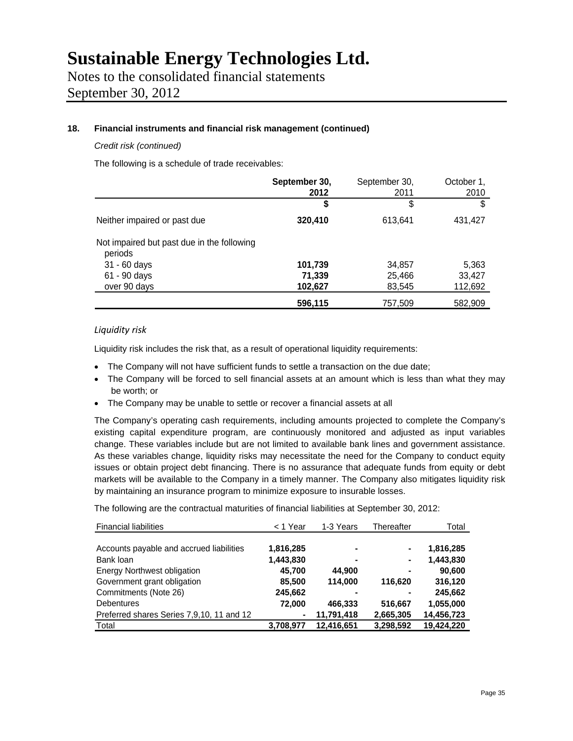# Sustainable Energy Technologies Ltd.

Notes to the consolidated financial statements
September 30, 2012

## 18. Financial instruments and financial risk management (continued)

*Credit risk (continued)*

The following is a schedule of trade receivables:

| | **September 30, 2012** | September 30, 2011 | October 1, 2010 |
|---|---|---|---|
| | **$** | $ | $ |
| Neither impaired or past due | **320,410** | 613,641 | 431,427 |
| Not impaired but past due in the following periods | | | |
| 31 - 60 days | **101,739** | 34,857 | 5,363 |
| 61 - 90 days | **71,339** | 25,466 | 33,427 |
| over 90 days | **102,627** | 83,545 | 112,692 |
| | **596,115** | 757,509 | 582,909 |

*Liquidity risk*

Liquidity risk includes the risk that, as a result of operational liquidity requirements:

- The Company will not have sufficient funds to settle a transaction on the due date;
- The Company will be forced to sell financial assets at an amount which is less than what they may be worth; or
- The Company may be unable to settle or recover a financial assets at all

The Company's operating cash requirements, including amounts projected to complete the Company's existing capital expenditure program, are continuously monitored and adjusted as input variables change. These variables include but are not limited to available bank lines and government assistance. As these variables change, liquidity risks may necessitate the need for the Company to conduct equity issues or obtain project debt financing. There is no assurance that adequate funds from equity or debt markets will be available to the Company in a timely manner. The Company also mitigates liquidity risk by maintaining an insurance program to minimize exposure to insurable losses.

The following are the contractual maturities of financial liabilities at September 30, 2012:

| Financial liabilities | < 1 Year | 1-3 Years | Thereafter | Total |
|---|---|---|---|---|
| Accounts payable and accrued liabilities | **1,816,285** | **-** | **-** | **1,816,285** |
| Bank loan | **1,443,830** | **-** | **-** | **1,443,830** |
| Energy Northwest obligation | **45,700** | **44,900** | **-** | **90,600** |
| Government grant obligation | **85,500** | **114,000** | **116,620** | **316,120** |
| Commitments (Note 26) | **245,662** | **-** | **-** | **245,662** |
| Debentures | **72,000** | **466,333** | **516,667** | **1,055,000** |
| Preferred shares Series 7,9,10, 11 and 12 | **-** | **11,791,418** | **2,665,305** | **14,456,723** |
| Total | **3,708,977** | **12,416,651** | **3,298,592** | **19,424,220** |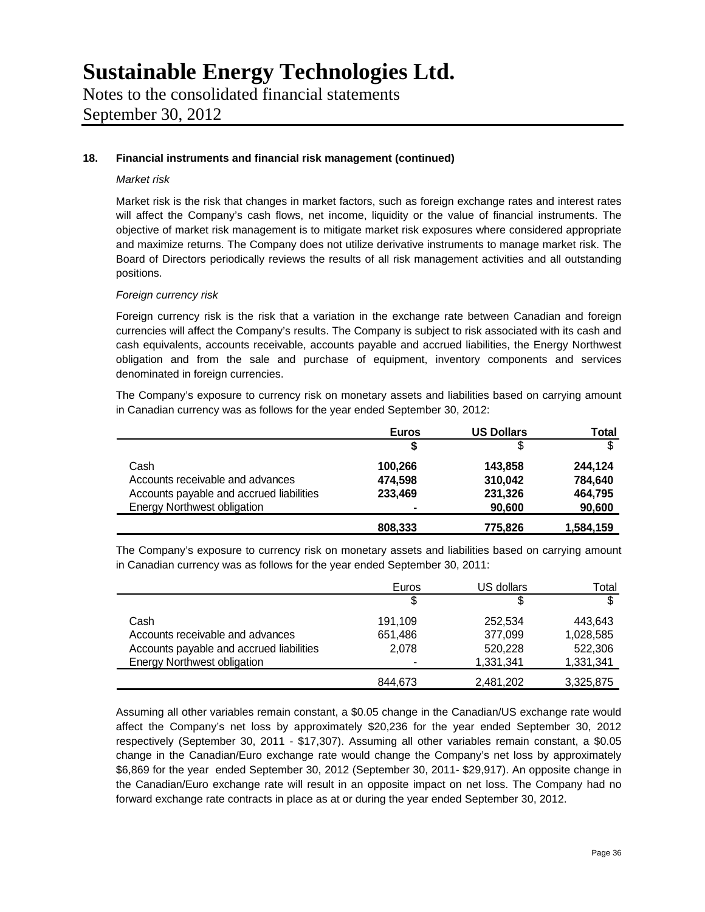# Sustainable Energy Technologies Ltd.

Notes to the consolidated financial statements

September 30, 2012

## 18. Financial instruments and financial risk management (continued)

*Market risk*

Market risk is the risk that changes in market factors, such as foreign exchange rates and interest rates will affect the Company's cash flows, net income, liquidity or the value of financial instruments. The objective of market risk management is to mitigate market risk exposures where considered appropriate and maximize returns. The Company does not utilize derivative instruments to manage market risk. The Board of Directors periodically reviews the results of all risk management activities and all outstanding positions.

*Foreign currency risk*

Foreign currency risk is the risk that a variation in the exchange rate between Canadian and foreign currencies will affect the Company's results. The Company is subject to risk associated with its cash and cash equivalents, accounts receivable, accounts payable and accrued liabilities, the Energy Northwest obligation and from the sale and purchase of equipment, inventory components and services denominated in foreign currencies.

The Company's exposure to currency risk on monetary assets and liabilities based on carrying amount in Canadian currency was as follows for the year ended September 30, 2012:

| | **Euros** | **US Dollars** | **Total** |
|---|---|---|---|
| | **$** | $ | $ |
| Cash | **100,266** | **143,858** | **244,124** |
| Accounts receivable and advances | **474,598** | **310,042** | **784,640** |
| Accounts payable and accrued liabilities | **233,469** | **231,326** | **464,795** |
| Energy Northwest obligation | **-** | **90,600** | **90,600** |
| | **808,333** | **775,826** | **1,584,159** |

The Company's exposure to currency risk on monetary assets and liabilities based on carrying amount in Canadian currency was as follows for the year ended September 30, 2011:

| | Euros | US dollars | Total |
|---|---|---|---|
| | $ | $ | $ |
| Cash | 191,109 | 252,534 | 443,643 |
| Accounts receivable and advances | 651,486 | 377,099 | 1,028,585 |
| Accounts payable and accrued liabilities | 2,078 | 520,228 | 522,306 |
| Energy Northwest obligation | - | 1,331,341 | 1,331,341 |
| | 844,673 | 2,481,202 | 3,325,875 |

Assuming all other variables remain constant, a $0.05 change in the Canadian/US exchange rate would affect the Company's net loss by approximately $20,236 for the year ended September 30, 2012 respectively (September 30, 2011 - $17,307). Assuming all other variables remain constant, a $0.05 change in the Canadian/Euro exchange rate would change the Company's net loss by approximately $6,869 for the year ended September 30, 2012 (September 30, 2011- $29,917). An opposite change in the Canadian/Euro exchange rate will result in an opposite impact on net loss. The Company had no forward exchange rate contracts in place as at or during the year ended September 30, 2012.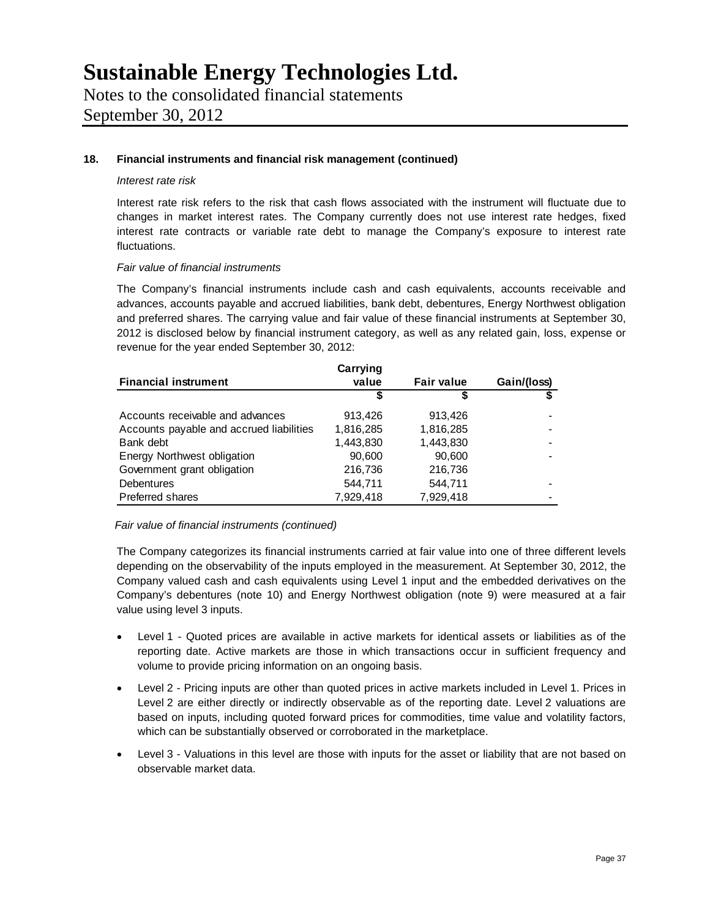## 18. Financial instruments and financial risk management (continued)

*Interest rate risk*

Interest rate risk refers to the risk that cash flows associated with the instrument will fluctuate due to changes in market interest rates. The Company currently does not use interest rate hedges, fixed interest rate contracts or variable rate debt to manage the Company's exposure to interest rate fluctuations.

*Fair value of financial instruments*

The Company's financial instruments include cash and cash equivalents, accounts receivable and advances, accounts payable and accrued liabilities, bank debt, debentures, Energy Northwest obligation and preferred shares. The carrying value and fair value of these financial instruments at September 30, 2012 is disclosed below by financial instrument category, as well as any related gain, loss, expense or revenue for the year ended September 30, 2012:

| Financial instrument | Carrying value | Fair value | Gain/(loss) |
|---|---|---|---|
| | $ | $ | $ |
| Accounts receivable and advances | 913,426 | 913,426 | - |
| Accounts payable and accrued liabilities | 1,816,285 | 1,816,285 | - |
| Bank debt | 1,443,830 | 1,443,830 | - |
| Energy Northwest obligation | 90,600 | 90,600 | - |
| Government grant obligation | 216,736 | 216,736 | |
| Debentures | 544,711 | 544,711 | - |
| Preferred shares | 7,929,418 | 7,929,418 | - |

*Fair value of financial instruments (continued)*

The Company categorizes its financial instruments carried at fair value into one of three different levels depending on the observability of the inputs employed in the measurement. At September 30, 2012, the Company valued cash and cash equivalents using Level 1 input and the embedded derivatives on the Company's debentures (note 10) and Energy Northwest obligation (note 9) were measured at a fair value using level 3 inputs.

- Level 1 - Quoted prices are available in active markets for identical assets or liabilities as of the reporting date. Active markets are those in which transactions occur in sufficient frequency and volume to provide pricing information on an ongoing basis.
- Level 2 - Pricing inputs are other than quoted prices in active markets included in Level 1. Prices in Level 2 are either directly or indirectly observable as of the reporting date. Level 2 valuations are based on inputs, including quoted forward prices for commodities, time value and volatility factors, which can be substantially observed or corroborated in the marketplace.
- Level 3 - Valuations in this level are those with inputs for the asset or liability that are not based on observable market data.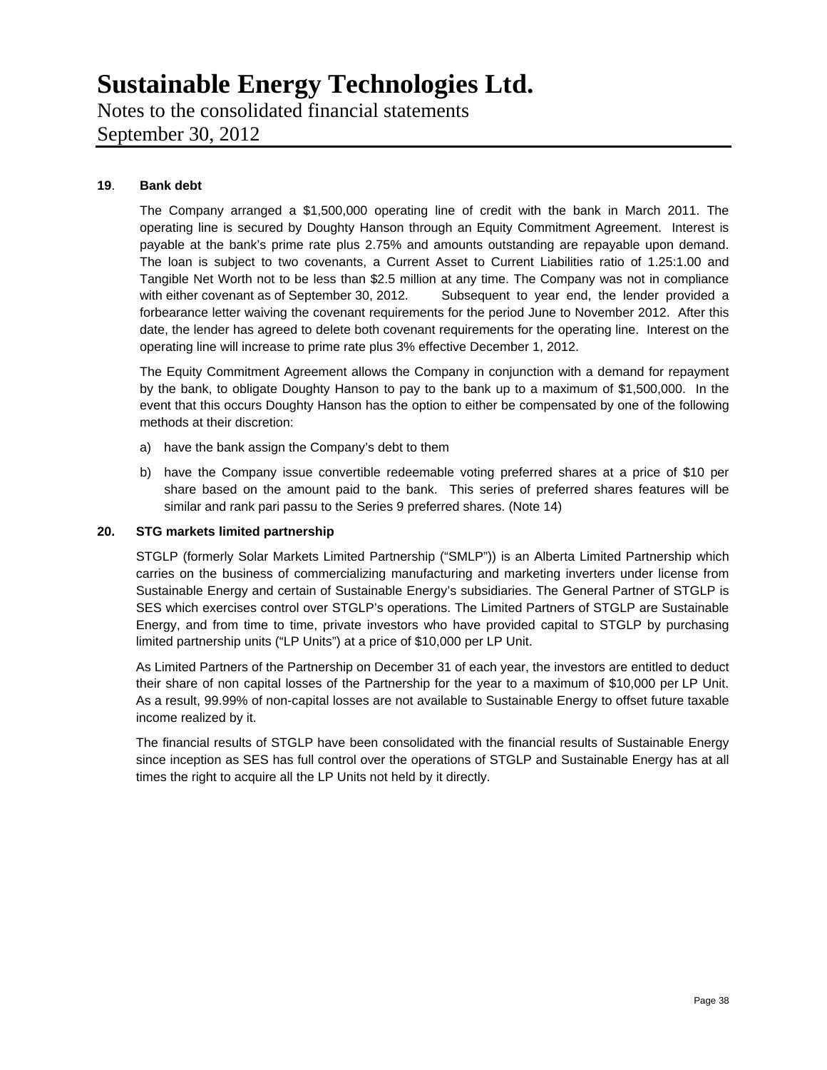### 19. Bank debt

The Company arranged a $1,500,000 operating line of credit with the bank in March 2011. The operating line is secured by Doughty Hanson through an Equity Commitment Agreement. Interest is payable at the bank's prime rate plus 2.75% and amounts outstanding are repayable upon demand. The loan is subject to two covenants, a Current Asset to Current Liabilities ratio of 1.25:1.00 and Tangible Net Worth not to be less than $2.5 million at any time. The Company was not in compliance with either covenant as of September 30, 2012. Subsequent to year end, the lender provided a forbearance letter waiving the covenant requirements for the period June to November 2012. After this date, the lender has agreed to delete both covenant requirements for the operating line. Interest on the operating line will increase to prime rate plus 3% effective December 1, 2012.

The Equity Commitment Agreement allows the Company in conjunction with a demand for repayment by the bank, to obligate Doughty Hanson to pay to the bank up to a maximum of $1,500,000. In the event that this occurs Doughty Hanson has the option to either be compensated by one of the following methods at their discretion:

a) have the bank assign the Company's debt to them

b) have the Company issue convertible redeemable voting preferred shares at a price of $10 per share based on the amount paid to the bank. This series of preferred shares features will be similar and rank pari passu to the Series 9 preferred shares. (Note 14)

### 20. STG markets limited partnership

STGLP (formerly Solar Markets Limited Partnership ("SMLP")) is an Alberta Limited Partnership which carries on the business of commercializing manufacturing and marketing inverters under license from Sustainable Energy and certain of Sustainable Energy's subsidiaries. The General Partner of STGLP is SES which exercises control over STGLP's operations. The Limited Partners of STGLP are Sustainable Energy, and from time to time, private investors who have provided capital to STGLP by purchasing limited partnership units ("LP Units") at a price of $10,000 per LP Unit.

As Limited Partners of the Partnership on December 31 of each year, the investors are entitled to deduct their share of non capital losses of the Partnership for the year to a maximum of $10,000 per LP Unit. As a result, 99.99% of non-capital losses are not available to Sustainable Energy to offset future taxable income realized by it.

The financial results of STGLP have been consolidated with the financial results of Sustainable Energy since inception as SES has full control over the operations of STGLP and Sustainable Energy has at all times the right to acquire all the LP Units not held by it directly.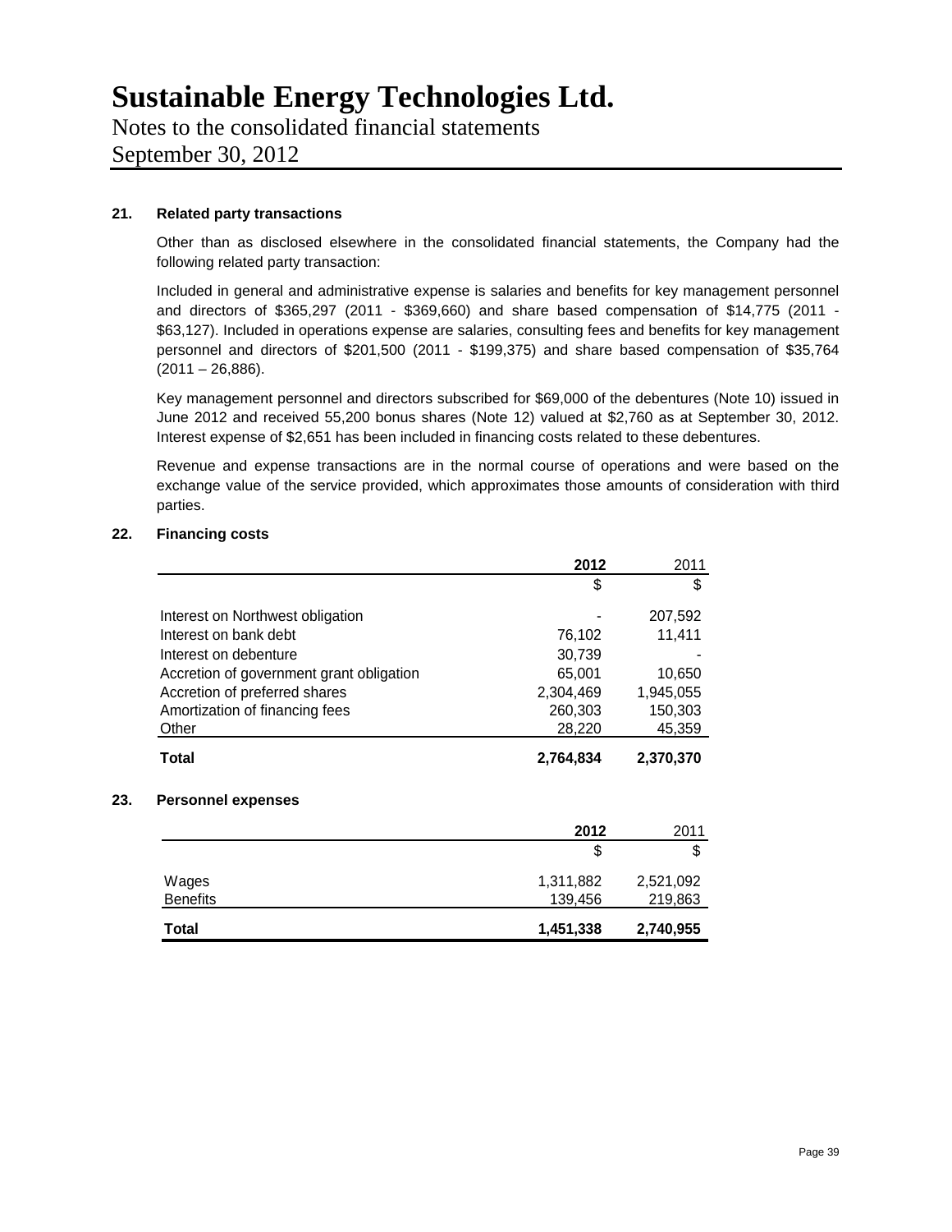# Sustainable Energy Technologies Ltd.

Notes to the consolidated financial statements
September 30, 2012

### 21. Related party transactions

Other than as disclosed elsewhere in the consolidated financial statements, the Company had the following related party transaction:

Included in general and administrative expense is salaries and benefits for key management personnel and directors of $365,297 (2011 - $369,660) and share based compensation of $14,775 (2011 - $63,127). Included in operations expense are salaries, consulting fees and benefits for key management personnel and directors of $201,500 (2011 - $199,375) and share based compensation of $35,764 (2011 – 26,886).

Key management personnel and directors subscribed for $69,000 of the debentures (Note 10) issued in June 2012 and received 55,200 bonus shares (Note 12) valued at $2,760 as at September 30, 2012. Interest expense of $2,651 has been included in financing costs related to these debentures.

Revenue and expense transactions are in the normal course of operations and were based on the exchange value of the service provided, which approximates those amounts of consideration with third parties.

### 22. Financing costs

| | 2012 | 2011 |
|---|---|---|
| | $ | $ |
| Interest on Northwest obligation | - | 207,592 |
| Interest on bank debt | 76,102 | 11,411 |
| Interest on debenture | 30,739 | - |
| Accretion of government grant obligation | 65,001 | 10,650 |
| Accretion of preferred shares | 2,304,469 | 1,945,055 |
| Amortization of financing fees | 260,303 | 150,303 |
| Other | 28,220 | 45,359 |
| **Total** | **2,764,834** | **2,370,370** |

### 23. Personnel expenses

| | 2012 | 2011 |
|---|---|---|
| | $ | $ |
| Wages | 1,311,882 | 2,521,092 |
| Benefits | 139,456 | 219,863 |
| **Total** | **1,451,338** | **2,740,955** |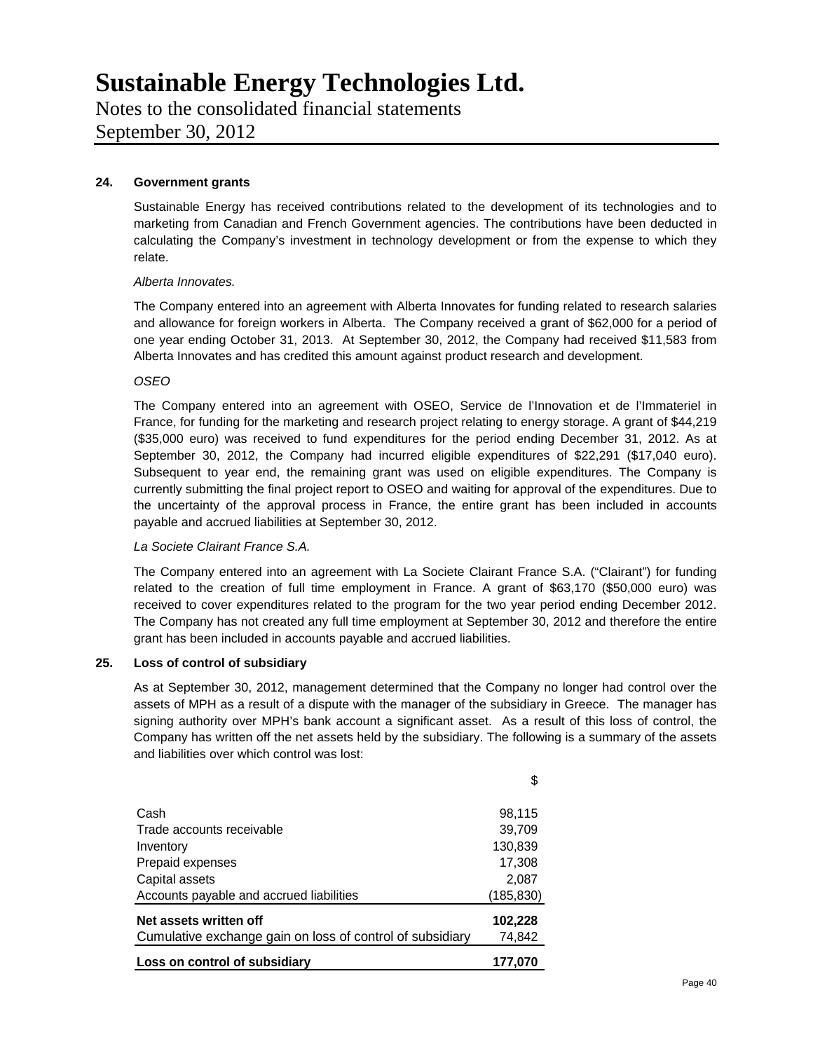# Sustainable Energy Technologies Ltd.

Notes to the consolidated financial statements
September 30, 2012

## 24. Government grants

Sustainable Energy has received contributions related to the development of its technologies and to marketing from Canadian and French Government agencies. The contributions have been deducted in calculating the Company's investment in technology development or from the expense to which they relate.

*Alberta Innovates.*

The Company entered into an agreement with Alberta Innovates for funding related to research salaries and allowance for foreign workers in Alberta. The Company received a grant of $62,000 for a period of one year ending October 31, 2013. At September 30, 2012, the Company had received $11,583 from Alberta Innovates and has credited this amount against product research and development.

*OSEO*

The Company entered into an agreement with OSEO, Service de l'Innovation et de l'Immateriel in France, for funding for the marketing and research project relating to energy storage. A grant of $44,219 ($35,000 euro) was received to fund expenditures for the period ending December 31, 2012. As at September 30, 2012, the Company had incurred eligible expenditures of $22,291 ($17,040 euro). Subsequent to year end, the remaining grant was used on eligible expenditures. The Company is currently submitting the final project report to OSEO and waiting for approval of the expenditures. Due to the uncertainty of the approval process in France, the entire grant has been included in accounts payable and accrued liabilities at September 30, 2012.

*La Societe Clairant France S.A.*

The Company entered into an agreement with La Societe Clairant France S.A. ("Clairant") for funding related to the creation of full time employment in France. A grant of $63,170 ($50,000 euro) was received to cover expenditures related to the program for the two year period ending December 2012. The Company has not created any full time employment at September 30, 2012 and therefore the entire grant has been included in accounts payable and accrued liabilities.

## 25. Loss of control of subsidiary

As at September 30, 2012, management determined that the Company no longer had control over the assets of MPH as a result of a dispute with the manager of the subsidiary in Greece. The manager has signing authority over MPH's bank account a significant asset. As a result of this loss of control, the Company has written off the net assets held by the subsidiary. The following is a summary of the assets and liabilities over which control was lost:

| | $ |
|---|---|
| Cash | 98,115 |
| Trade accounts receivable | 39,709 |
| Inventory | 130,839 |
| Prepaid expenses | 17,308 |
| Capital assets | 2,087 |
| Accounts payable and accrued liabilities | (185,830) |
| **Net assets written off** | **102,228** |
| Cumulative exchange gain on loss of control of subsidiary | 74,842 |
| **Loss on control of subsidiary** | **177,070** |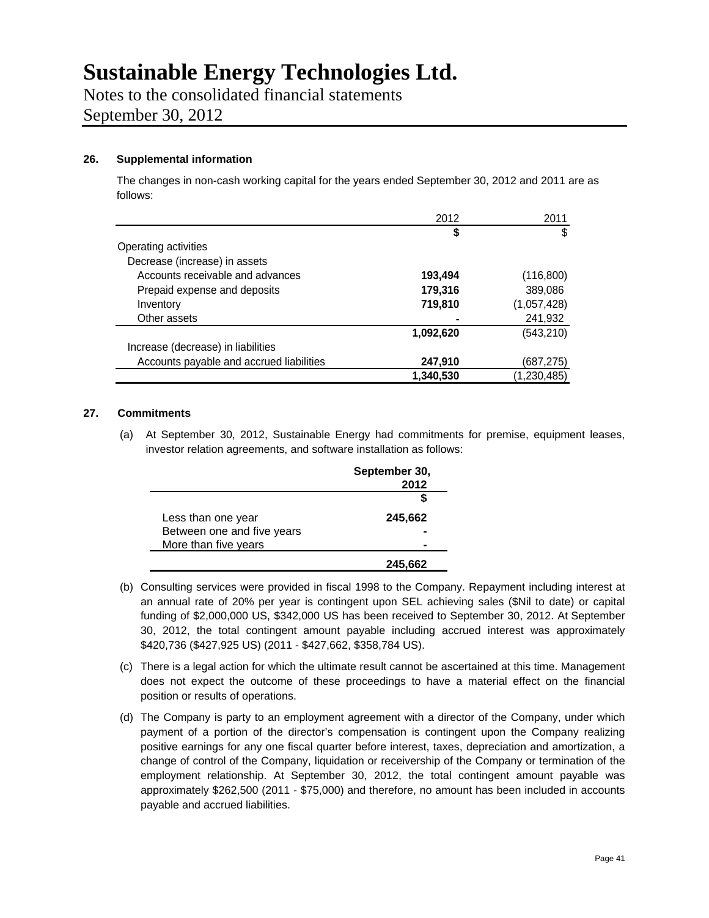# Sustainable Energy Technologies Ltd.

Notes to the consolidated financial statements
September 30, 2012

## 26. Supplemental information

The changes in non-cash working capital for the years ended September 30, 2012 and 2011 are as follows:

| | 2012 | 2011 |
|---|---|---|
| | **$** | $ |
| Operating activities | | |
| Decrease (increase) in assets | | |
| Accounts receivable and advances | **193,494** | (116,800) |
| Prepaid expense and deposits | **179,316** | 389,086 |
| Inventory | **719,810** | (1,057,428) |
| Other assets | **-** | 241,932 |
| | **1,092,620** | (543,210) |
| Increase (decrease) in liabilities | | |
| Accounts payable and accrued liabilities | **247,910** | (687,275) |
| | **1,340,530** | (1,230,485) |

## 27. Commitments

(a) At September 30, 2012, Sustainable Energy had commitments for premise, equipment leases, investor relation agreements, and software installation as follows:

| | **September 30, 2012** |
|---|---|
| | **$** |
| Less than one year | **245,662** |
| Between one and five years | **-** |
| More than five years | **-** |
| | **245,662** |

(b) Consulting services were provided in fiscal 1998 to the Company. Repayment including interest at an annual rate of 20% per year is contingent upon SEL achieving sales ($Nil to date) or capital funding of $2,000,000 US, $342,000 US has been received to September 30, 2012. At September 30, 2012, the total contingent amount payable including accrued interest was approximately $420,736 ($427,925 US) (2011 - $427,662, $358,784 US).

(c) There is a legal action for which the ultimate result cannot be ascertained at this time. Management does not expect the outcome of these proceedings to have a material effect on the financial position or results of operations.

(d) The Company is party to an employment agreement with a director of the Company, under which payment of a portion of the director's compensation is contingent upon the Company realizing positive earnings for any one fiscal quarter before interest, taxes, depreciation and amortization, a change of control of the Company, liquidation or receivership of the Company or termination of the employment relationship. At September 30, 2012, the total contingent amount payable was approximately $262,500 (2011 - $75,000) and therefore, no amount has been included in accounts payable and accrued liabilities.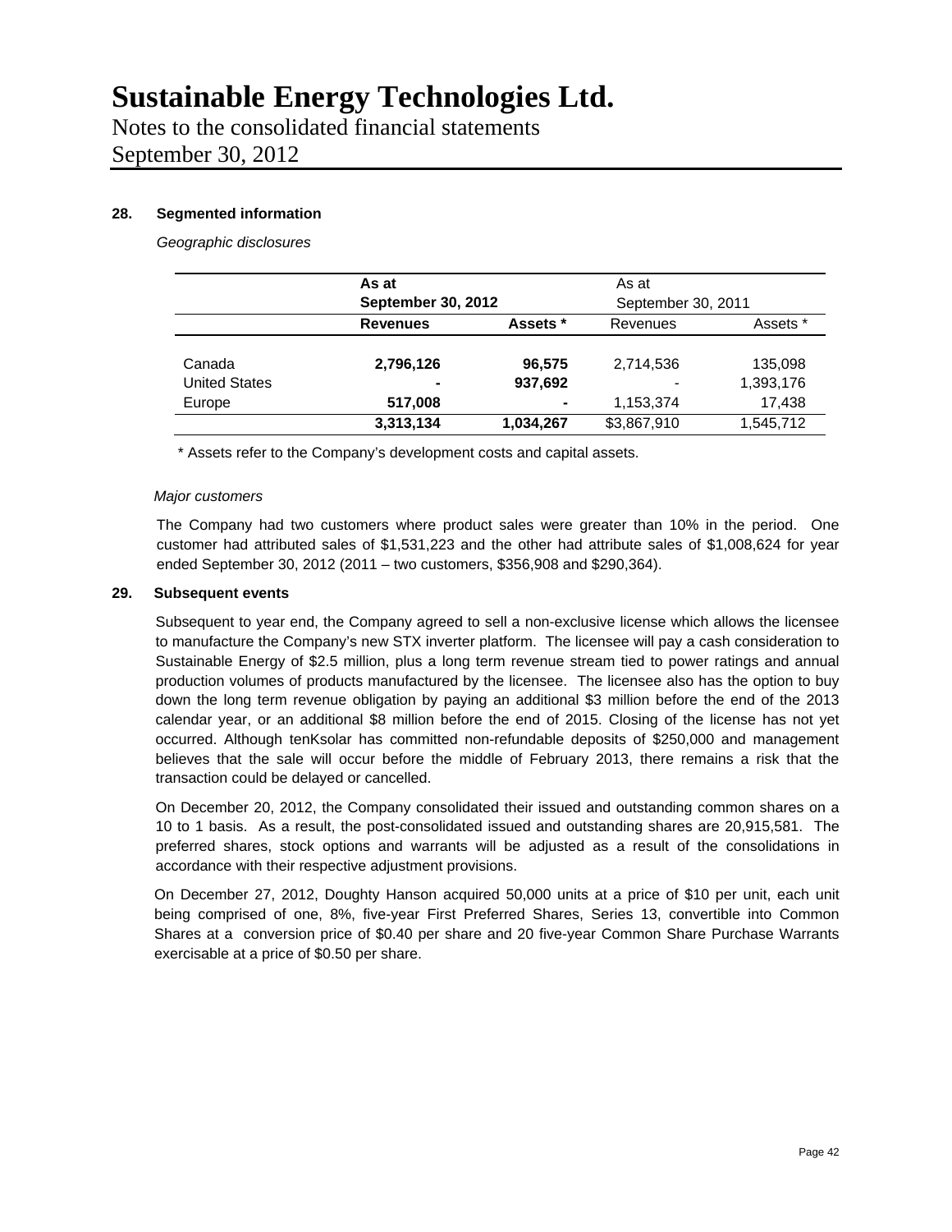### 28. Segmented information

*Geographic disclosures*

| | **As at September 30, 2012** | | As at September 30, 2011 | |
|---|---|---|---|---|
| | **Revenues** | **Assets \*** | Revenues | Assets * |
| Canada | **2,796,126** | **96,575** | 2,714,536 | 135,098 |
| United States | **-** | **937,692** | - | 1,393,176 |
| Europe | **517,008** | **-** | 1,153,374 | 17,438 |
| | **3,313,134** | **1,034,267** | $3,867,910 | 1,545,712 |

\* Assets refer to the Company's development costs and capital assets.

*Major customers*

The Company had two customers where product sales were greater than 10% in the period. One customer had attributed sales of $1,531,223 and the other had attribute sales of $1,008,624 for year ended September 30, 2012 (2011 – two customers, $356,908 and $290,364).

### 29. Subsequent events

Subsequent to year end, the Company agreed to sell a non-exclusive license which allows the licensee to manufacture the Company's new STX inverter platform. The licensee will pay a cash consideration to Sustainable Energy of $2.5 million, plus a long term revenue stream tied to power ratings and annual production volumes of products manufactured by the licensee. The licensee also has the option to buy down the long term revenue obligation by paying an additional $3 million before the end of the 2013 calendar year, or an additional $8 million before the end of 2015. Closing of the license has not yet occurred. Although tenKsolar has committed non-refundable deposits of $250,000 and management believes that the sale will occur before the middle of February 2013, there remains a risk that the transaction could be delayed or cancelled.

On December 20, 2012, the Company consolidated their issued and outstanding common shares on a 10 to 1 basis. As a result, the post-consolidated issued and outstanding shares are 20,915,581. The preferred shares, stock options and warrants will be adjusted as a result of the consolidations in accordance with their respective adjustment provisions.

On December 27, 2012, Doughty Hanson acquired 50,000 units at a price of $10 per unit, each unit being comprised of one, 8%, five-year First Preferred Shares, Series 13, convertible into Common Shares at a conversion price of $0.40 per share and 20 five-year Common Share Purchase Warrants exercisable at a price of $0.50 per share.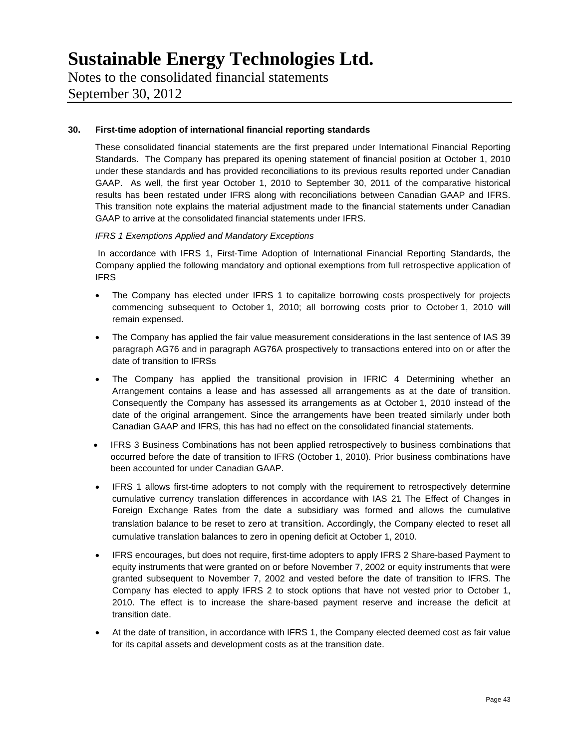## 30. First-time adoption of international financial reporting standards

These consolidated financial statements are the first prepared under International Financial Reporting Standards. The Company has prepared its opening statement of financial position at October 1, 2010 under these standards and has provided reconciliations to its previous results reported under Canadian GAAP. As well, the first year October 1, 2010 to September 30, 2011 of the comparative historical results has been restated under IFRS along with reconciliations between Canadian GAAP and IFRS. This transition note explains the material adjustment made to the financial statements under Canadian GAAP to arrive at the consolidated financial statements under IFRS.

*IFRS 1 Exemptions Applied and Mandatory Exceptions*

In accordance with IFRS 1, First-Time Adoption of International Financial Reporting Standards, the Company applied the following mandatory and optional exemptions from full retrospective application of IFRS

- The Company has elected under IFRS 1 to capitalize borrowing costs prospectively for projects commencing subsequent to October 1, 2010; all borrowing costs prior to October 1, 2010 will remain expensed.
- The Company has applied the fair value measurement considerations in the last sentence of IAS 39 paragraph AG76 and in paragraph AG76A prospectively to transactions entered into on or after the date of transition to IFRSs
- The Company has applied the transitional provision in IFRIC 4 Determining whether an Arrangement contains a lease and has assessed all arrangements as at the date of transition. Consequently the Company has assessed its arrangements as at October 1, 2010 instead of the date of the original arrangement. Since the arrangements have been treated similarly under both Canadian GAAP and IFRS, this has had no effect on the consolidated financial statements.
- IFRS 3 Business Combinations has not been applied retrospectively to business combinations that occurred before the date of transition to IFRS (October 1, 2010). Prior business combinations have been accounted for under Canadian GAAP.
- IFRS 1 allows first-time adopters to not comply with the requirement to retrospectively determine cumulative currency translation differences in accordance with IAS 21 The Effect of Changes in Foreign Exchange Rates from the date a subsidiary was formed and allows the cumulative translation balance to be reset to zero at transition. Accordingly, the Company elected to reset all cumulative translation balances to zero in opening deficit at October 1, 2010.
- IFRS encourages, but does not require, first-time adopters to apply IFRS 2 Share-based Payment to equity instruments that were granted on or before November 7, 2002 or equity instruments that were granted subsequent to November 7, 2002 and vested before the date of transition to IFRS. The Company has elected to apply IFRS 2 to stock options that have not vested prior to October 1, 2010. The effect is to increase the share-based payment reserve and increase the deficit at transition date.
- At the date of transition, in accordance with IFRS 1, the Company elected deemed cost as fair value for its capital assets and development costs as at the transition date.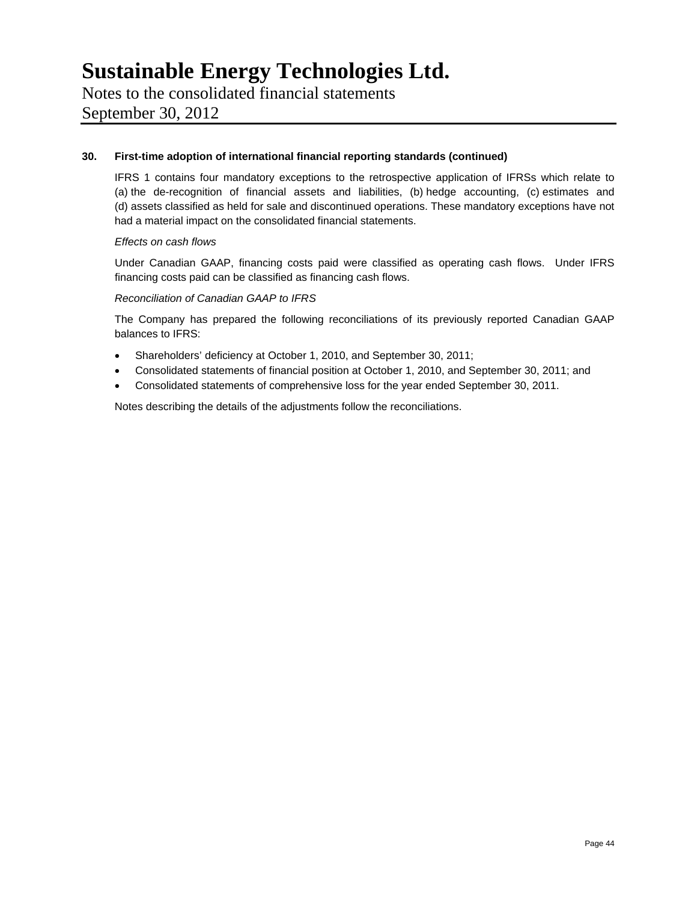### 30. First-time adoption of international financial reporting standards (continued)

IFRS 1 contains four mandatory exceptions to the retrospective application of IFRSs which relate to (a) the de-recognition of financial assets and liabilities, (b) hedge accounting, (c) estimates and (d) assets classified as held for sale and discontinued operations. These mandatory exceptions have not had a material impact on the consolidated financial statements.

*Effects on cash flows*

Under Canadian GAAP, financing costs paid were classified as operating cash flows. Under IFRS financing costs paid can be classified as financing cash flows.

*Reconciliation of Canadian GAAP to IFRS*

The Company has prepared the following reconciliations of its previously reported Canadian GAAP balances to IFRS:

- Shareholders' deficiency at October 1, 2010, and September 30, 2011;
- Consolidated statements of financial position at October 1, 2010, and September 30, 2011; and
- Consolidated statements of comprehensive loss for the year ended September 30, 2011.

Notes describing the details of the adjustments follow the reconciliations.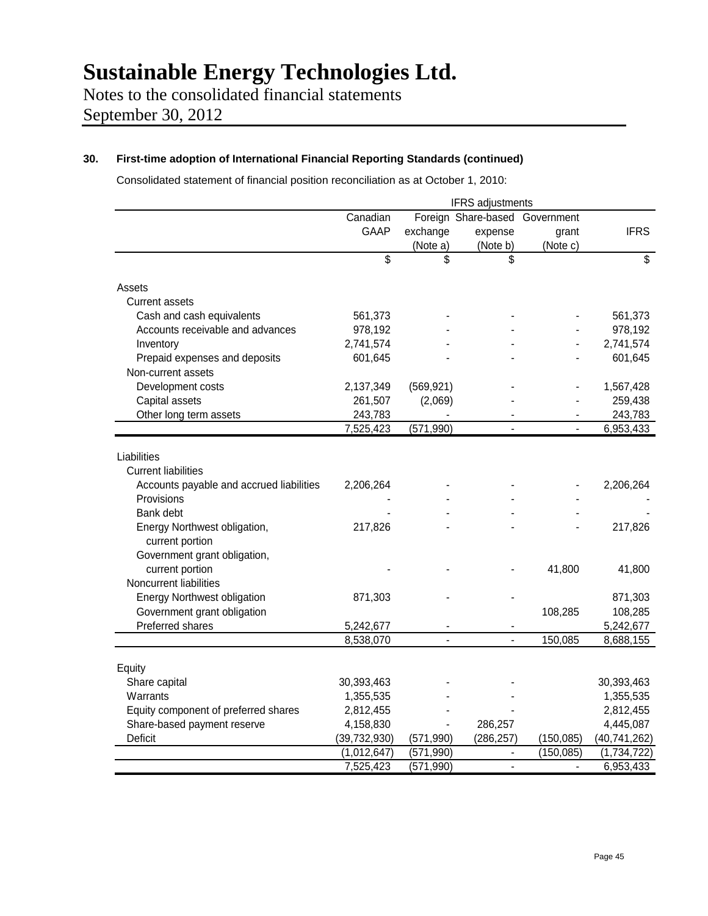# Sustainable Energy Technologies Ltd.

Notes to the consolidated financial statements
September 30, 2012

## 30. First-time adoption of International Financial Reporting Standards (continued)

Consolidated statement of financial position reconciliation as at October 1, 2010:

| | Canadian GAAP | IFRS adjustments | | | IFRS |
|---|---|---|---|---|---|
| | | Foreign exchange (Note a) | Share-based expense (Note b) | Government grant (Note c) | |
| | $ | $ | $ | | $ |
| **Assets** | | | | | |
| Current assets | | | | | |
| Cash and cash equivalents | 561,373 | - | - | - | 561,373 |
| Accounts receivable and advances | 978,192 | - | - | - | 978,192 |
| Inventory | 2,741,574 | - | - | - | 2,741,574 |
| Prepaid expenses and deposits | 601,645 | - | - | - | 601,645 |
| Non-current assets | | | | | |
| Development costs | 2,137,349 | (569,921) | - | - | 1,567,428 |
| Capital assets | 261,507 | (2,069) | - | - | 259,438 |
| Other long term assets | 243,783 | - | - | - | 243,783 |
| | 7,525,423 | (571,990) | - | - | 6,953,433 |
| **Liabilities** | | | | | |
| Current liabilities | | | | | |
| Accounts payable and accrued liabilities | 2,206,264 | - | - | - | 2,206,264 |
| Provisions | - | - | - | - | - |
| Bank debt | - | - | - | - | - |
| Energy Northwest obligation, current portion | 217,826 | - | - | - | 217,826 |
| Government grant obligation, current portion | - | - | - | 41,800 | 41,800 |
| Noncurrent liabilities | | | | | |
| Energy Northwest obligation | 871,303 | - | - | | 871,303 |
| Government grant obligation | | | | 108,285 | 108,285 |
| Preferred shares | 5,242,677 | - | - | | 5,242,677 |
| | 8,538,070 | - | - | 150,085 | 8,688,155 |
| **Equity** | | | | | |
| Share capital | 30,393,463 | - | - | | 30,393,463 |
| Warrants | 1,355,535 | - | - | | 1,355,535 |
| Equity component of preferred shares | 2,812,455 | - | - | | 2,812,455 |
| Share-based payment reserve | 4,158,830 | - | 286,257 | | 4,445,087 |
| Deficit | (39,732,930) | (571,990) | (286,257) | (150,085) | (40,741,262) |
| | (1,012,647) | (571,990) | - | (150,085) | (1,734,722) |
| | 7,525,423 | (571,990) | - | - | 6,953,433 |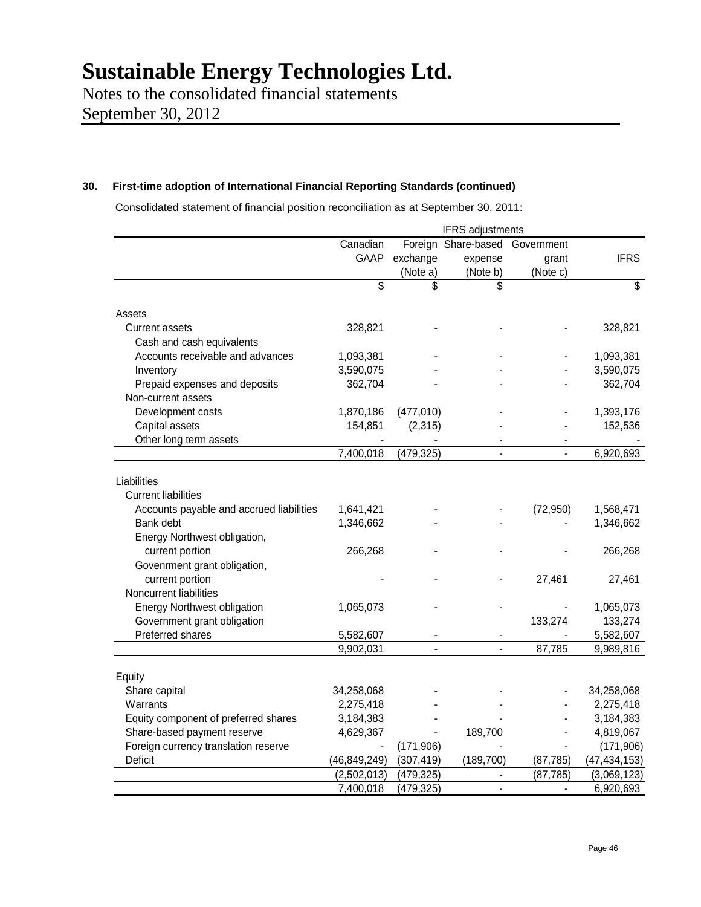# Sustainable Energy Technologies Ltd.

Notes to the consolidated financial statements
September 30, 2012

## 30. First-time adoption of International Financial Reporting Standards (continued)

Consolidated statement of financial position reconciliation as at September 30, 2011:

| | Canadian GAAP | Foreign exchange (Note a) | Share-based expense (Note b) | Government grant (Note c) | IFRS |
|---|---|---|---|---|---|
| | | IFRS adjustments | | | |
| | $ | $ | $ | | $ |
| Assets | | | | | |
| Current assets | 328,821 | - | - | - | 328,821 |
| Cash and cash equivalents | | | | | |
| Accounts receivable and advances | 1,093,381 | - | - | - | 1,093,381 |
| Inventory | 3,590,075 | - | - | - | 3,590,075 |
| Prepaid expenses and deposits | 362,704 | - | - | - | 362,704 |
| Non-current assets | | | | | |
| Development costs | 1,870,186 | (477,010) | - | - | 1,393,176 |
| Capital assets | 154,851 | (2,315) | - | - | 152,536 |
| Other long term assets | - | - | - | - | - |
| | 7,400,018 | (479,325) | - | - | 6,920,693 |
| Liabilities | | | | | |
| Current liabilities | | | | | |
| Accounts payable and accrued liabilities | 1,641,421 | - | - | (72,950) | 1,568,471 |
| Bank debt | 1,346,662 | - | - | - | 1,346,662 |
| Energy Northwest obligation, current portion | 266,268 | - | - | - | 266,268 |
| Govenrment grant obligation, current portion | - | - | - | 27,461 | 27,461 |
| Noncurrent liabilities | | | | | |
| Energy Northwest obligation | 1,065,073 | - | - | - | 1,065,073 |
| Government grant obligation | | | | 133,274 | 133,274 |
| Preferred shares | 5,582,607 | - | - | - | 5,582,607 |
| | 9,902,031 | - | - | 87,785 | 9,989,816 |
| Equity | | | | | |
| Share capital | 34,258,068 | - | - | - | 34,258,068 |
| Warrants | 2,275,418 | - | - | - | 2,275,418 |
| Equity component of preferred shares | 3,184,383 | - | - | - | 3,184,383 |
| Share-based payment reserve | 4,629,367 | - | 189,700 | - | 4,819,067 |
| Foreign currency translation reserve | - | (171,906) | - | - | (171,906) |
| Deficit | (46,849,249) | (307,419) | (189,700) | (87,785) | (47,434,153) |
| | (2,502,013) | (479,325) | - | (87,785) | (3,069,123) |
| | 7,400,018 | (479,325) | - | - | 6,920,693 |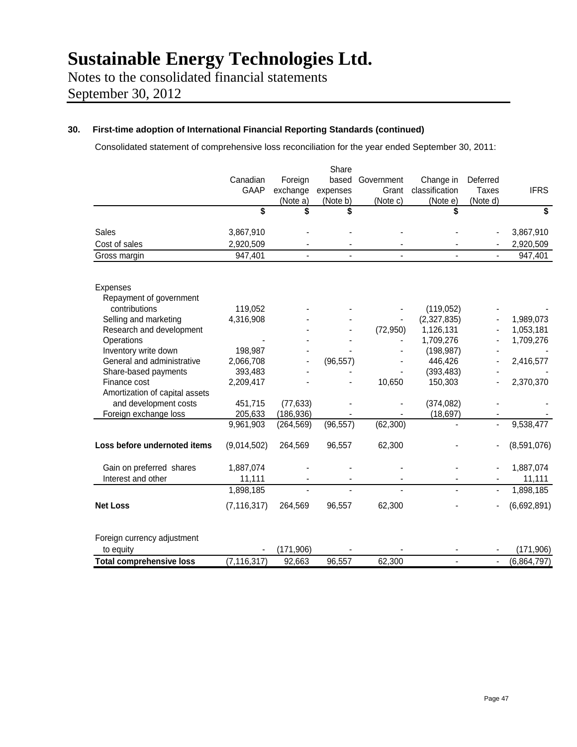# Sustainable Energy Technologies Ltd.

Notes to the consolidated financial statements
September 30, 2012

### 30. First-time adoption of International Financial Reporting Standards (continued)

Consolidated statement of comprehensive loss reconciliation for the year ended September 30, 2011:

| | Canadian GAAP | Foreign exchange (Note a) | Share based expenses (Note b) | Government Grant (Note c) | Change in classification (Note e) | Deferred Taxes (Note d) | IFRS |
|---|---|---|---|---|---|---|---|
| | $ | $ | $ | | $ | | $ |
| Sales | 3,867,910 | - | - | - | - | - | 3,867,910 |
| Cost of sales | 2,920,509 | - | - | - | - | - | 2,920,509 |
| Gross margin | 947,401 | - | - | - | - | - | 947,401 |
| Expenses | | | | | | | |
| Repayment of government contributions | 119,052 | - | - | - | (119,052) | - | - |
| Selling and marketing | 4,316,908 | - | - | - | (2,327,835) | - | 1,989,073 |
| Research and development | - | - | - | (72,950) | 1,126,131 | - | 1,053,181 |
| Operations | - | - | - | - | 1,709,276 | - | 1,709,276 |
| Inventory write down | 198,987 | - | - | - | (198,987) | - | - |
| General and administrative | 2,066,708 | - | (96,557) | - | 446,426 | - | 2,416,577 |
| Share-based payments | 393,483 | - | - | - | (393,483) | - | - |
| Finance cost | 2,209,417 | - | - | 10,650 | 150,303 | - | 2,370,370 |
| Amortization of capital assets and development costs | 451,715 | (77,633) | - | - | (374,082) | - | - |
| Foreign exchange loss | 205,633 | (186,936) | - | - | (18,697) | - | - |
| | 9,961,903 | (264,569) | (96,557) | (62,300) | - | - | 9,538,477 |
| **Loss before undernoted items** | (9,014,502) | 264,569 | 96,557 | 62,300 | - | - | (8,591,076) |
| Gain on preferred shares | 1,887,074 | - | - | - | - | - | 1,887,074 |
| Interest and other | 11,111 | - | - | - | - | - | 11,111 |
| | 1,898,185 | - | - | - | - | - | 1,898,185 |
| **Net Loss** | (7,116,317) | 264,569 | 96,557 | 62,300 | - | - | (6,692,891) |
| Foreign currency adjustment to equity | - | (171,906) | - | - | - | - | (171,906) |
| **Total comprehensive loss** | (7,116,317) | 92,663 | 96,557 | 62,300 | - | - | (6,864,797) |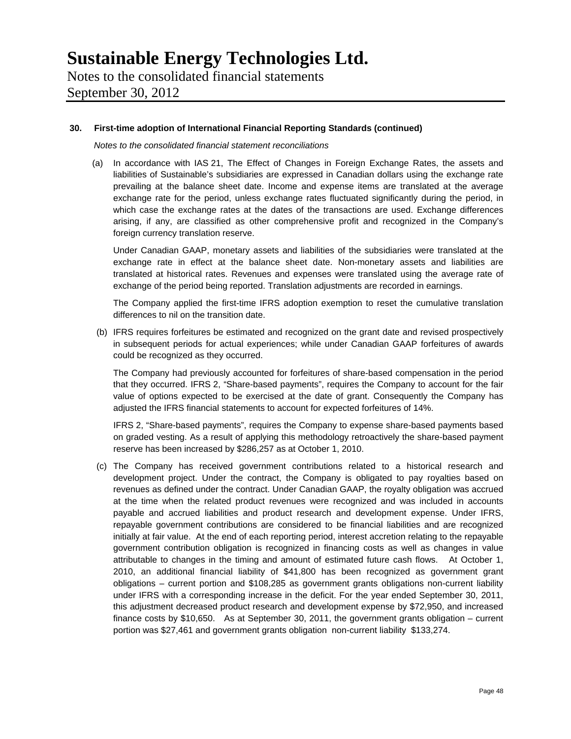# Sustainable Energy Technologies Ltd.

Notes to the consolidated financial statements
September 30, 2012

**30. First-time adoption of International Financial Reporting Standards (continued)**

*Notes to the consolidated financial statement reconciliations*

(a) In accordance with IAS 21, The Effect of Changes in Foreign Exchange Rates, the assets and liabilities of Sustainable's subsidiaries are expressed in Canadian dollars using the exchange rate prevailing at the balance sheet date. Income and expense items are translated at the average exchange rate for the period, unless exchange rates fluctuated significantly during the period, in which case the exchange rates at the dates of the transactions are used. Exchange differences arising, if any, are classified as other comprehensive profit and recognized in the Company's foreign currency translation reserve.

Under Canadian GAAP, monetary assets and liabilities of the subsidiaries were translated at the exchange rate in effect at the balance sheet date. Non-monetary assets and liabilities are translated at historical rates. Revenues and expenses were translated using the average rate of exchange of the period being reported. Translation adjustments are recorded in earnings.

The Company applied the first-time IFRS adoption exemption to reset the cumulative translation differences to nil on the transition date.

(b) IFRS requires forfeitures be estimated and recognized on the grant date and revised prospectively in subsequent periods for actual experiences; while under Canadian GAAP forfeitures of awards could be recognized as they occurred.

The Company had previously accounted for forfeitures of share-based compensation in the period that they occurred. IFRS 2, "Share-based payments", requires the Company to account for the fair value of options expected to be exercised at the date of grant. Consequently the Company has adjusted the IFRS financial statements to account for expected forfeitures of 14%.

IFRS 2, "Share-based payments", requires the Company to expense share-based payments based on graded vesting. As a result of applying this methodology retroactively the share-based payment reserve has been increased by $286,257 as at October 1, 2010.

(c) The Company has received government contributions related to a historical research and development project. Under the contract, the Company is obligated to pay royalties based on revenues as defined under the contract. Under Canadian GAAP, the royalty obligation was accrued at the time when the related product revenues were recognized and was included in accounts payable and accrued liabilities and product research and development expense. Under IFRS, repayable government contributions are considered to be financial liabilities and are recognized initially at fair value. At the end of each reporting period, interest accretion relating to the repayable government contribution obligation is recognized in financing costs as well as changes in value attributable to changes in the timing and amount of estimated future cash flows. At October 1, 2010, an additional financial liability of $41,800 has been recognized as government grant obligations – current portion and $108,285 as government grants obligations non-current liability under IFRS with a corresponding increase in the deficit. For the year ended September 30, 2011, this adjustment decreased product research and development expense by $72,950, and increased finance costs by $10,650. As at September 30, 2011, the government grants obligation – current portion was $27,461 and government grants obligation non-current liability $133,274.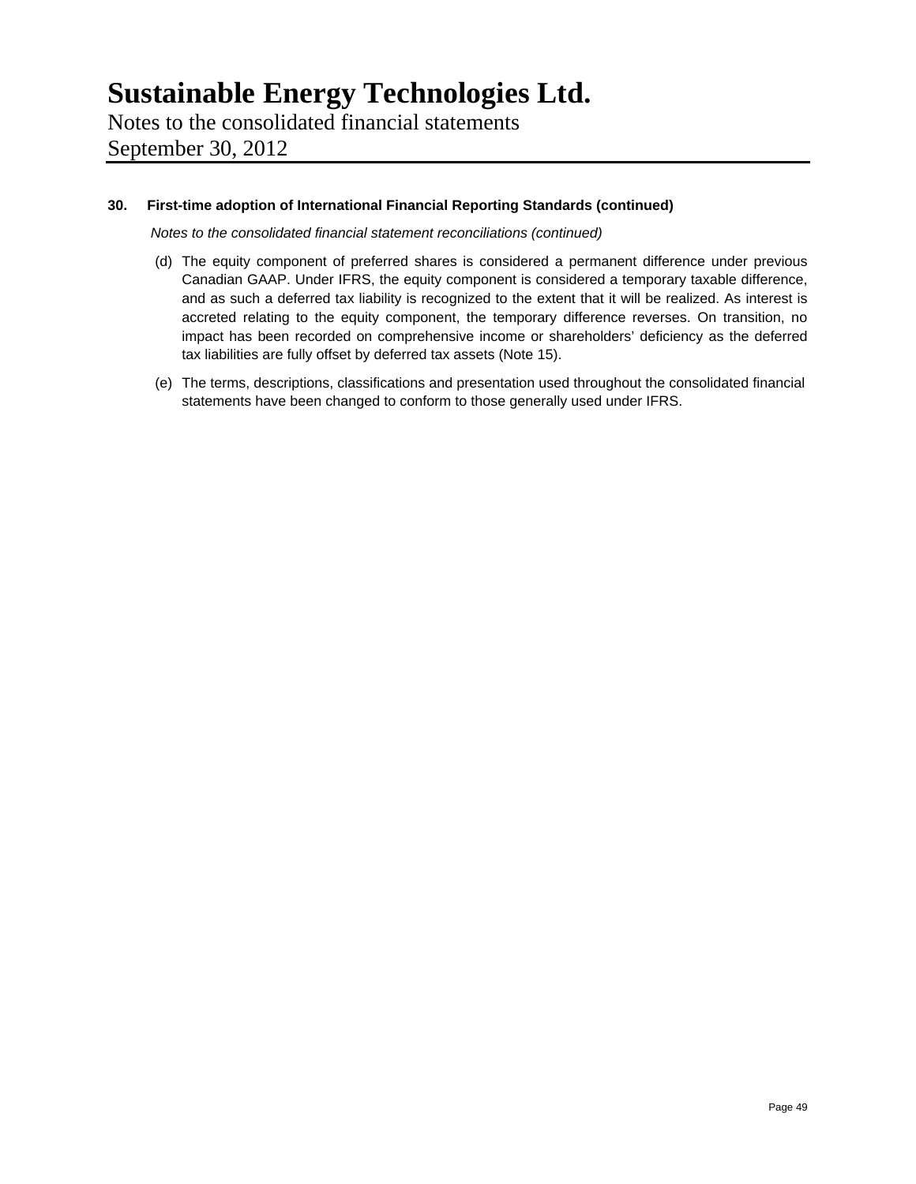## 30. First-time adoption of International Financial Reporting Standards (continued)

*Notes to the consolidated financial statement reconciliations (continued)*

(d) The equity component of preferred shares is considered a permanent difference under previous Canadian GAAP. Under IFRS, the equity component is considered a temporary taxable difference, and as such a deferred tax liability is recognized to the extent that it will be realized. As interest is accreted relating to the equity component, the temporary difference reverses. On transition, no impact has been recorded on comprehensive income or shareholders' deficiency as the deferred tax liabilities are fully offset by deferred tax assets (Note 15).

(e) The terms, descriptions, classifications and presentation used throughout the consolidated financial statements have been changed to conform to those generally used under IFRS.